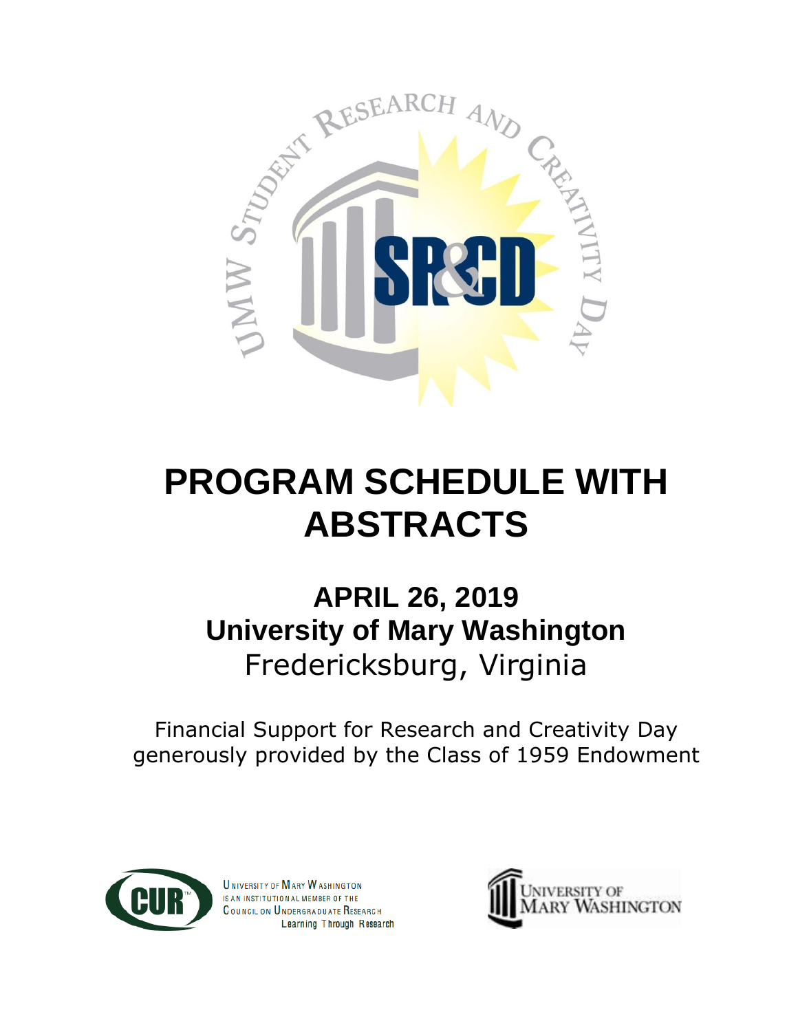# PROGRAM SCHEDULE WITH ABSTRACTS

## APRIL 26, 2019
## University of Mary Washington
Fredericksburg, Virginia

Financial Support for Research and Creativity Day generously provided by the Class of 1959 Endowment

University of Mary Washington is an institutional member of the Council on Undergraduate Research

Learning Through Research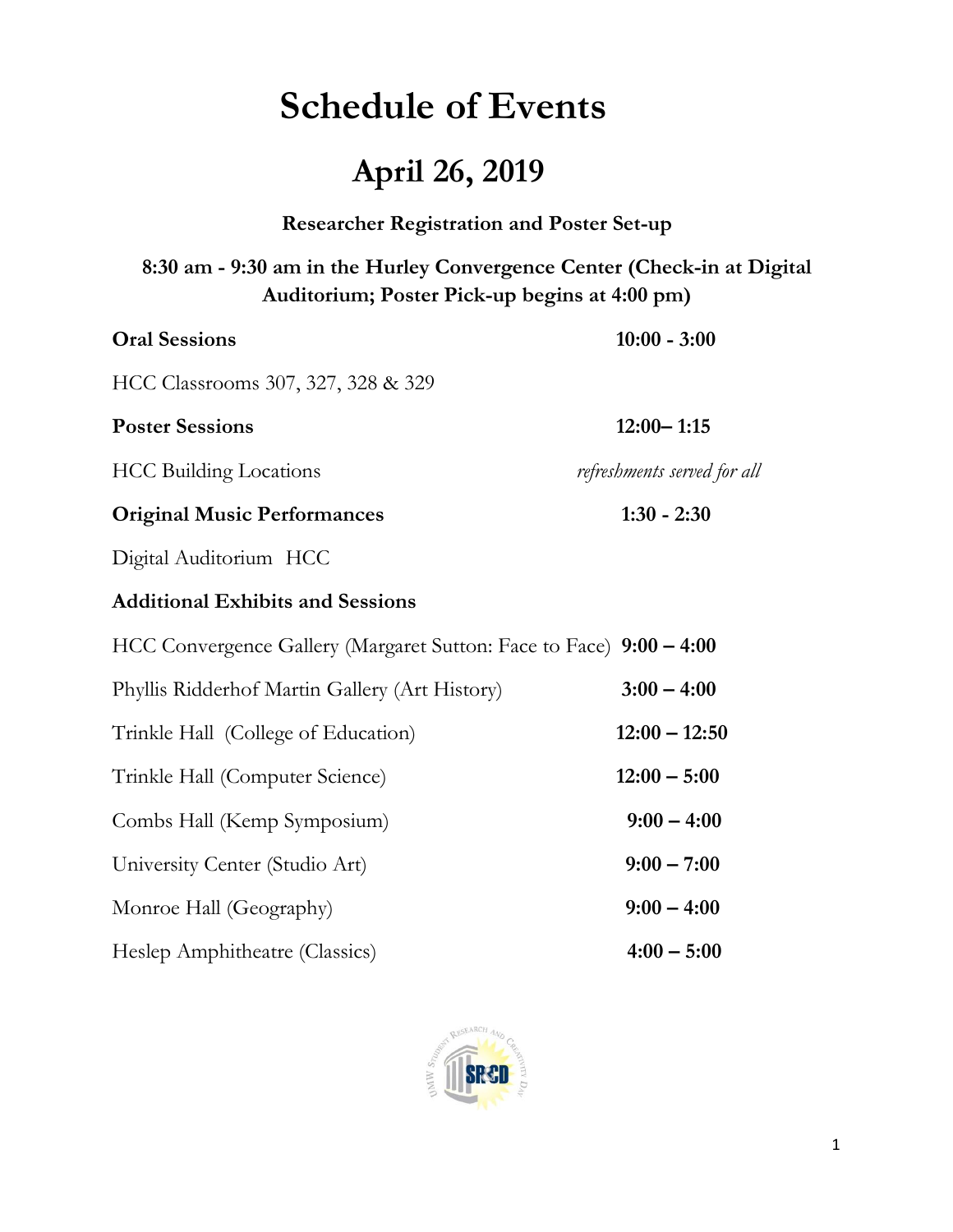# Schedule of Events

## April 26, 2019

**Researcher Registration and Poster Set-up**

**8:30 am - 9:30 am in the Hurley Convergence Center (Check-in at Digital Auditorium; Poster Pick-up begins at 4:00 pm)**

| | |
|---|---|
| **Oral Sessions** | **10:00 - 3:00** |
| HCC Classrooms 307, 327, 328 & 329 | |
| **Poster Sessions** | **12:00– 1:15** |
| HCC Building Locations | *refreshments served for all* |
| **Original Music Performances** | **1:30 - 2:30** |
| Digital Auditorium HCC | |
| **Additional Exhibits and Sessions** | |
| HCC Convergence Gallery (Margaret Sutton: Face to Face) | **9:00 – 4:00** |
| Phyllis Ridderhof Martin Gallery (Art History) | **3:00 – 4:00** |
| Trinkle Hall (College of Education) | **12:00 – 12:50** |
| Trinkle Hall (Computer Science) | **12:00 – 5:00** |
| Combs Hall (Kemp Symposium) | **9:00 – 4:00** |
| University Center (Studio Art) | **9:00 – 7:00** |
| Monroe Hall (Geography) | **9:00 – 4:00** |
| Heslep Amphitheatre (Classics) | **4:00 – 5:00** |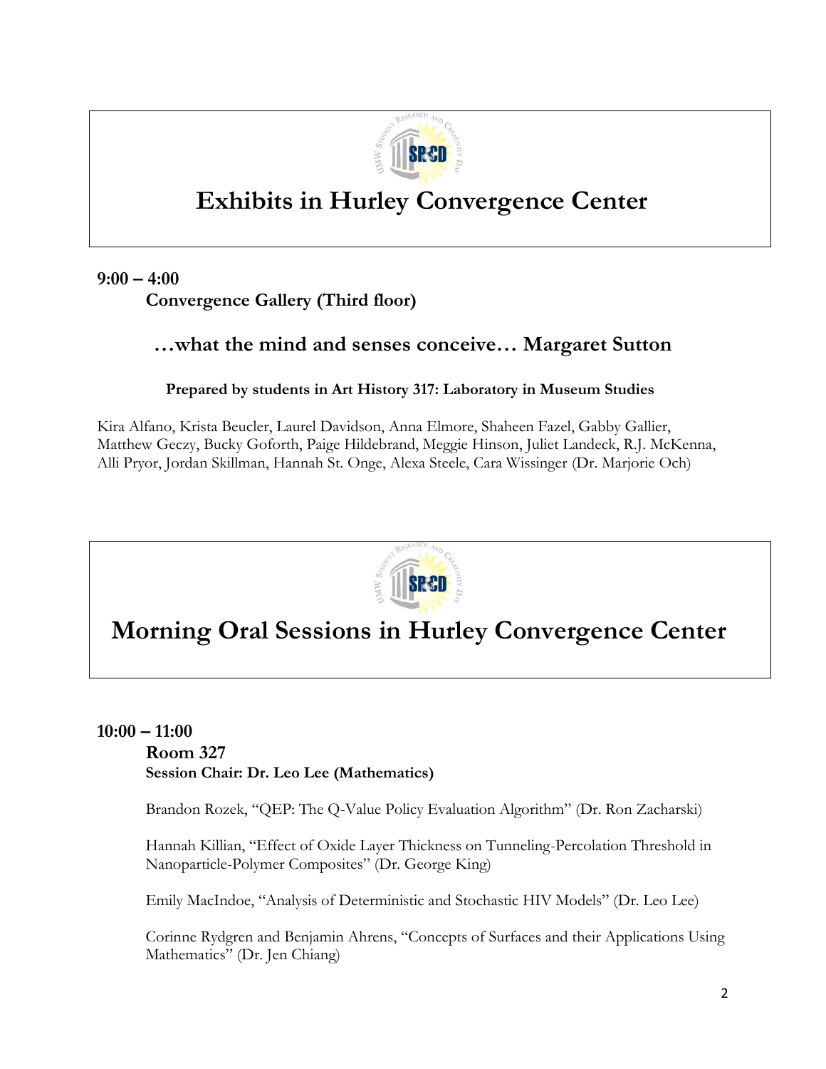# Exhibits in Hurley Convergence Center

**9:00 – 4:00**

**Convergence Gallery (Third floor)**

## …what the mind and senses conceive… Margaret Sutton

**Prepared by students in Art History 317: Laboratory in Museum Studies**

Kira Alfano, Krista Beucler, Laurel Davidson, Anna Elmore, Shaheen Fazel, Gabby Gallier, Matthew Geczy, Bucky Goforth, Paige Hildebrand, Meggie Hinson, Juliet Landeck, R.J. McKenna, Alli Pryor, Jordan Skillman, Hannah St. Onge, Alexa Steele, Cara Wissinger (Dr. Marjorie Och)

# Morning Oral Sessions in Hurley Convergence Center

**10:00 – 11:00**

**Room 327**

**Session Chair: Dr. Leo Lee (Mathematics)**

Brandon Rozek, "QEP: The Q-Value Policy Evaluation Algorithm" (Dr. Ron Zacharski)

Hannah Killian, "Effect of Oxide Layer Thickness on Tunneling-Percolation Threshold in Nanoparticle-Polymer Composites" (Dr. George King)

Emily MacIndoe, "Analysis of Deterministic and Stochastic HIV Models" (Dr. Leo Lee)

Corinne Rydgren and Benjamin Ahrens, "Concepts of Surfaces and their Applications Using Mathematics" (Dr. Jen Chiang)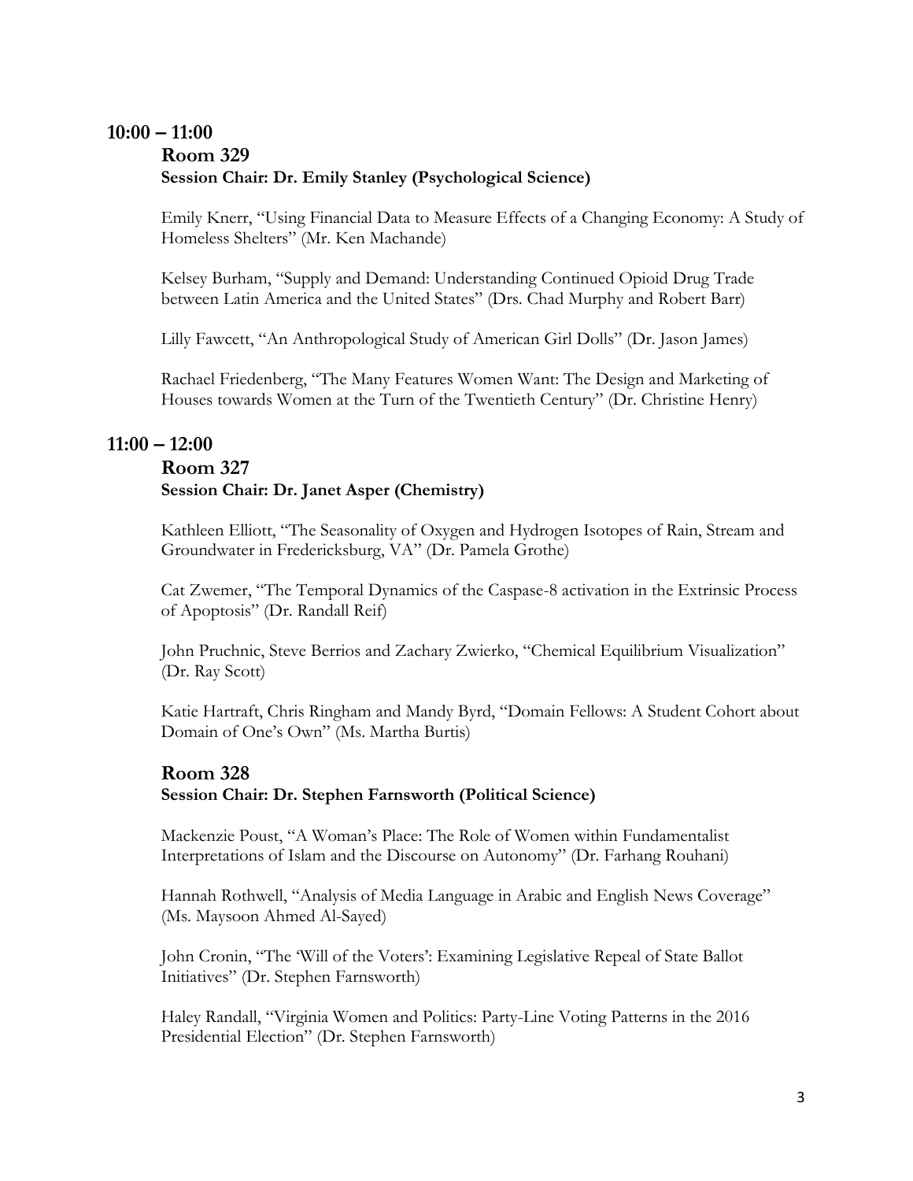## 10:00 – 11:00

### Room 329

**Session Chair: Dr. Emily Stanley (Psychological Science)**

Emily Knerr, "Using Financial Data to Measure Effects of a Changing Economy: A Study of Homeless Shelters" (Mr. Ken Machande)

Kelsey Burham, "Supply and Demand: Understanding Continued Opioid Drug Trade between Latin America and the United States" (Drs. Chad Murphy and Robert Barr)

Lilly Fawcett, "An Anthropological Study of American Girl Dolls" (Dr. Jason James)

Rachael Friedenberg, "The Many Features Women Want: The Design and Marketing of Houses towards Women at the Turn of the Twentieth Century" (Dr. Christine Henry)

## 11:00 – 12:00

### Room 327

**Session Chair: Dr. Janet Asper (Chemistry)**

Kathleen Elliott, "The Seasonality of Oxygen and Hydrogen Isotopes of Rain, Stream and Groundwater in Fredericksburg, VA" (Dr. Pamela Grothe)

Cat Zwemer, "The Temporal Dynamics of the Caspase-8 activation in the Extrinsic Process of Apoptosis" (Dr. Randall Reif)

John Pruchnic, Steve Berrios and Zachary Zwierko, "Chemical Equilibrium Visualization" (Dr. Ray Scott)

Katie Hartraft, Chris Ringham and Mandy Byrd, "Domain Fellows: A Student Cohort about Domain of One's Own" (Ms. Martha Burtis)

### Room 328

**Session Chair: Dr. Stephen Farnsworth (Political Science)**

Mackenzie Poust, "A Woman's Place: The Role of Women within Fundamentalist Interpretations of Islam and the Discourse on Autonomy" (Dr. Farhang Rouhani)

Hannah Rothwell, "Analysis of Media Language in Arabic and English News Coverage" (Ms. Maysoon Ahmed Al-Sayed)

John Cronin, "The 'Will of the Voters': Examining Legislative Repeal of State Ballot Initiatives" (Dr. Stephen Farnsworth)

Haley Randall, "Virginia Women and Politics: Party-Line Voting Patterns in the 2016 Presidential Election" (Dr. Stephen Farnsworth)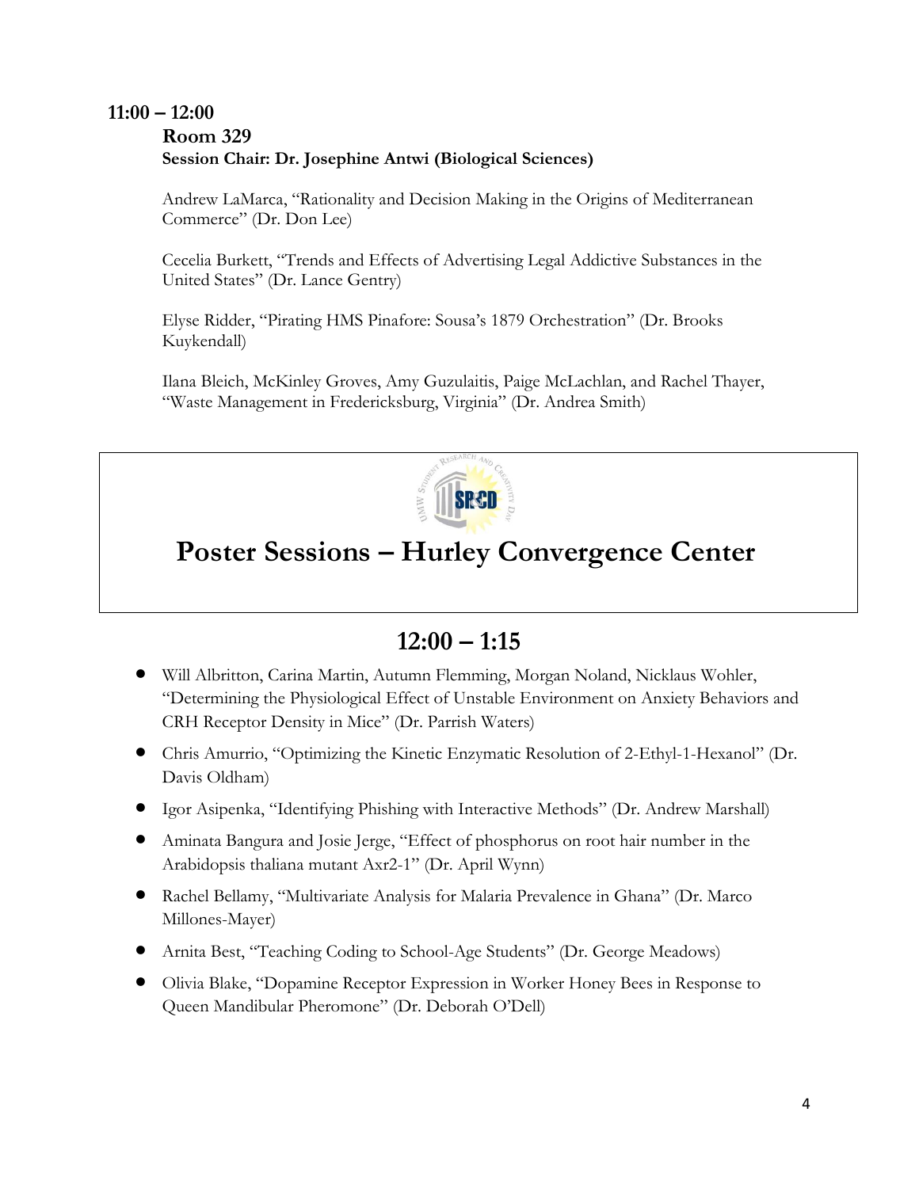**11:00 – 12:00**

**Room 329**

**Session Chair: Dr. Josephine Antwi (Biological Sciences)**

Andrew LaMarca, "Rationality and Decision Making in the Origins of Mediterranean Commerce" (Dr. Don Lee)

Cecelia Burkett, "Trends and Effects of Advertising Legal Addictive Substances in the United States" (Dr. Lance Gentry)

Elyse Ridder, "Pirating HMS Pinafore: Sousa's 1879 Orchestration" (Dr. Brooks Kuykendall)

Ilana Bleich, McKinley Groves, Amy Guzulaitis, Paige McLachlan, and Rachel Thayer, "Waste Management in Fredericksburg, Virginia" (Dr. Andrea Smith)

# Poster Sessions – Hurley Convergence Center

## 12:00 – 1:15

- Will Albritton, Carina Martin, Autumn Flemming, Morgan Noland, Nicklaus Wohler, "Determining the Physiological Effect of Unstable Environment on Anxiety Behaviors and CRH Receptor Density in Mice" (Dr. Parrish Waters)
- Chris Amurrio, "Optimizing the Kinetic Enzymatic Resolution of 2-Ethyl-1-Hexanol" (Dr. Davis Oldham)
- Igor Asipenka, "Identifying Phishing with Interactive Methods" (Dr. Andrew Marshall)
- Aminata Bangura and Josie Jerge, "Effect of phosphorus on root hair number in the Arabidopsis thaliana mutant Axr2-1" (Dr. April Wynn)
- Rachel Bellamy, "Multivariate Analysis for Malaria Prevalence in Ghana" (Dr. Marco Millones-Mayer)
- Arnita Best, "Teaching Coding to School-Age Students" (Dr. George Meadows)
- Olivia Blake, "Dopamine Receptor Expression in Worker Honey Bees in Response to Queen Mandibular Pheromone" (Dr. Deborah O'Dell)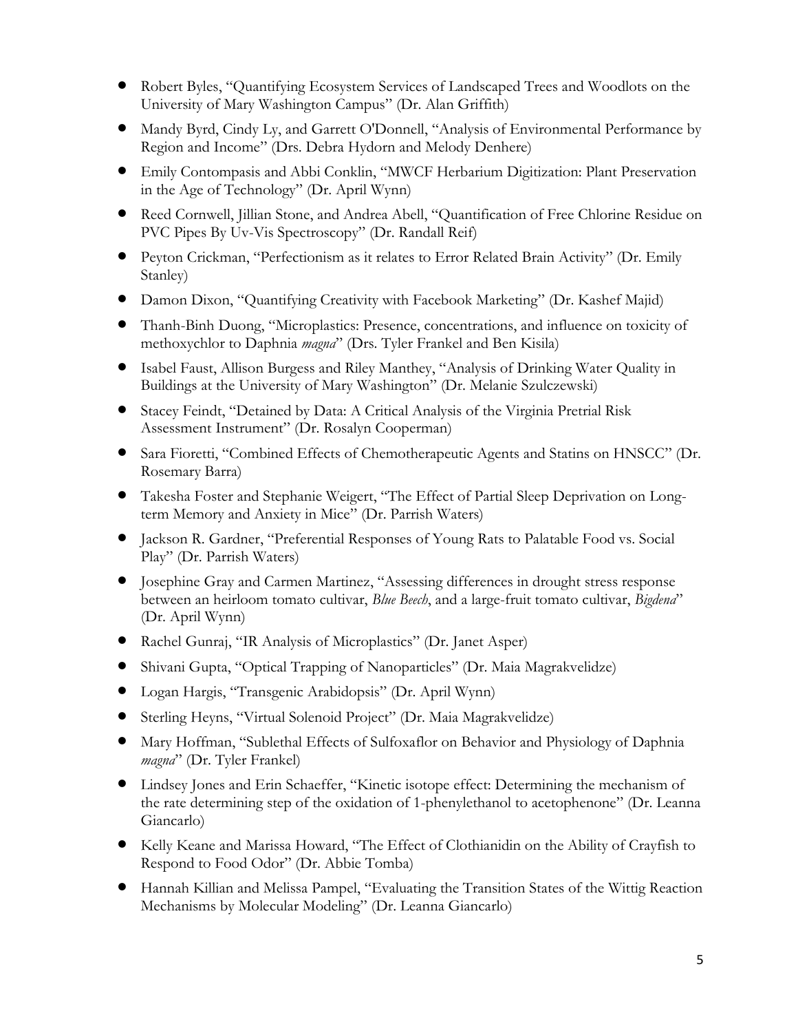- Robert Byles, "Quantifying Ecosystem Services of Landscaped Trees and Woodlots on the University of Mary Washington Campus" (Dr. Alan Griffith)
- Mandy Byrd, Cindy Ly, and Garrett O'Donnell, "Analysis of Environmental Performance by Region and Income" (Drs. Debra Hydorn and Melody Denhere)
- Emily Contompasis and Abbi Conklin, "MWCF Herbarium Digitization: Plant Preservation in the Age of Technology" (Dr. April Wynn)
- Reed Cornwell, Jillian Stone, and Andrea Abell, "Quantification of Free Chlorine Residue on PVC Pipes By Uv-Vis Spectroscopy" (Dr. Randall Reif)
- Peyton Crickman, "Perfectionism as it relates to Error Related Brain Activity" (Dr. Emily Stanley)
- Damon Dixon, "Quantifying Creativity with Facebook Marketing" (Dr. Kashef Majid)
- Thanh-Binh Duong, "Microplastics: Presence, concentrations, and influence on toxicity of methoxychlor to Daphnia *magna*" (Drs. Tyler Frankel and Ben Kisila)
- Isabel Faust, Allison Burgess and Riley Manthey, "Analysis of Drinking Water Quality in Buildings at the University of Mary Washington" (Dr. Melanie Szulczewski)
- Stacey Feindt, "Detained by Data: A Critical Analysis of the Virginia Pretrial Risk Assessment Instrument" (Dr. Rosalyn Cooperman)
- Sara Fioretti, "Combined Effects of Chemotherapeutic Agents and Statins on HNSCC" (Dr. Rosemary Barra)
- Takesha Foster and Stephanie Weigert, "The Effect of Partial Sleep Deprivation on Long-term Memory and Anxiety in Mice" (Dr. Parrish Waters)
- Jackson R. Gardner, "Preferential Responses of Young Rats to Palatable Food vs. Social Play" (Dr. Parrish Waters)
- Josephine Gray and Carmen Martinez, "Assessing differences in drought stress response between an heirloom tomato cultivar, *Blue Beech*, and a large-fruit tomato cultivar, *Bigdena*" (Dr. April Wynn)
- Rachel Gunraj, "IR Analysis of Microplastics" (Dr. Janet Asper)
- Shivani Gupta, "Optical Trapping of Nanoparticles" (Dr. Maia Magrakvelidze)
- Logan Hargis, "Transgenic Arabidopsis" (Dr. April Wynn)
- Sterling Heyns, "Virtual Solenoid Project" (Dr. Maia Magrakvelidze)
- Mary Hoffman, "Sublethal Effects of Sulfoxaflor on Behavior and Physiology of Daphnia *magna*" (Dr. Tyler Frankel)
- Lindsey Jones and Erin Schaeffer, "Kinetic isotope effect: Determining the mechanism of the rate determining step of the oxidation of 1-phenylethanol to acetophenone" (Dr. Leanna Giancarlo)
- Kelly Keane and Marissa Howard, "The Effect of Clothianidin on the Ability of Crayfish to Respond to Food Odor" (Dr. Abbie Tomba)
- Hannah Killian and Melissa Pampel, "Evaluating the Transition States of the Wittig Reaction Mechanisms by Molecular Modeling" (Dr. Leanna Giancarlo)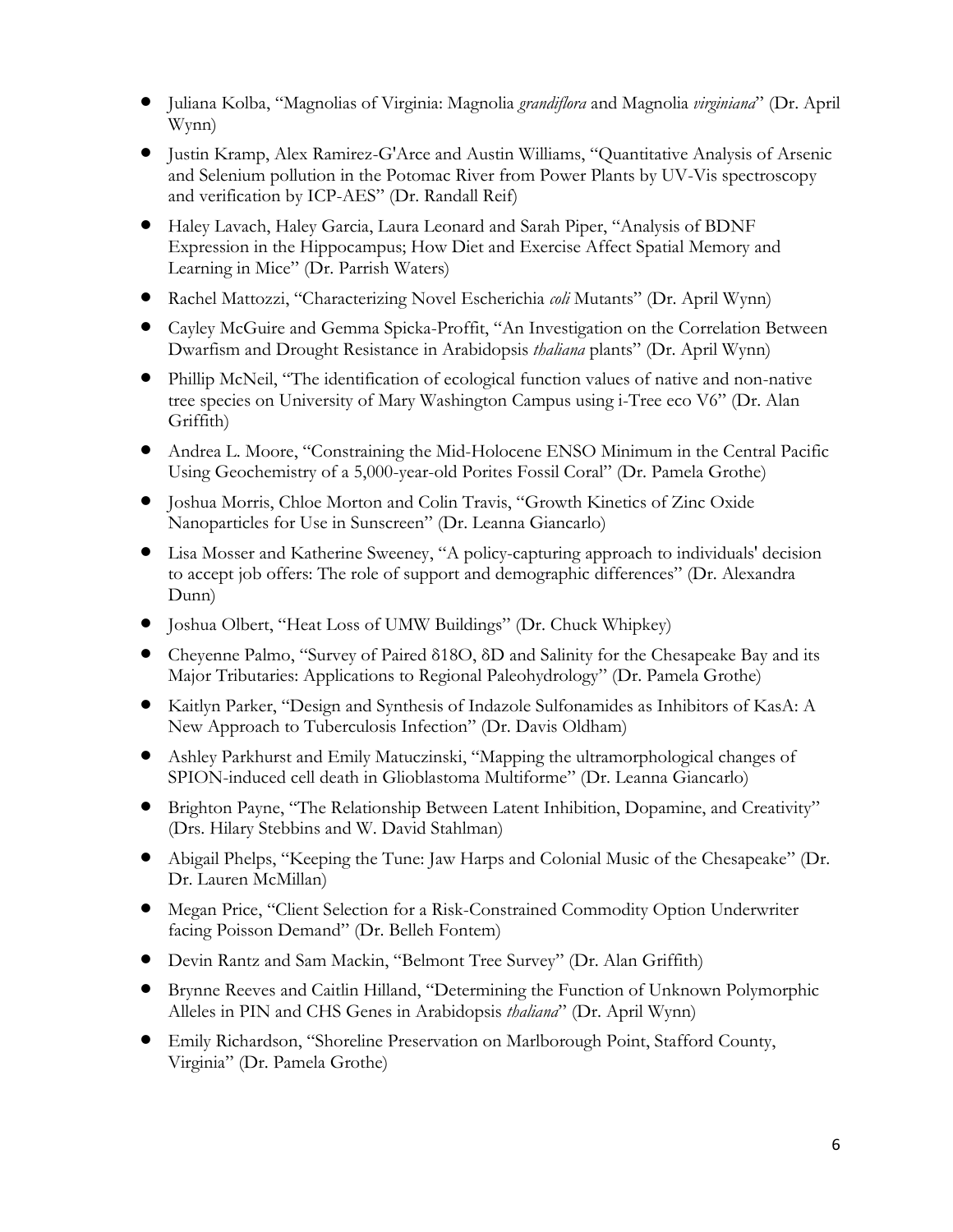- Juliana Kolba, "Magnolias of Virginia: Magnolia *grandiflora* and Magnolia *virginiana*" (Dr. April Wynn)
- Justin Kramp, Alex Ramirez-G'Arce and Austin Williams, "Quantitative Analysis of Arsenic and Selenium pollution in the Potomac River from Power Plants by UV-Vis spectroscopy and verification by ICP-AES" (Dr. Randall Reif)
- Haley Lavach, Haley Garcia, Laura Leonard and Sarah Piper, "Analysis of BDNF Expression in the Hippocampus; How Diet and Exercise Affect Spatial Memory and Learning in Mice" (Dr. Parrish Waters)
- Rachel Mattozzi, "Characterizing Novel Escherichia *coli* Mutants" (Dr. April Wynn)
- Cayley McGuire and Gemma Spicka-Proffit, "An Investigation on the Correlation Between Dwarfism and Drought Resistance in Arabidopsis *thaliana* plants" (Dr. April Wynn)
- Phillip McNeil, "The identification of ecological function values of native and non-native tree species on University of Mary Washington Campus using i-Tree eco V6" (Dr. Alan Griffith)
- Andrea L. Moore, "Constraining the Mid-Holocene ENSO Minimum in the Central Pacific Using Geochemistry of a 5,000-year-old Porites Fossil Coral" (Dr. Pamela Grothe)
- Joshua Morris, Chloe Morton and Colin Travis, "Growth Kinetics of Zinc Oxide Nanoparticles for Use in Sunscreen" (Dr. Leanna Giancarlo)
- Lisa Mosser and Katherine Sweeney, "A policy-capturing approach to individuals' decision to accept job offers: The role of support and demographic differences" (Dr. Alexandra Dunn)
- Joshua Olbert, "Heat Loss of UMW Buildings" (Dr. Chuck Whipkey)
- Cheyenne Palmo, "Survey of Paired $\delta^{18}O$, $\delta D$ and Salinity for the Chesapeake Bay and its Major Tributaries: Applications to Regional Paleohydrology" (Dr. Pamela Grothe)
- Kaitlyn Parker, "Design and Synthesis of Indazole Sulfonamides as Inhibitors of KasA: A New Approach to Tuberculosis Infection" (Dr. Davis Oldham)
- Ashley Parkhurst and Emily Matuczinski, "Mapping the ultramorphological changes of SPION-induced cell death in Glioblastoma Multiforme" (Dr. Leanna Giancarlo)
- Brighton Payne, "The Relationship Between Latent Inhibition, Dopamine, and Creativity" (Drs. Hilary Stebbins and W. David Stahlman)
- Abigail Phelps, "Keeping the Tune: Jaw Harps and Colonial Music of the Chesapeake" (Dr. Dr. Lauren McMillan)
- Megan Price, "Client Selection for a Risk-Constrained Commodity Option Underwriter facing Poisson Demand" (Dr. Belleh Fontem)
- Devin Rantz and Sam Mackin, "Belmont Tree Survey" (Dr. Alan Griffith)
- Brynne Reeves and Caitlin Hilland, "Determining the Function of Unknown Polymorphic Alleles in PIN and CHS Genes in Arabidopsis *thaliana*" (Dr. April Wynn)
- Emily Richardson, "Shoreline Preservation on Marlborough Point, Stafford County, Virginia" (Dr. Pamela Grothe)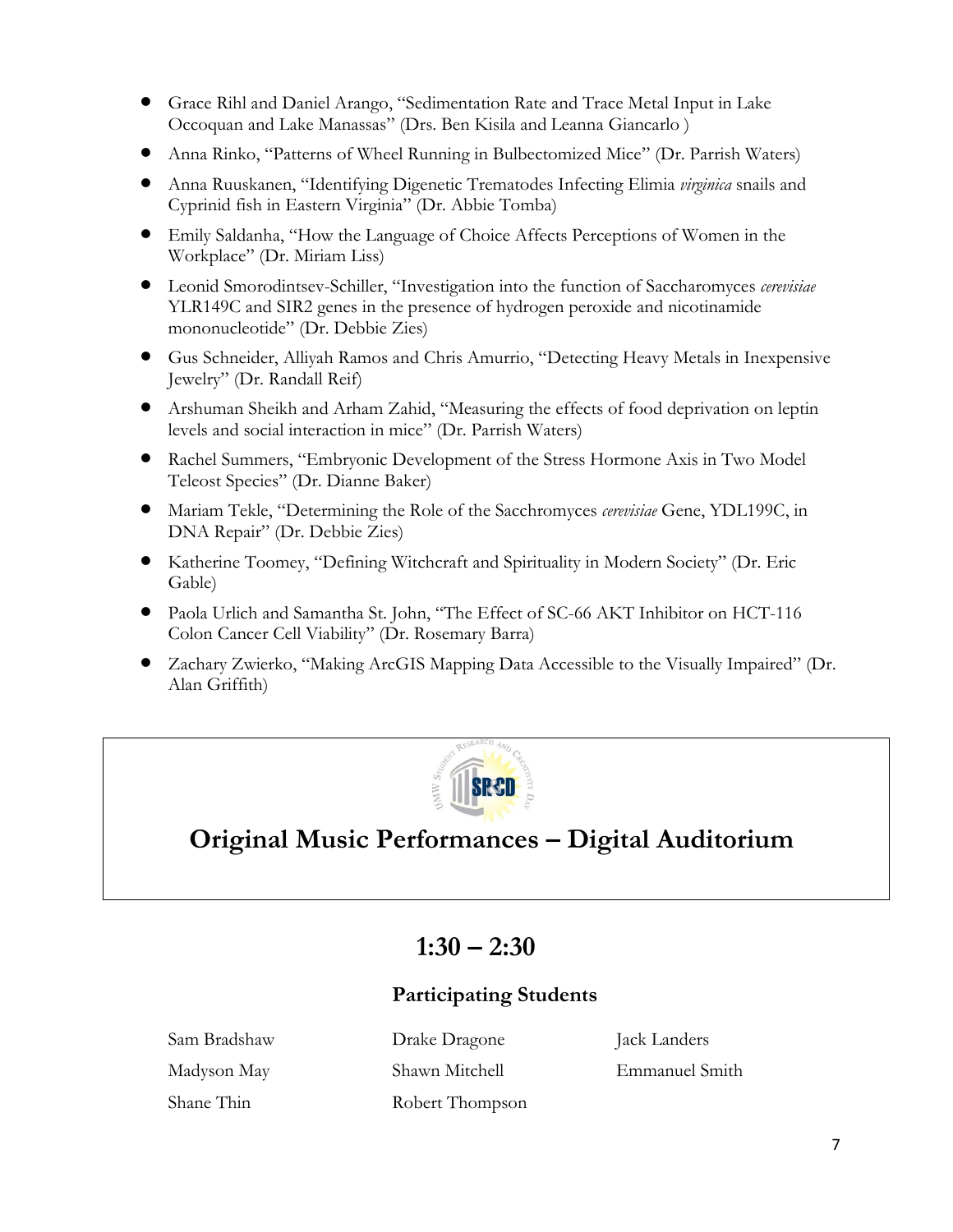- Grace Rihl and Daniel Arango, "Sedimentation Rate and Trace Metal Input in Lake Occoquan and Lake Manassas" (Drs. Ben Kisila and Leanna Giancarlo )
- Anna Rinko, "Patterns of Wheel Running in Bulbectomized Mice" (Dr. Parrish Waters)
- Anna Ruuskanen, "Identifying Digenetic Trematodes Infecting Elimia *virginica* snails and Cyprinid fish in Eastern Virginia" (Dr. Abbie Tomba)
- Emily Saldanha, "How the Language of Choice Affects Perceptions of Women in the Workplace" (Dr. Miriam Liss)
- Leonid Smorodintsev-Schiller, "Investigation into the function of Saccharomyces *cerevisiae* YLR149C and SIR2 genes in the presence of hydrogen peroxide and nicotinamide mononucleotide" (Dr. Debbie Zies)
- Gus Schneider, Alliyah Ramos and Chris Amurrio, "Detecting Heavy Metals in Inexpensive Jewelry" (Dr. Randall Reif)
- Arshuman Sheikh and Arham Zahid, "Measuring the effects of food deprivation on leptin levels and social interaction in mice" (Dr. Parrish Waters)
- Rachel Summers, "Embryonic Development of the Stress Hormone Axis in Two Model Teleost Species" (Dr. Dianne Baker)
- Mariam Tekle, "Determining the Role of the Sacchromyces *cerevisiae* Gene, YDL199C, in DNA Repair" (Dr. Debbie Zies)
- Katherine Toomey, "Defining Witchcraft and Spirituality in Modern Society" (Dr. Eric Gable)
- Paola Urlich and Samantha St. John, "The Effect of SC-66 AKT Inhibitor on HCT-116 Colon Cancer Cell Viability" (Dr. Rosemary Barra)
- Zachary Zwierko, "Making ArcGIS Mapping Data Accessible to the Visually Impaired" (Dr. Alan Griffith)

# Original Music Performances – Digital Auditorium

## 1:30 – 2:30

### Participating Students

| | | |
|---|---|---|
| Sam Bradshaw | Drake Dragone | Jack Landers |
| Madyson May | Shawn Mitchell | Emmanuel Smith |
| Shane Thin | Robert Thompson | |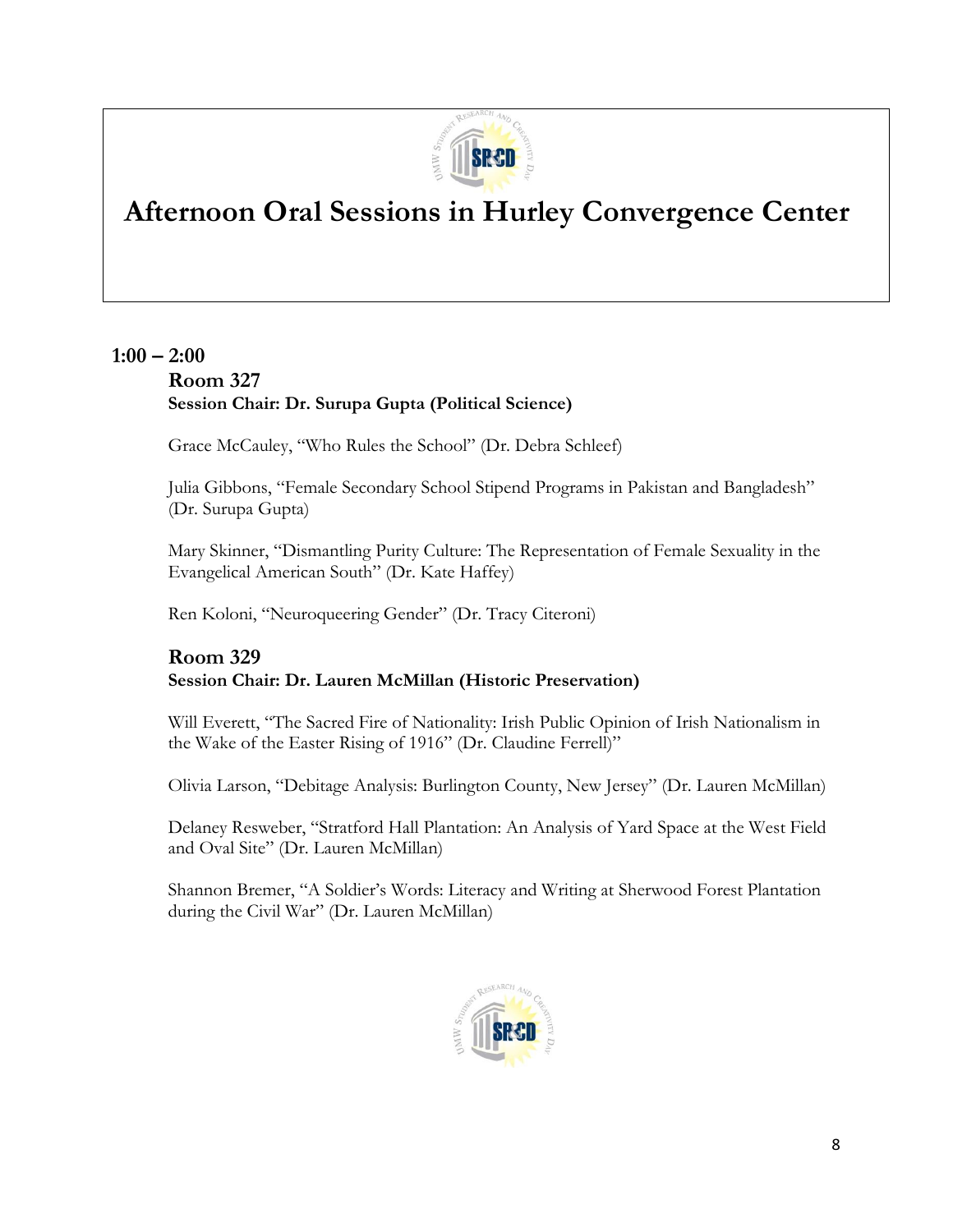# Afternoon Oral Sessions in Hurley Convergence Center

## 1:00 – 2:00

### Room 327

**Session Chair: Dr. Surupa Gupta (Political Science)**

Grace McCauley, "Who Rules the School" (Dr. Debra Schleef)

Julia Gibbons, "Female Secondary School Stipend Programs in Pakistan and Bangladesh" (Dr. Surupa Gupta)

Mary Skinner, "Dismantling Purity Culture: The Representation of Female Sexuality in the Evangelical American South" (Dr. Kate Haffey)

Ren Koloni, "Neuroqueering Gender" (Dr. Tracy Citeroni)

### Room 329

**Session Chair: Dr. Lauren McMillan (Historic Preservation)**

Will Everett, "The Sacred Fire of Nationality: Irish Public Opinion of Irish Nationalism in the Wake of the Easter Rising of 1916" (Dr. Claudine Ferrell)"

Olivia Larson, "Debitage Analysis: Burlington County, New Jersey" (Dr. Lauren McMillan)

Delaney Resweber, "Stratford Hall Plantation: An Analysis of Yard Space at the West Field and Oval Site" (Dr. Lauren McMillan)

Shannon Bremer, "A Soldier's Words: Literacy and Writing at Sherwood Forest Plantation during the Civil War" (Dr. Lauren McMillan)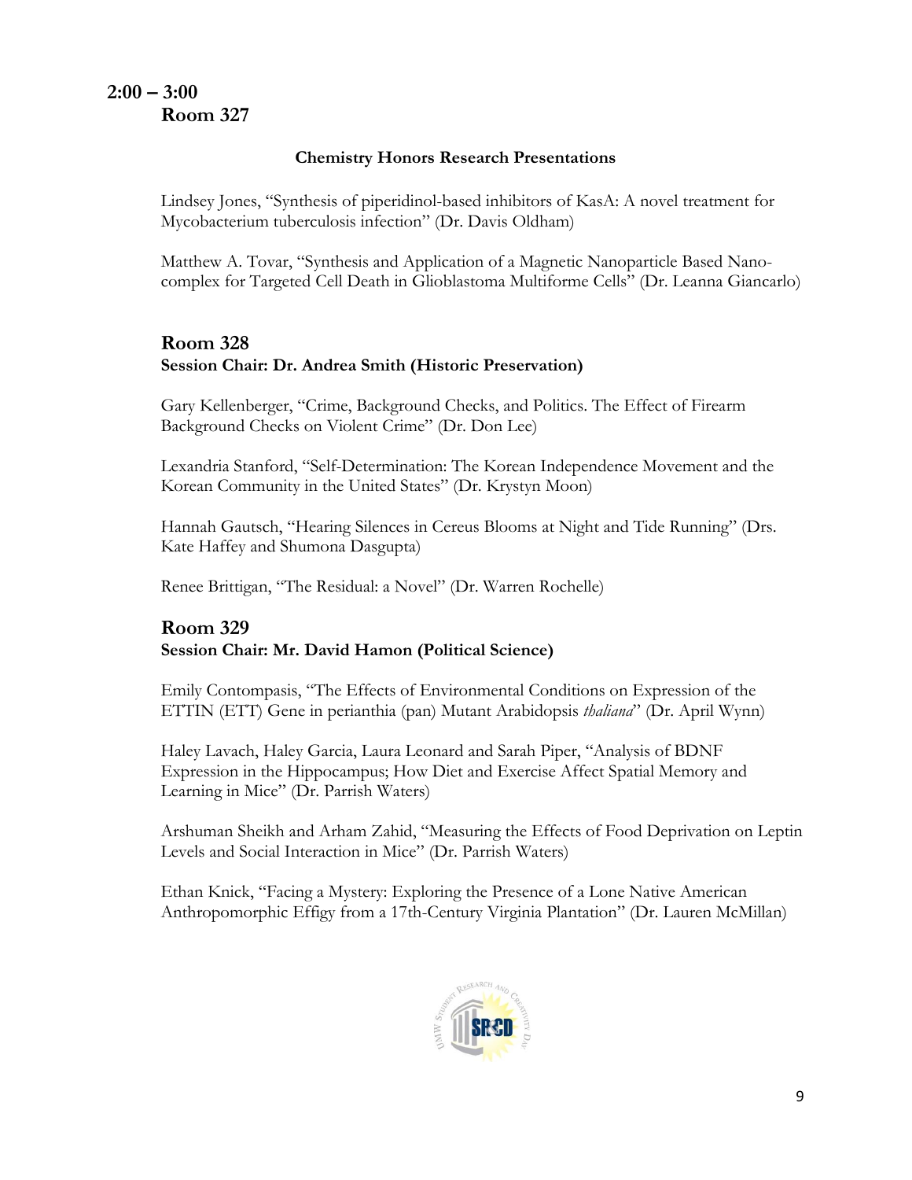## 2:00 – 3:00

## Room 327

### Chemistry Honors Research Presentations

Lindsey Jones, "Synthesis of piperidinol-based inhibitors of KasA: A novel treatment for Mycobacterium tuberculosis infection" (Dr. Davis Oldham)

Matthew A. Tovar, "Synthesis and Application of a Magnetic Nanoparticle Based Nano-complex for Targeted Cell Death in Glioblastoma Multiforme Cells" (Dr. Leanna Giancarlo)

## Room 328

**Session Chair: Dr. Andrea Smith (Historic Preservation)**

Gary Kellenberger, "Crime, Background Checks, and Politics. The Effect of Firearm Background Checks on Violent Crime" (Dr. Don Lee)

Lexandria Stanford, "Self-Determination: The Korean Independence Movement and the Korean Community in the United States" (Dr. Krystyn Moon)

Hannah Gautsch, "Hearing Silences in Cereus Blooms at Night and Tide Running" (Drs. Kate Haffey and Shumona Dasgupta)

Renee Brittigan, "The Residual: a Novel" (Dr. Warren Rochelle)

## Room 329

**Session Chair: Mr. David Hamon (Political Science)**

Emily Contompasis, "The Effects of Environmental Conditions on Expression of the ETTIN (ETT) Gene in perianthia (pan) Mutant Arabidopsis *thaliana*" (Dr. April Wynn)

Haley Lavach, Haley Garcia, Laura Leonard and Sarah Piper, "Analysis of BDNF Expression in the Hippocampus; How Diet and Exercise Affect Spatial Memory and Learning in Mice" (Dr. Parrish Waters)

Arshuman Sheikh and Arham Zahid, "Measuring the Effects of Food Deprivation on Leptin Levels and Social Interaction in Mice" (Dr. Parrish Waters)

Ethan Knick, "Facing a Mystery: Exploring the Presence of a Lone Native American Anthropomorphic Effigy from a 17th-Century Virginia Plantation" (Dr. Lauren McMillan)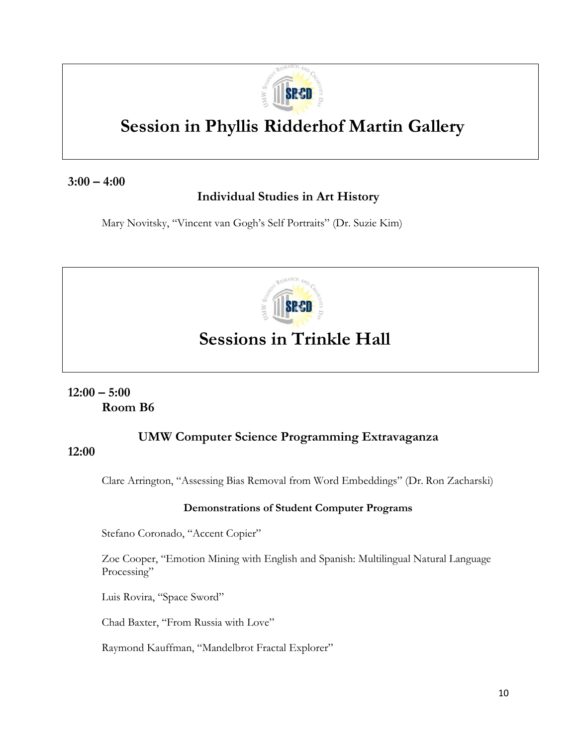# Session in Phyllis Ridderhof Martin Gallery

**3:00 – 4:00**

### Individual Studies in Art History

Mary Novitsky, "Vincent van Gogh's Self Portraits" (Dr. Suzie Kim)

# Sessions in Trinkle Hall

**12:00 – 5:00**
**Room B6**

### UMW Computer Science Programming Extravaganza

**12:00**

Clare Arrington, "Assessing Bias Removal from Word Embeddings" (Dr. Ron Zacharski)

**Demonstrations of Student Computer Programs**

Stefano Coronado, "Accent Copier"

Zoe Cooper, "Emotion Mining with English and Spanish: Multilingual Natural Language Processing"

Luis Rovira, "Space Sword"

Chad Baxter, "From Russia with Love"

Raymond Kauffman, "Mandelbrot Fractal Explorer"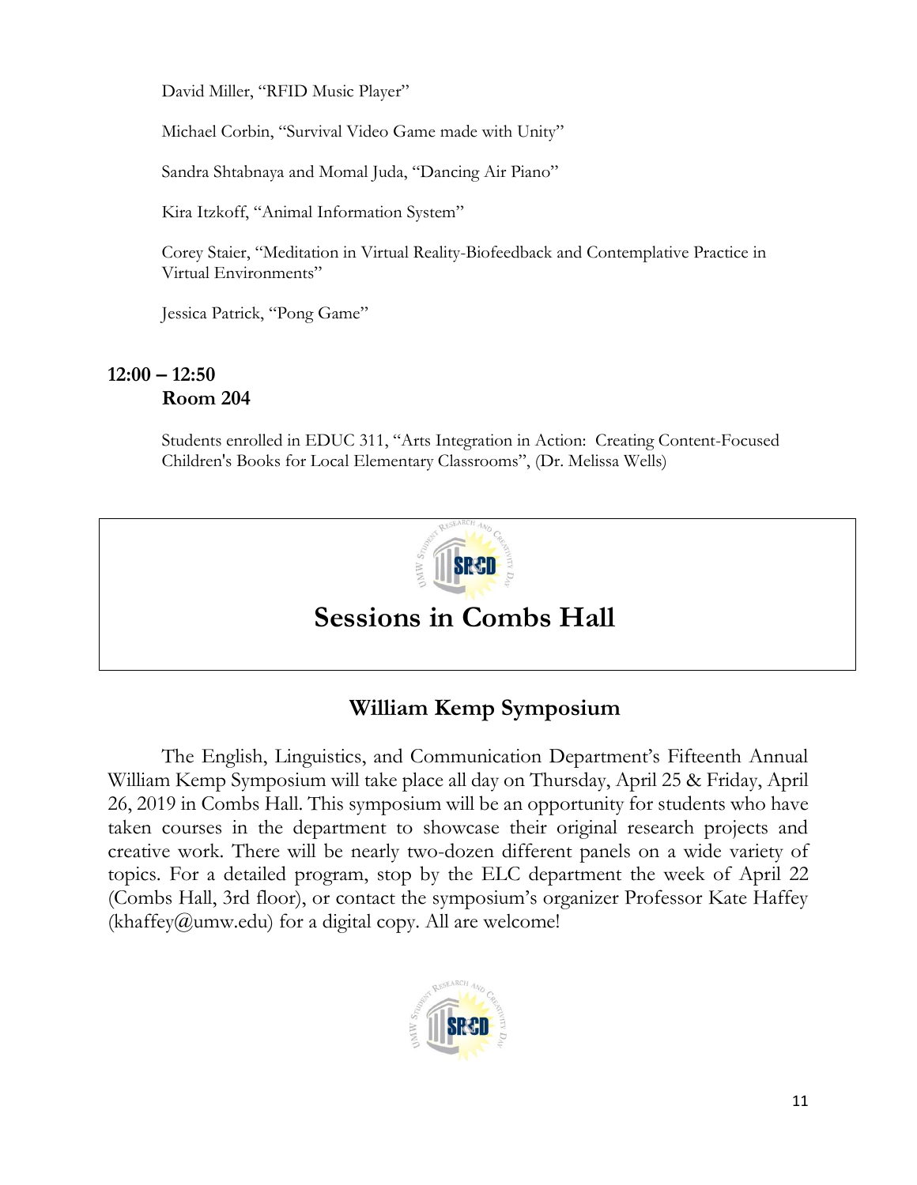David Miller, "RFID Music Player"

Michael Corbin, "Survival Video Game made with Unity"

Sandra Shtabnaya and Momal Juda, "Dancing Air Piano"

Kira Itzkoff, "Animal Information System"

Corey Staier, "Meditation in Virtual Reality-Biofeedback and Contemplative Practice in Virtual Environments"

Jessica Patrick, "Pong Game"

**12:00 – 12:50**
**Room 204**

Students enrolled in EDUC 311, "Arts Integration in Action: Creating Content-Focused Children's Books for Local Elementary Classrooms", (Dr. Melissa Wells)

# Sessions in Combs Hall

## William Kemp Symposium

The English, Linguistics, and Communication Department's Fifteenth Annual William Kemp Symposium will take place all day on Thursday, April 25 & Friday, April 26, 2019 in Combs Hall. This symposium will be an opportunity for students who have taken courses in the department to showcase their original research projects and creative work. There will be nearly two-dozen different panels on a wide variety of topics. For a detailed program, stop by the ELC department the week of April 22 (Combs Hall, 3rd floor), or contact the symposium's organizer Professor Kate Haffey (khaffey@umw.edu) for a digital copy. All are welcome!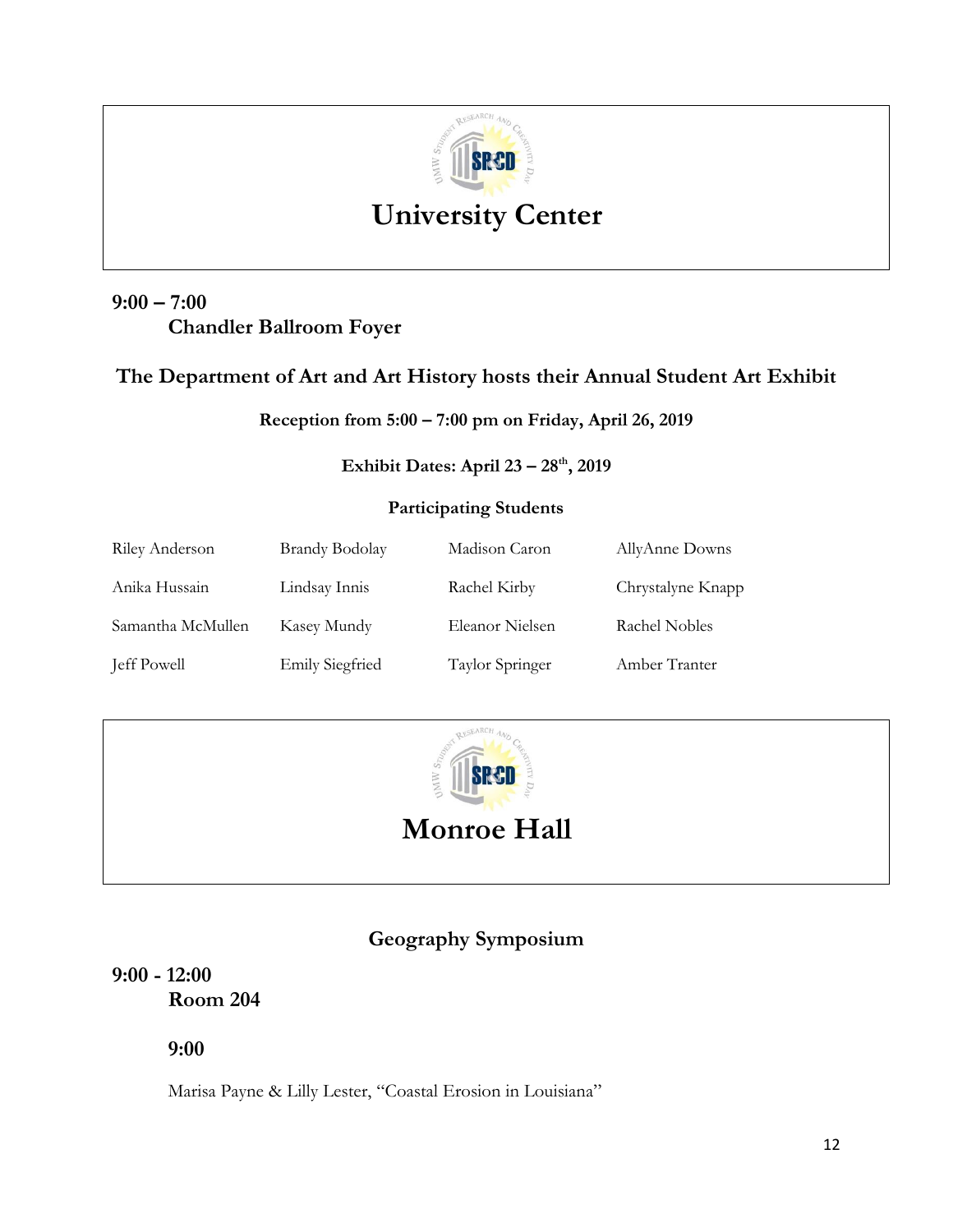# University Center

**9:00 – 7:00**

**Chandler Ballroom Foyer**

## The Department of Art and Art History hosts their Annual Student Art Exhibit

**Reception from 5:00 – 7:00 pm on Friday, April 26, 2019**

**Exhibit Dates: April 23 – 28th, 2019**

**Participating Students**

| | | | |
|---|---|---|---|
| Riley Anderson | Brandy Bodolay | Madison Caron | AllyAnne Downs |
| Anika Hussain | Lindsay Innis | Rachel Kirby | Chrystalyne Knapp |
| Samantha McMullen | Kasey Mundy | Eleanor Nielsen | Rachel Nobles |
| Jeff Powell | Emily Siegfried | Taylor Springer | Amber Tranter |

# Monroe Hall

## Geography Symposium

**9:00 - 12:00**

**Room 204**

**9:00**

Marisa Payne & Lilly Lester, "Coastal Erosion in Louisiana"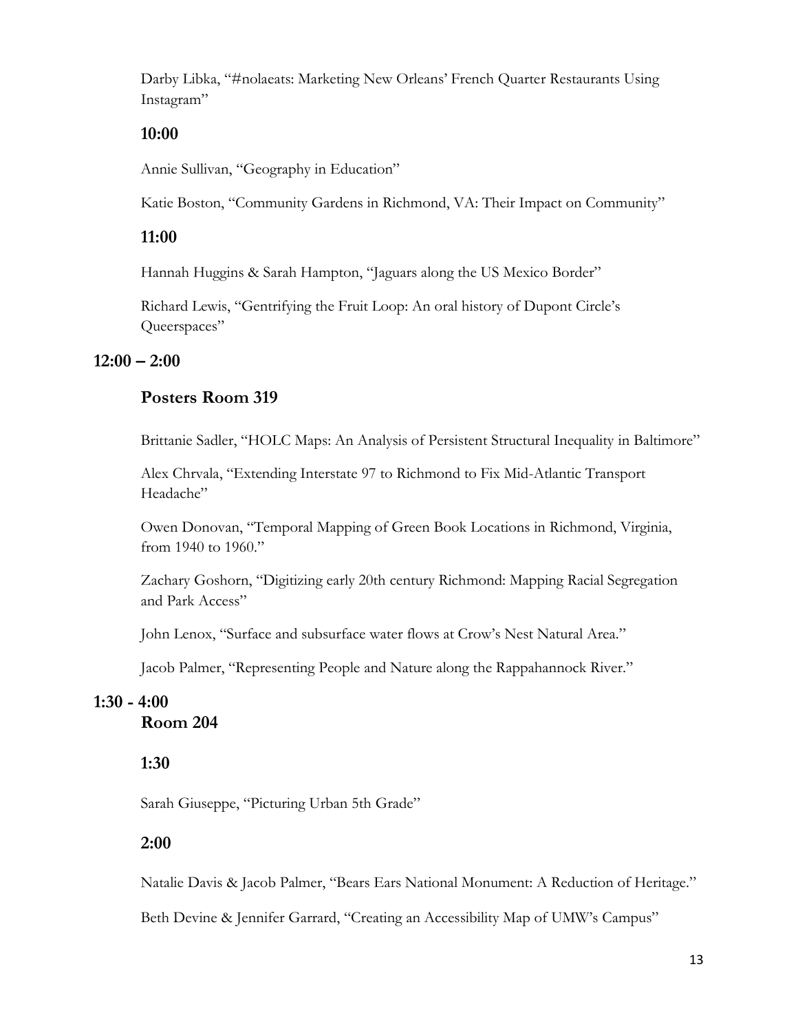Darby Libka, "#nolaeats: Marketing New Orleans' French Quarter Restaurants Using Instagram"

### 10:00

Annie Sullivan, "Geography in Education"

Katie Boston, "Community Gardens in Richmond, VA: Their Impact on Community"

### 11:00

Hannah Huggins & Sarah Hampton, "Jaguars along the US Mexico Border"

Richard Lewis, "Gentrifying the Fruit Loop: An oral history of Dupont Circle's Queerspaces"

## 12:00 – 2:00

### Posters Room 319

Brittanie Sadler, "HOLC Maps: An Analysis of Persistent Structural Inequality in Baltimore"

Alex Chrvala, "Extending Interstate 97 to Richmond to Fix Mid-Atlantic Transport Headache"

Owen Donovan, "Temporal Mapping of Green Book Locations in Richmond, Virginia, from 1940 to 1960."

Zachary Goshorn, "Digitizing early 20th century Richmond: Mapping Racial Segregation and Park Access"

John Lenox, "Surface and subsurface water flows at Crow's Nest Natural Area."

Jacob Palmer, "Representing People and Nature along the Rappahannock River."

## 1:30 - 4:00

### Room 204

### 1:30

Sarah Giuseppe, "Picturing Urban 5th Grade"

### 2:00

Natalie Davis & Jacob Palmer, "Bears Ears National Monument: A Reduction of Heritage."

Beth Devine & Jennifer Garrard, "Creating an Accessibility Map of UMW's Campus"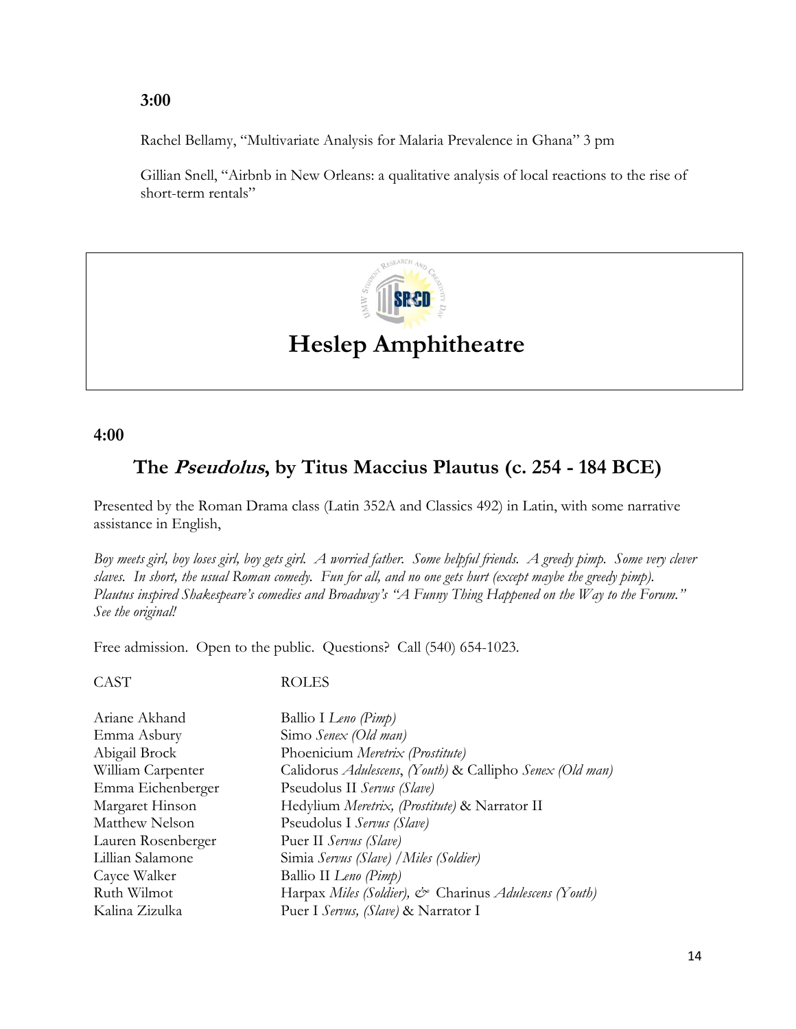**3:00**

Rachel Bellamy, "Multivariate Analysis for Malaria Prevalence in Ghana" 3 pm

Gillian Snell, "Airbnb in New Orleans: a qualitative analysis of local reactions to the rise of short-term rentals"

# Heslep Amphitheatre

**4:00**

## The *Pseudolus*, by Titus Maccius Plautus (c. 254 - 184 BCE)

Presented by the Roman Drama class (Latin 352A and Classics 492) in Latin, with some narrative assistance in English,

*Boy meets girl, boy loses girl, boy gets girl. A worried father. Some helpful friends. A greedy pimp. Some very clever slaves. In short, the usual Roman comedy. Fun for all, and no one gets hurt (except maybe the greedy pimp). Plautus inspired Shakespeare's comedies and Broadway's "A Funny Thing Happened on the Way to the Forum." See the original!*

Free admission. Open to the public. Questions? Call (540) 654-1023.

| CAST | ROLES |
|---|---|
| Ariane Akhand | Ballio I *Leno (Pimp)* |
| Emma Asbury | Simo *Senex (Old man)* |
| Abigail Brock | Phoenicium *Meretrix (Prostitute)* |
| William Carpenter | Calidorus *Adulescens, (Youth)* & Callipho *Senex (Old man)* |
| Emma Eichenberger | Pseudolus II *Servus (Slave)* |
| Margaret Hinson | Hedylium *Meretrix, (Prostitute)* & Narrator II |
| Matthew Nelson | Pseudolus I *Servus (Slave)* |
| Lauren Rosenberger | Puer II *Servus (Slave)* |
| Lillian Salamone | Simia *Servus (Slave) /Miles (Soldier)* |
| Cayce Walker | Ballio II *Leno (Pimp)* |
| Ruth Wilmot | Harpax *Miles (Soldier), &* Charinus *Adulescens (Youth)* |
| Kalina Zizulka | Puer I *Servus, (Slave)* & Narrator I |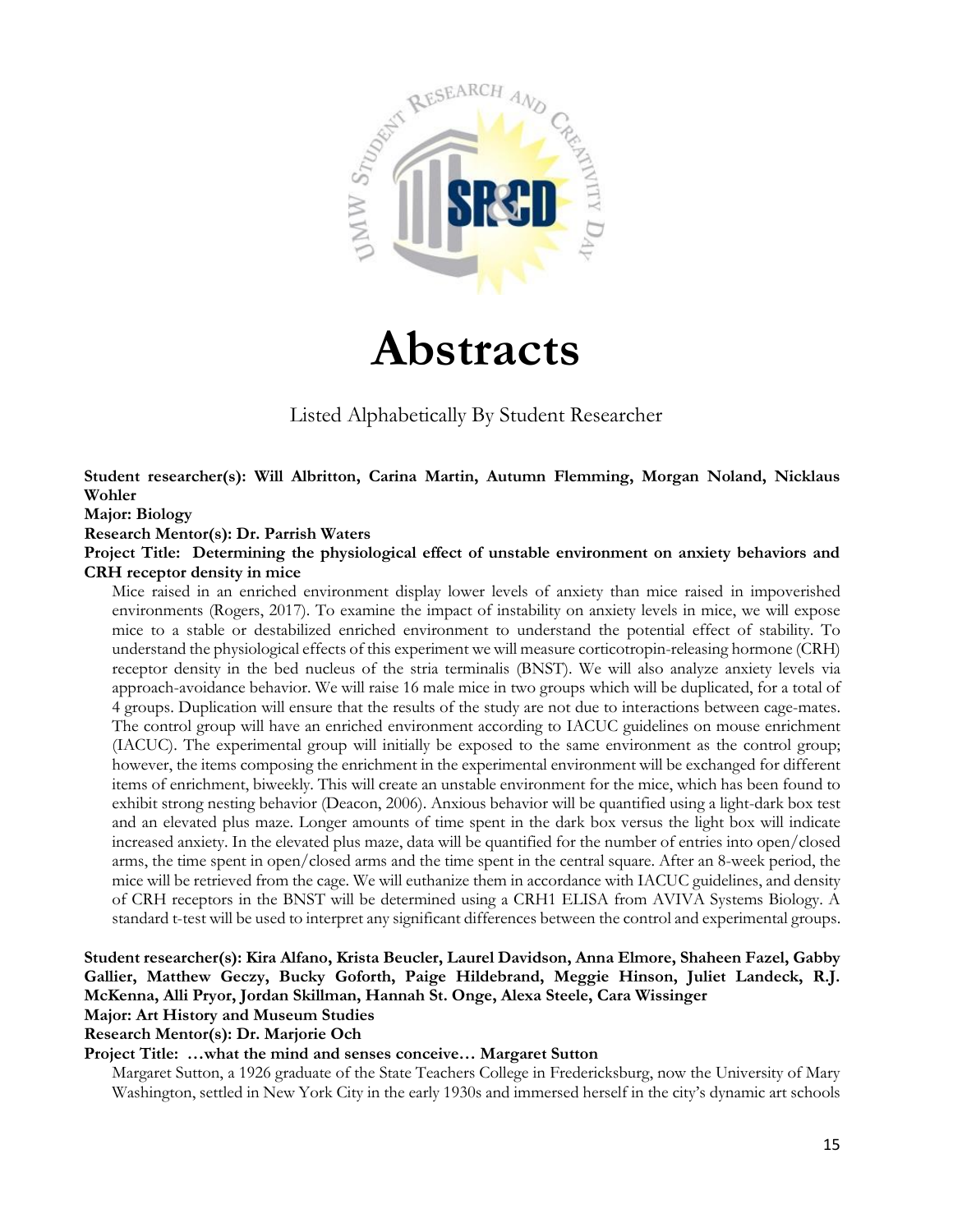# Abstracts

Listed Alphabetically By Student Researcher

**Student researcher(s): Will Albritton, Carina Martin, Autumn Flemming, Morgan Noland, Nicklaus Wohler**
**Major: Biology**
**Research Mentor(s): Dr. Parrish Waters**
**Project Title: Determining the physiological effect of unstable environment on anxiety behaviors and CRH receptor density in mice**

Mice raised in an enriched environment display lower levels of anxiety than mice raised in impoverished environments (Rogers, 2017). To examine the impact of instability on anxiety levels in mice, we will expose mice to a stable or destabilized enriched environment to understand the potential effect of stability. To understand the physiological effects of this experiment we will measure corticotropin-releasing hormone (CRH) receptor density in the bed nucleus of the stria terminalis (BNST). We will also analyze anxiety levels via approach-avoidance behavior. We will raise 16 male mice in two groups which will be duplicated, for a total of 4 groups. Duplication will ensure that the results of the study are not due to interactions between cage-mates. The control group will have an enriched environment according to IACUC guidelines on mouse enrichment (IACUC). The experimental group will initially be exposed to the same environment as the control group; however, the items composing the enrichment in the experimental environment will be exchanged for different items of enrichment, biweekly. This will create an unstable environment for the mice, which has been found to exhibit strong nesting behavior (Deacon, 2006). Anxious behavior will be quantified using a light-dark box test and an elevated plus maze. Longer amounts of time spent in the dark box versus the light box will indicate increased anxiety. In the elevated plus maze, data will be quantified for the number of entries into open/closed arms, the time spent in open/closed arms and the time spent in the central square. After an 8-week period, the mice will be retrieved from the cage. We will euthanize them in accordance with IACUC guidelines, and density of CRH receptors in the BNST will be determined using a CRH1 ELISA from AVIVA Systems Biology. A standard t-test will be used to interpret any significant differences between the control and experimental groups.

**Student researcher(s): Kira Alfano, Krista Beucler, Laurel Davidson, Anna Elmore, Shaheen Fazel, Gabby Gallier, Matthew Geczy, Bucky Goforth, Paige Hildebrand, Meggie Hinson, Juliet Landeck, R.J. McKenna, Alli Pryor, Jordan Skillman, Hannah St. Onge, Alexa Steele, Cara Wissinger**
**Major: Art History and Museum Studies**
**Research Mentor(s): Dr. Marjorie Och**
**Project Title: …what the mind and senses conceive… Margaret Sutton**

Margaret Sutton, a 1926 graduate of the State Teachers College in Fredericksburg, now the University of Mary Washington, settled in New York City in the early 1930s and immersed herself in the city's dynamic art schools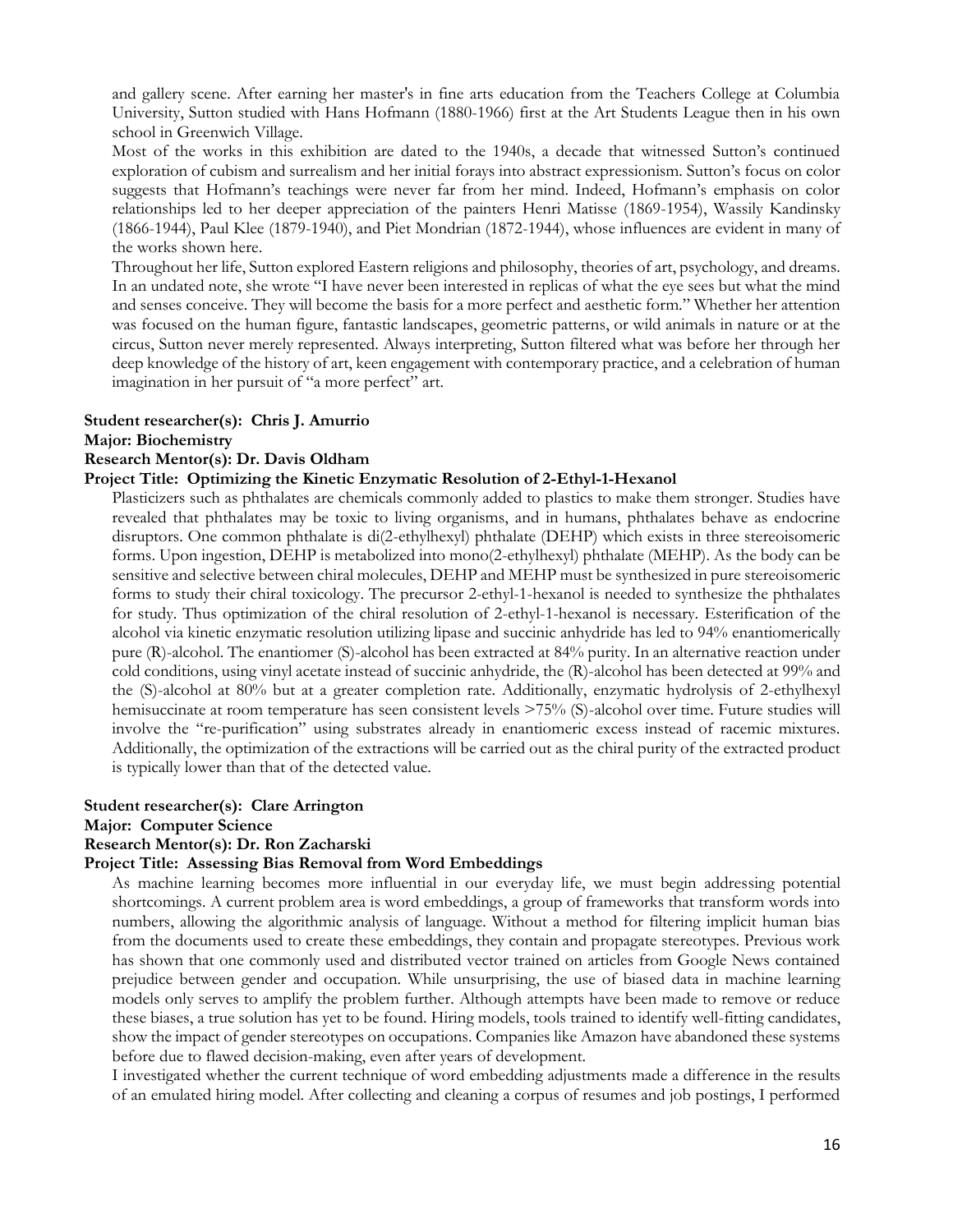and gallery scene. After earning her master's in fine arts education from the Teachers College at Columbia University, Sutton studied with Hans Hofmann (1880-1966) first at the Art Students League then in his own school in Greenwich Village.

Most of the works in this exhibition are dated to the 1940s, a decade that witnessed Sutton's continued exploration of cubism and surrealism and her initial forays into abstract expressionism. Sutton's focus on color suggests that Hofmann's teachings were never far from her mind. Indeed, Hofmann's emphasis on color relationships led to her deeper appreciation of the painters Henri Matisse (1869-1954), Wassily Kandinsky (1866-1944), Paul Klee (1879-1940), and Piet Mondrian (1872-1944), whose influences are evident in many of the works shown here.

Throughout her life, Sutton explored Eastern religions and philosophy, theories of art, psychology, and dreams. In an undated note, she wrote "I have never been interested in replicas of what the eye sees but what the mind and senses conceive. They will become the basis for a more perfect and aesthetic form." Whether her attention was focused on the human figure, fantastic landscapes, geometric patterns, or wild animals in nature or at the circus, Sutton never merely represented. Always interpreting, Sutton filtered what was before her through her deep knowledge of the history of art, keen engagement with contemporary practice, and a celebration of human imagination in her pursuit of "a more perfect" art.

**Student researcher(s): Chris J. Amurrio**
**Major: Biochemistry**
**Research Mentor(s): Dr. Davis Oldham**
**Project Title: Optimizing the Kinetic Enzymatic Resolution of 2-Ethyl-1-Hexanol**

Plasticizers such as phthalates are chemicals commonly added to plastics to make them stronger. Studies have revealed that phthalates may be toxic to living organisms, and in humans, phthalates behave as endocrine disruptors. One common phthalate is di(2-ethylhexyl) phthalate (DEHP) which exists in three stereoisomeric forms. Upon ingestion, DEHP is metabolized into mono(2-ethylhexyl) phthalate (MEHP). As the body can be sensitive and selective between chiral molecules, DEHP and MEHP must be synthesized in pure stereoisomeric forms to study their chiral toxicology. The precursor 2-ethyl-1-hexanol is needed to synthesize the phthalates for study. Thus optimization of the chiral resolution of 2-ethyl-1-hexanol is necessary. Esterification of the alcohol via kinetic enzymatic resolution utilizing lipase and succinic anhydride has led to 94% enantiomerically pure (R)-alcohol. The enantiomer (S)-alcohol has been extracted at 84% purity. In an alternative reaction under cold conditions, using vinyl acetate instead of succinic anhydride, the (R)-alcohol has been detected at 99% and the (S)-alcohol at 80% but at a greater completion rate. Additionally, enzymatic hydrolysis of 2-ethylhexyl hemisuccinate at room temperature has seen consistent levels >75% (S)-alcohol over time. Future studies will involve the "re-purification" using substrates already in enantiomeric excess instead of racemic mixtures. Additionally, the optimization of the extractions will be carried out as the chiral purity of the extracted product is typically lower than that of the detected value.

**Student researcher(s): Clare Arrington**
**Major: Computer Science**
**Research Mentor(s): Dr. Ron Zacharski**
**Project Title: Assessing Bias Removal from Word Embeddings**

As machine learning becomes more influential in our everyday life, we must begin addressing potential shortcomings. A current problem area is word embeddings, a group of frameworks that transform words into numbers, allowing the algorithmic analysis of language. Without a method for filtering implicit human bias from the documents used to create these embeddings, they contain and propagate stereotypes. Previous work has shown that one commonly used and distributed vector trained on articles from Google News contained prejudice between gender and occupation. While unsurprising, the use of biased data in machine learning models only serves to amplify the problem further. Although attempts have been made to remove or reduce these biases, a true solution has yet to be found. Hiring models, tools trained to identify well-fitting candidates, show the impact of gender stereotypes on occupations. Companies like Amazon have abandoned these systems before due to flawed decision-making, even after years of development.

I investigated whether the current technique of word embedding adjustments made a difference in the results of an emulated hiring model. After collecting and cleaning a corpus of resumes and job postings, I performed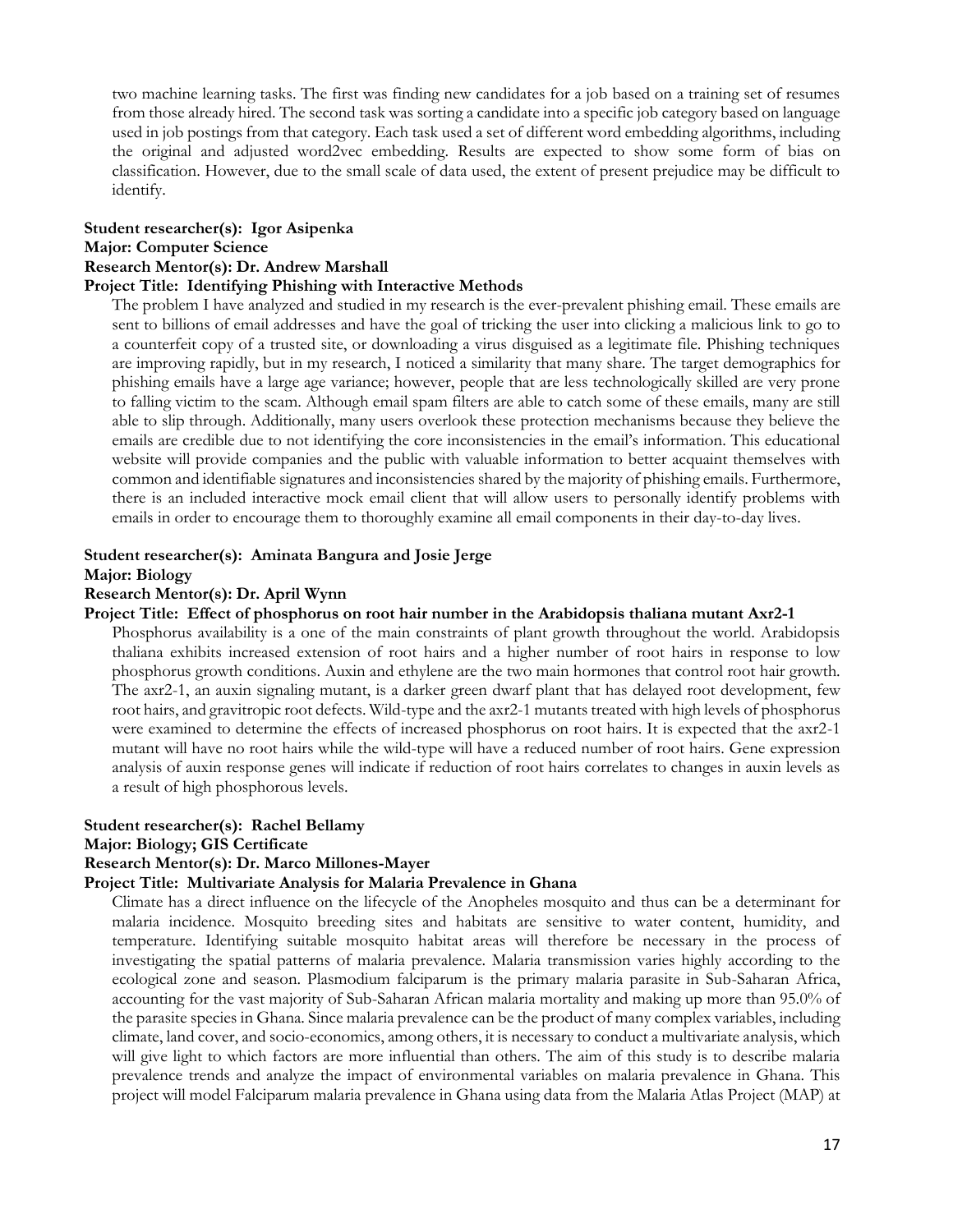two machine learning tasks. The first was finding new candidates for a job based on a training set of resumes from those already hired. The second task was sorting a candidate into a specific job category based on language used in job postings from that category. Each task used a set of different word embedding algorithms, including the original and adjusted word2vec embedding. Results are expected to show some form of bias on classification. However, due to the small scale of data used, the extent of present prejudice may be difficult to identify.

**Student researcher(s): Igor Asipenka**
**Major: Computer Science**
**Research Mentor(s): Dr. Andrew Marshall**
**Project Title: Identifying Phishing with Interactive Methods**

The problem I have analyzed and studied in my research is the ever-prevalent phishing email. These emails are sent to billions of email addresses and have the goal of tricking the user into clicking a malicious link to go to a counterfeit copy of a trusted site, or downloading a virus disguised as a legitimate file. Phishing techniques are improving rapidly, but in my research, I noticed a similarity that many share. The target demographics for phishing emails have a large age variance; however, people that are less technologically skilled are very prone to falling victim to the scam. Although email spam filters are able to catch some of these emails, many are still able to slip through. Additionally, many users overlook these protection mechanisms because they believe the emails are credible due to not identifying the core inconsistencies in the email's information. This educational website will provide companies and the public with valuable information to better acquaint themselves with common and identifiable signatures and inconsistencies shared by the majority of phishing emails. Furthermore, there is an included interactive mock email client that will allow users to personally identify problems with emails in order to encourage them to thoroughly examine all email components in their day-to-day lives.

**Student researcher(s): Aminata Bangura and Josie Jerge**
**Major: Biology**
**Research Mentor(s): Dr. April Wynn**
**Project Title: Effect of phosphorus on root hair number in the Arabidopsis thaliana mutant Axr2-1**

Phosphorus availability is a one of the main constraints of plant growth throughout the world. Arabidopsis thaliana exhibits increased extension of root hairs and a higher number of root hairs in response to low phosphorus growth conditions. Auxin and ethylene are the two main hormones that control root hair growth. The axr2-1, an auxin signaling mutant, is a darker green dwarf plant that has delayed root development, few root hairs, and gravitropic root defects. Wild-type and the axr2-1 mutants treated with high levels of phosphorus were examined to determine the effects of increased phosphorus on root hairs. It is expected that the axr2-1 mutant will have no root hairs while the wild-type will have a reduced number of root hairs. Gene expression analysis of auxin response genes will indicate if reduction of root hairs correlates to changes in auxin levels as a result of high phosphorous levels.

**Student researcher(s): Rachel Bellamy**
**Major: Biology; GIS Certificate**
**Research Mentor(s): Dr. Marco Millones-Mayer**
**Project Title: Multivariate Analysis for Malaria Prevalence in Ghana**

Climate has a direct influence on the lifecycle of the Anopheles mosquito and thus can be a determinant for malaria incidence. Mosquito breeding sites and habitats are sensitive to water content, humidity, and temperature. Identifying suitable mosquito habitat areas will therefore be necessary in the process of investigating the spatial patterns of malaria prevalence. Malaria transmission varies highly according to the ecological zone and season. Plasmodium falciparum is the primary malaria parasite in Sub-Saharan Africa, accounting for the vast majority of Sub-Saharan African malaria mortality and making up more than 95.0% of the parasite species in Ghana. Since malaria prevalence can be the product of many complex variables, including climate, land cover, and socio-economics, among others, it is necessary to conduct a multivariate analysis, which will give light to which factors are more influential than others. The aim of this study is to describe malaria prevalence trends and analyze the impact of environmental variables on malaria prevalence in Ghana. This project will model Falciparum malaria prevalence in Ghana using data from the Malaria Atlas Project (MAP) at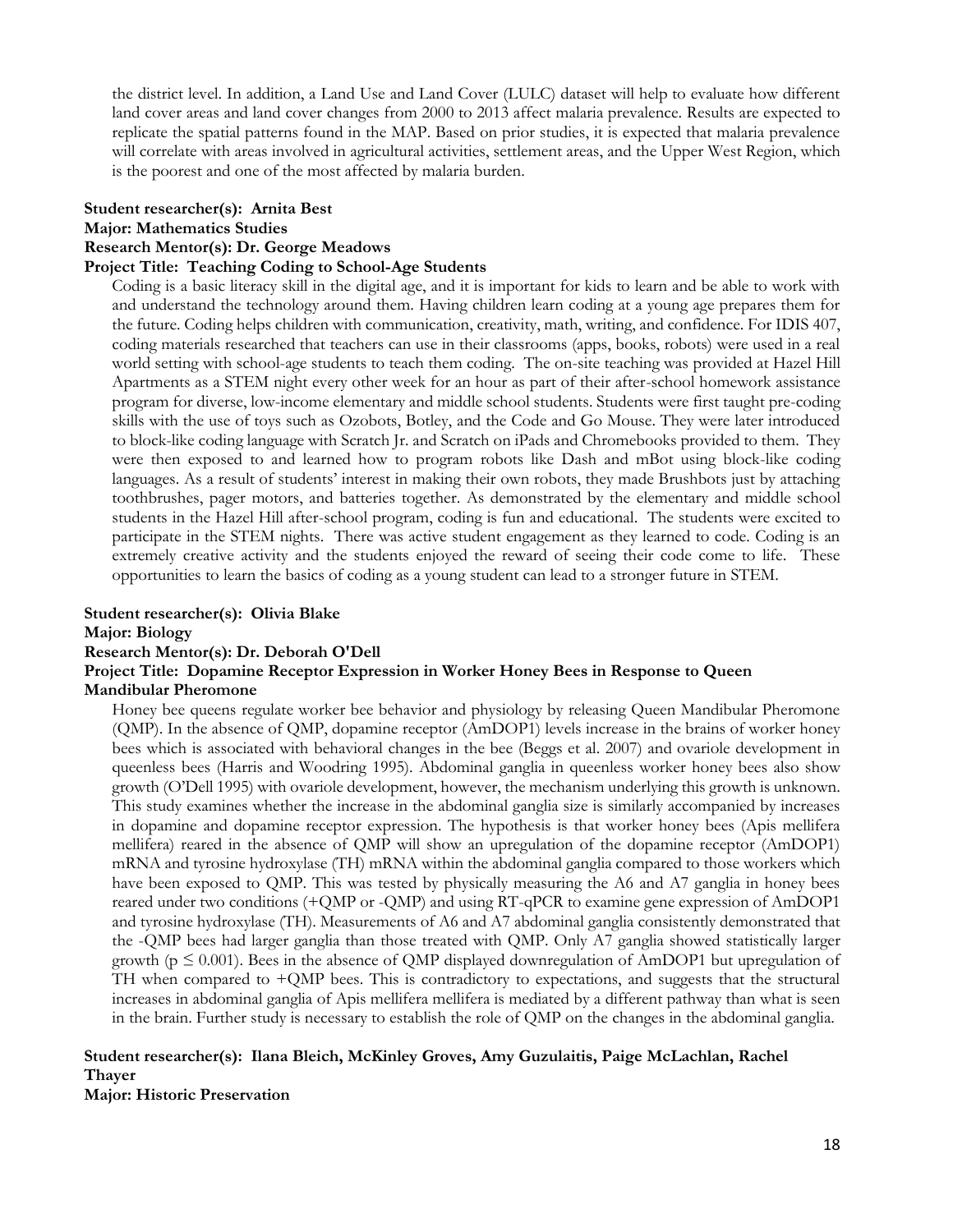the district level. In addition, a Land Use and Land Cover (LULC) dataset will help to evaluate how different land cover areas and land cover changes from 2000 to 2013 affect malaria prevalence. Results are expected to replicate the spatial patterns found in the MAP. Based on prior studies, it is expected that malaria prevalence will correlate with areas involved in agricultural activities, settlement areas, and the Upper West Region, which is the poorest and one of the most affected by malaria burden.

**Student researcher(s): Arnita Best**
**Major: Mathematics Studies**
**Research Mentor(s): Dr. George Meadows**
**Project Title: Teaching Coding to School-Age Students**

Coding is a basic literacy skill in the digital age, and it is important for kids to learn and be able to work with and understand the technology around them. Having children learn coding at a young age prepares them for the future. Coding helps children with communication, creativity, math, writing, and confidence. For IDIS 407, coding materials researched that teachers can use in their classrooms (apps, books, robots) were used in a real world setting with school-age students to teach them coding. The on-site teaching was provided at Hazel Hill Apartments as a STEM night every other week for an hour as part of their after-school homework assistance program for diverse, low-income elementary and middle school students. Students were first taught pre-coding skills with the use of toys such as Ozobots, Botley, and the Code and Go Mouse. They were later introduced to block-like coding language with Scratch Jr. and Scratch on iPads and Chromebooks provided to them. They were then exposed to and learned how to program robots like Dash and mBot using block-like coding languages. As a result of students' interest in making their own robots, they made Brushbots just by attaching toothbrushes, pager motors, and batteries together. As demonstrated by the elementary and middle school students in the Hazel Hill after-school program, coding is fun and educational. The students were excited to participate in the STEM nights. There was active student engagement as they learned to code. Coding is an extremely creative activity and the students enjoyed the reward of seeing their code come to life. These opportunities to learn the basics of coding as a young student can lead to a stronger future in STEM.

**Student researcher(s): Olivia Blake**
**Major: Biology**
**Research Mentor(s): Dr. Deborah O'Dell**
**Project Title: Dopamine Receptor Expression in Worker Honey Bees in Response to Queen Mandibular Pheromone**

Honey bee queens regulate worker bee behavior and physiology by releasing Queen Mandibular Pheromone (QMP). In the absence of QMP, dopamine receptor (AmDOP1) levels increase in the brains of worker honey bees which is associated with behavioral changes in the bee (Beggs et al. 2007) and ovariole development in queenless bees (Harris and Woodring 1995). Abdominal ganglia in queenless worker honey bees also show growth (O'Dell 1995) with ovariole development, however, the mechanism underlying this growth is unknown. This study examines whether the increase in the abdominal ganglia size is similarly accompanied by increases in dopamine and dopamine receptor expression. The hypothesis is that worker honey bees (Apis mellifera mellifera) reared in the absence of QMP will show an upregulation of the dopamine receptor (AmDOP1) mRNA and tyrosine hydroxylase (TH) mRNA within the abdominal ganglia compared to those workers which have been exposed to QMP. This was tested by physically measuring the A6 and A7 ganglia in honey bees reared under two conditions (+QMP or -QMP) and using RT-qPCR to examine gene expression of AmDOP1 and tyrosine hydroxylase (TH). Measurements of A6 and A7 abdominal ganglia consistently demonstrated that the -QMP bees had larger ganglia than those treated with QMP. Only A7 ganglia showed statistically larger growth ($p \leq 0.001$). Bees in the absence of QMP displayed downregulation of AmDOP1 but upregulation of TH when compared to +QMP bees. This is contradictory to expectations, and suggests that the structural increases in abdominal ganglia of Apis mellifera mellifera is mediated by a different pathway than what is seen in the brain. Further study is necessary to establish the role of QMP on the changes in the abdominal ganglia.

**Student researcher(s): Ilana Bleich, McKinley Groves, Amy Guzulaitis, Paige McLachlan, Rachel Thayer**
**Major: Historic Preservation**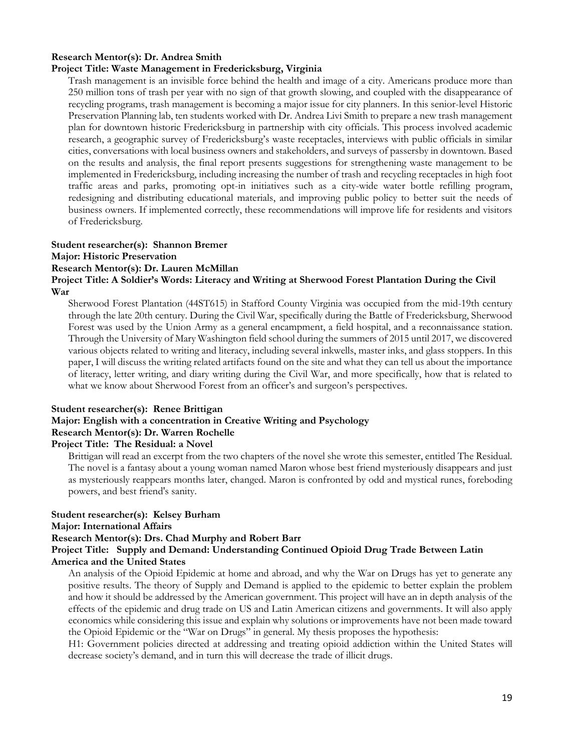**Research Mentor(s): Dr. Andrea Smith**

**Project Title: Waste Management in Fredericksburg, Virginia**

Trash management is an invisible force behind the health and image of a city. Americans produce more than 250 million tons of trash per year with no sign of that growth slowing, and coupled with the disappearance of recycling programs, trash management is becoming a major issue for city planners. In this senior-level Historic Preservation Planning lab, ten students worked with Dr. Andrea Livi Smith to prepare a new trash management plan for downtown historic Fredericksburg in partnership with city officials. This process involved academic research, a geographic survey of Fredericksburg's waste receptacles, interviews with public officials in similar cities, conversations with local business owners and stakeholders, and surveys of passersby in downtown. Based on the results and analysis, the final report presents suggestions for strengthening waste management to be implemented in Fredericksburg, including increasing the number of trash and recycling receptacles in high foot traffic areas and parks, promoting opt-in initiatives such as a city-wide water bottle refilling program, redesigning and distributing educational materials, and improving public policy to better suit the needs of business owners. If implemented correctly, these recommendations will improve life for residents and visitors of Fredericksburg.

**Student researcher(s): Shannon Bremer**

**Major: Historic Preservation**

**Research Mentor(s): Dr. Lauren McMillan**

**Project Title: A Soldier's Words: Literacy and Writing at Sherwood Forest Plantation During the Civil War**

Sherwood Forest Plantation (44ST615) in Stafford County Virginia was occupied from the mid-19th century through the late 20th century. During the Civil War, specifically during the Battle of Fredericksburg, Sherwood Forest was used by the Union Army as a general encampment, a field hospital, and a reconnaissance station. Through the University of Mary Washington field school during the summers of 2015 until 2017, we discovered various objects related to writing and literacy, including several inkwells, master inks, and glass stoppers. In this paper, I will discuss the writing related artifacts found on the site and what they can tell us about the importance of literacy, letter writing, and diary writing during the Civil War, and more specifically, how that is related to what we know about Sherwood Forest from an officer's and surgeon's perspectives.

**Student researcher(s): Renee Brittigan**

**Major: English with a concentration in Creative Writing and Psychology**

**Research Mentor(s): Dr. Warren Rochelle**

**Project Title: The Residual: a Novel**

Brittigan will read an excerpt from the two chapters of the novel she wrote this semester, entitled The Residual. The novel is a fantasy about a young woman named Maron whose best friend mysteriously disappears and just as mysteriously reappears months later, changed. Maron is confronted by odd and mystical runes, foreboding powers, and best friend's sanity.

**Student researcher(s): Kelsey Burham**

**Major: International Affairs**

**Research Mentor(s): Drs. Chad Murphy and Robert Barr**

**Project Title: Supply and Demand: Understanding Continued Opioid Drug Trade Between Latin America and the United States**

An analysis of the Opioid Epidemic at home and abroad, and why the War on Drugs has yet to generate any positive results. The theory of Supply and Demand is applied to the epidemic to better explain the problem and how it should be addressed by the American government. This project will have an in depth analysis of the effects of the epidemic and drug trade on US and Latin American citizens and governments. It will also apply economics while considering this issue and explain why solutions or improvements have not been made toward the Opioid Epidemic or the "War on Drugs" in general. My thesis proposes the hypothesis:

H1: Government policies directed at addressing and treating opioid addiction within the United States will decrease society's demand, and in turn this will decrease the trade of illicit drugs.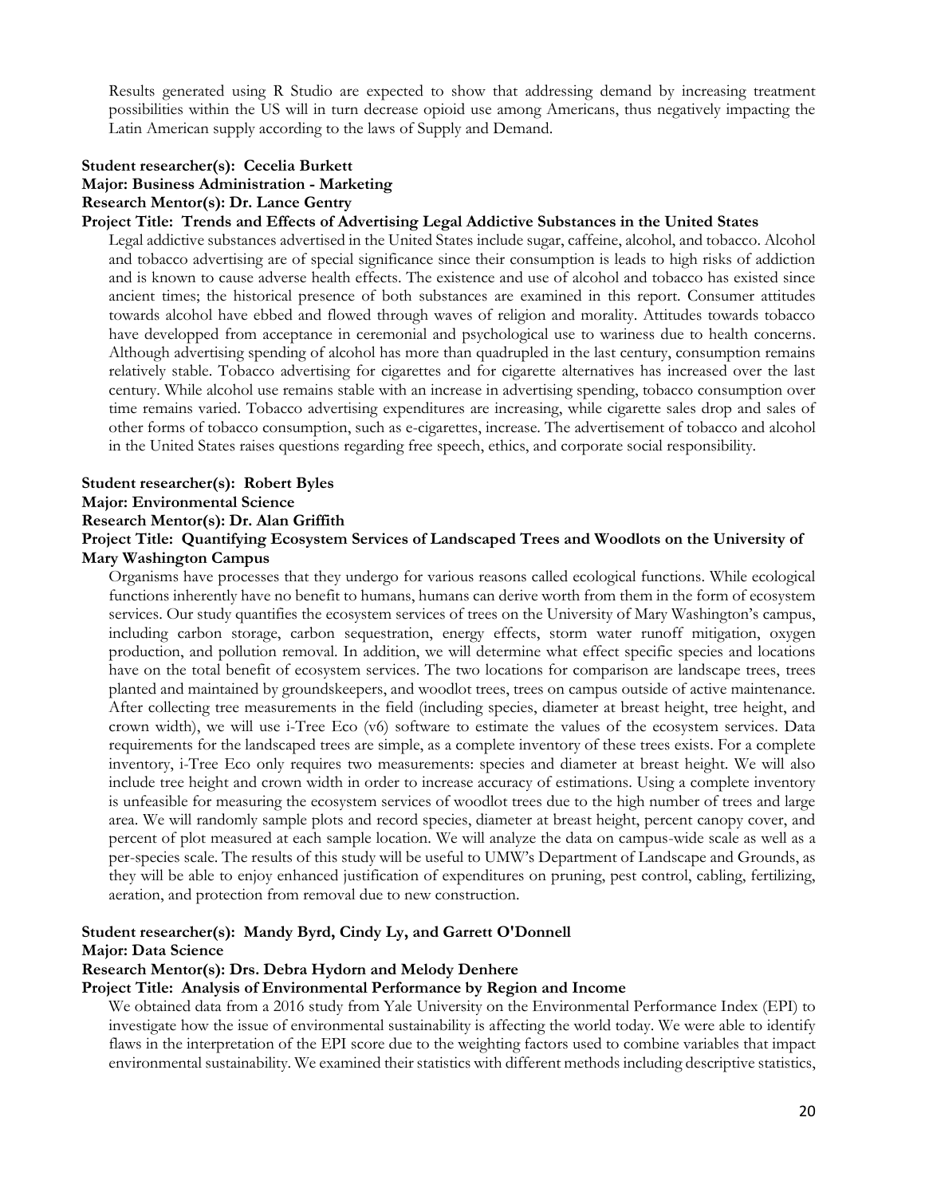Results generated using R Studio are expected to show that addressing demand by increasing treatment possibilities within the US will in turn decrease opioid use among Americans, thus negatively impacting the Latin American supply according to the laws of Supply and Demand.

**Student researcher(s): Cecelia Burkett**
**Major: Business Administration - Marketing**
**Research Mentor(s): Dr. Lance Gentry**
**Project Title: Trends and Effects of Advertising Legal Addictive Substances in the United States**

Legal addictive substances advertised in the United States include sugar, caffeine, alcohol, and tobacco. Alcohol and tobacco advertising are of special significance since their consumption is leads to high risks of addiction and is known to cause adverse health effects. The existence and use of alcohol and tobacco has existed since ancient times; the historical presence of both substances are examined in this report. Consumer attitudes towards alcohol have ebbed and flowed through waves of religion and morality. Attitudes towards tobacco have developped from acceptance in ceremonial and psychological use to wariness due to health concerns. Although advertising spending of alcohol has more than quadrupled in the last century, consumption remains relatively stable. Tobacco advertising for cigarettes and for cigarette alternatives has increased over the last century. While alcohol use remains stable with an increase in advertising spending, tobacco consumption over time remains varied. Tobacco advertising expenditures are increasing, while cigarette sales drop and sales of other forms of tobacco consumption, such as e-cigarettes, increase. The advertisement of tobacco and alcohol in the United States raises questions regarding free speech, ethics, and corporate social responsibility.

**Student researcher(s): Robert Byles**
**Major: Environmental Science**
**Research Mentor(s): Dr. Alan Griffith**
**Project Title: Quantifying Ecosystem Services of Landscaped Trees and Woodlots on the University of Mary Washington Campus**

Organisms have processes that they undergo for various reasons called ecological functions. While ecological functions inherently have no benefit to humans, humans can derive worth from them in the form of ecosystem services. Our study quantifies the ecosystem services of trees on the University of Mary Washington's campus, including carbon storage, carbon sequestration, energy effects, storm water runoff mitigation, oxygen production, and pollution removal. In addition, we will determine what effect specific species and locations have on the total benefit of ecosystem services. The two locations for comparison are landscape trees, trees planted and maintained by groundskeepers, and woodlot trees, trees on campus outside of active maintenance. After collecting tree measurements in the field (including species, diameter at breast height, tree height, and crown width), we will use i-Tree Eco (v6) software to estimate the values of the ecosystem services. Data requirements for the landscaped trees are simple, as a complete inventory of these trees exists. For a complete inventory, i-Tree Eco only requires two measurements: species and diameter at breast height. We will also include tree height and crown width in order to increase accuracy of estimations. Using a complete inventory is unfeasible for measuring the ecosystem services of woodlot trees due to the high number of trees and large area. We will randomly sample plots and record species, diameter at breast height, percent canopy cover, and percent of plot measured at each sample location. We will analyze the data on campus-wide scale as well as a per-species scale. The results of this study will be useful to UMW's Department of Landscape and Grounds, as they will be able to enjoy enhanced justification of expenditures on pruning, pest control, cabling, fertilizing, aeration, and protection from removal due to new construction.

**Student researcher(s): Mandy Byrd, Cindy Ly, and Garrett O'Donnell**
**Major: Data Science**
**Research Mentor(s): Drs. Debra Hydorn and Melody Denhere**
**Project Title: Analysis of Environmental Performance by Region and Income**

We obtained data from a 2016 study from Yale University on the Environmental Performance Index (EPI) to investigate how the issue of environmental sustainability is affecting the world today. We were able to identify flaws in the interpretation of the EPI score due to the weighting factors used to combine variables that impact environmental sustainability. We examined their statistics with different methods including descriptive statistics,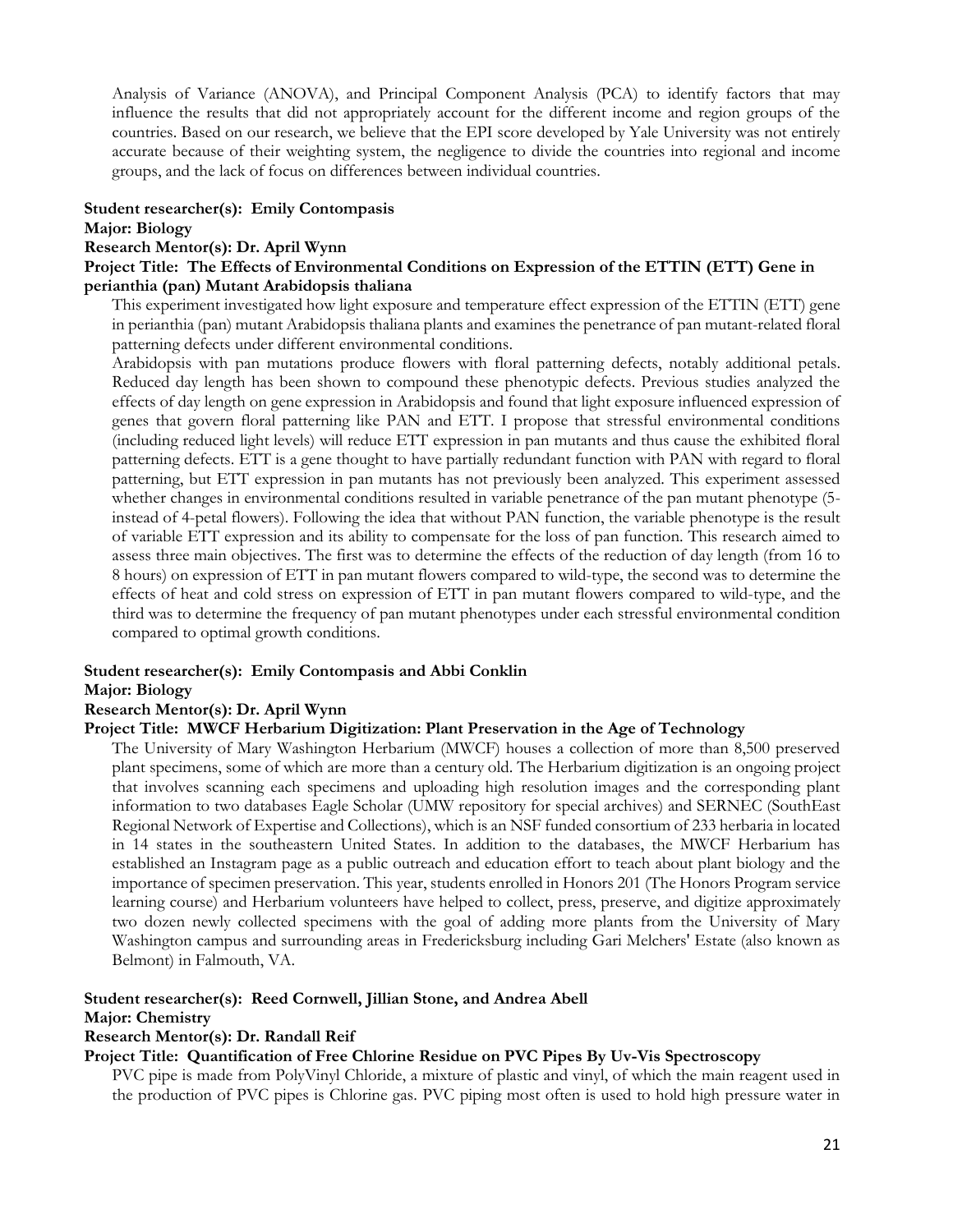Analysis of Variance (ANOVA), and Principal Component Analysis (PCA) to identify factors that may influence the results that did not appropriately account for the different income and region groups of the countries. Based on our research, we believe that the EPI score developed by Yale University was not entirely accurate because of their weighting system, the negligence to divide the countries into regional and income groups, and the lack of focus on differences between individual countries.

**Student researcher(s): Emily Contompasis**
**Major: Biology**
**Research Mentor(s): Dr. April Wynn**
**Project Title: The Effects of Environmental Conditions on Expression of the ETTIN (ETT) Gene in perianthia (pan) Mutant Arabidopsis thaliana**

This experiment investigated how light exposure and temperature effect expression of the ETTIN (ETT) gene in perianthia (pan) mutant Arabidopsis thaliana plants and examines the penetrance of pan mutant-related floral patterning defects under different environmental conditions.

Arabidopsis with pan mutations produce flowers with floral patterning defects, notably additional petals. Reduced day length has been shown to compound these phenotypic defects. Previous studies analyzed the effects of day length on gene expression in Arabidopsis and found that light exposure influenced expression of genes that govern floral patterning like PAN and ETT. I propose that stressful environmental conditions (including reduced light levels) will reduce ETT expression in pan mutants and thus cause the exhibited floral patterning defects. ETT is a gene thought to have partially redundant function with PAN with regard to floral patterning, but ETT expression in pan mutants has not previously been analyzed. This experiment assessed whether changes in environmental conditions resulted in variable penetrance of the pan mutant phenotype (5- instead of 4-petal flowers). Following the idea that without PAN function, the variable phenotype is the result of variable ETT expression and its ability to compensate for the loss of pan function. This research aimed to assess three main objectives. The first was to determine the effects of the reduction of day length (from 16 to 8 hours) on expression of ETT in pan mutant flowers compared to wild-type, the second was to determine the effects of heat and cold stress on expression of ETT in pan mutant flowers compared to wild-type, and the third was to determine the frequency of pan mutant phenotypes under each stressful environmental condition compared to optimal growth conditions.

**Student researcher(s): Emily Contompasis and Abbi Conklin**
**Major: Biology**
**Research Mentor(s): Dr. April Wynn**
**Project Title: MWCF Herbarium Digitization: Plant Preservation in the Age of Technology**

The University of Mary Washington Herbarium (MWCF) houses a collection of more than 8,500 preserved plant specimens, some of which are more than a century old. The Herbarium digitization is an ongoing project that involves scanning each specimens and uploading high resolution images and the corresponding plant information to two databases Eagle Scholar (UMW repository for special archives) and SERNEC (SouthEast Regional Network of Expertise and Collections), which is an NSF funded consortium of 233 herbaria in located in 14 states in the southeastern United States. In addition to the databases, the MWCF Herbarium has established an Instagram page as a public outreach and education effort to teach about plant biology and the importance of specimen preservation. This year, students enrolled in Honors 201 (The Honors Program service learning course) and Herbarium volunteers have helped to collect, press, preserve, and digitize approximately two dozen newly collected specimens with the goal of adding more plants from the University of Mary Washington campus and surrounding areas in Fredericksburg including Gari Melchers' Estate (also known as Belmont) in Falmouth, VA.

**Student researcher(s): Reed Cornwell, Jillian Stone, and Andrea Abell**
**Major: Chemistry**
**Research Mentor(s): Dr. Randall Reif**
**Project Title: Quantification of Free Chlorine Residue on PVC Pipes By Uv-Vis Spectroscopy**

PVC pipe is made from PolyVinyl Chloride, a mixture of plastic and vinyl, of which the main reagent used in the production of PVC pipes is Chlorine gas. PVC piping most often is used to hold high pressure water in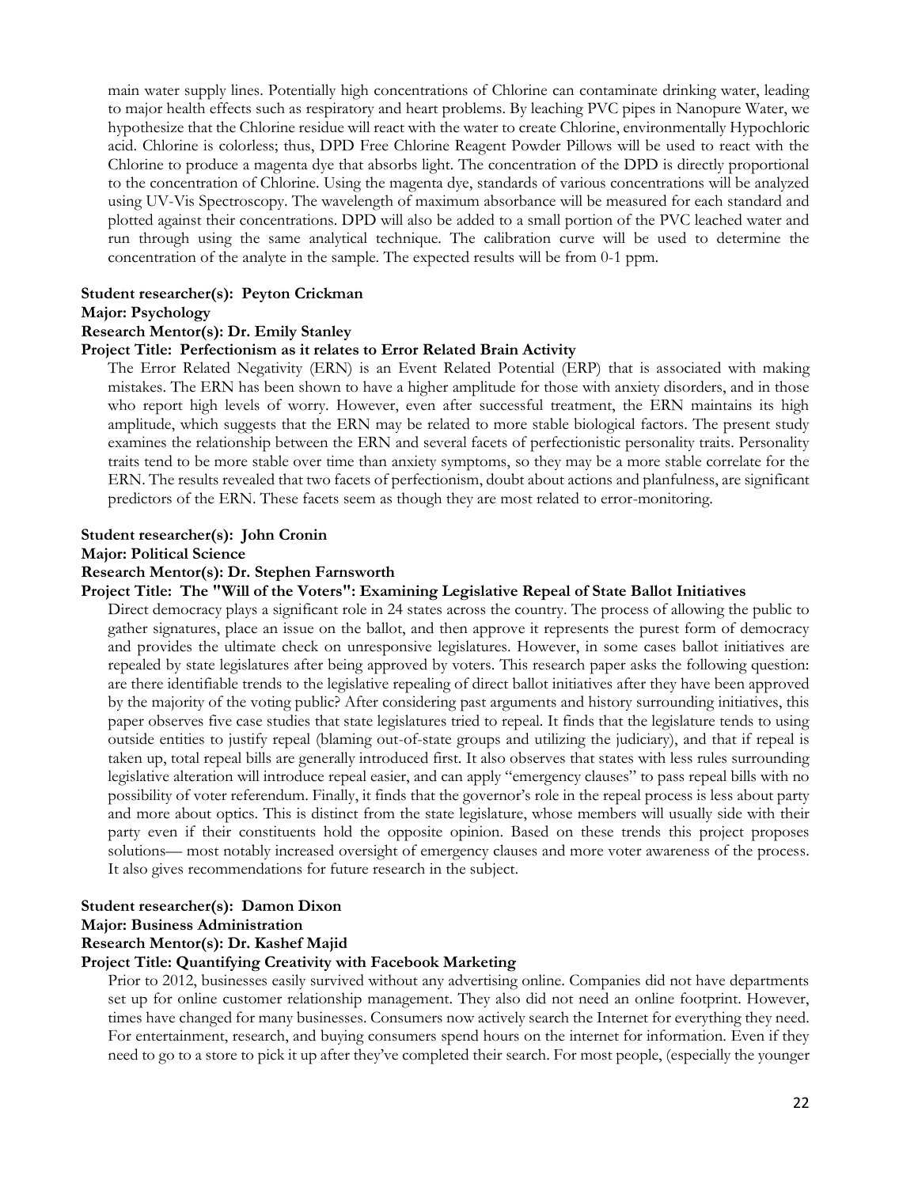main water supply lines. Potentially high concentrations of Chlorine can contaminate drinking water, leading to major health effects such as respiratory and heart problems. By leaching PVC pipes in Nanopure Water, we hypothesize that the Chlorine residue will react with the water to create Chlorine, environmentally Hypochloric acid. Chlorine is colorless; thus, DPD Free Chlorine Reagent Powder Pillows will be used to react with the Chlorine to produce a magenta dye that absorbs light. The concentration of the DPD is directly proportional to the concentration of Chlorine. Using the magenta dye, standards of various concentrations will be analyzed using UV-Vis Spectroscopy. The wavelength of maximum absorbance will be measured for each standard and plotted against their concentrations. DPD will also be added to a small portion of the PVC leached water and run through using the same analytical technique. The calibration curve will be used to determine the concentration of the analyte in the sample. The expected results will be from 0-1 ppm.

**Student researcher(s): Peyton Crickman**
**Major: Psychology**
**Research Mentor(s): Dr. Emily Stanley**
**Project Title: Perfectionism as it relates to Error Related Brain Activity**

The Error Related Negativity (ERN) is an Event Related Potential (ERP) that is associated with making mistakes. The ERN has been shown to have a higher amplitude for those with anxiety disorders, and in those who report high levels of worry. However, even after successful treatment, the ERN maintains its high amplitude, which suggests that the ERN may be related to more stable biological factors. The present study examines the relationship between the ERN and several facets of perfectionistic personality traits. Personality traits tend to be more stable over time than anxiety symptoms, so they may be a more stable correlate for the ERN. The results revealed that two facets of perfectionism, doubt about actions and planfulness, are significant predictors of the ERN. These facets seem as though they are most related to error-monitoring.

**Student researcher(s): John Cronin**
**Major: Political Science**
**Research Mentor(s): Dr. Stephen Farnsworth**
**Project Title: The "Will of the Voters": Examining Legislative Repeal of State Ballot Initiatives**

Direct democracy plays a significant role in 24 states across the country. The process of allowing the public to gather signatures, place an issue on the ballot, and then approve it represents the purest form of democracy and provides the ultimate check on unresponsive legislatures. However, in some cases ballot initiatives are repealed by state legislatures after being approved by voters. This research paper asks the following question: are there identifiable trends to the legislative repealing of direct ballot initiatives after they have been approved by the majority of the voting public? After considering past arguments and history surrounding initiatives, this paper observes five case studies that state legislatures tried to repeal. It finds that the legislature tends to using outside entities to justify repeal (blaming out-of-state groups and utilizing the judiciary), and that if repeal is taken up, total repeal bills are generally introduced first. It also observes that states with less rules surrounding legislative alteration will introduce repeal easier, and can apply "emergency clauses" to pass repeal bills with no possibility of voter referendum. Finally, it finds that the governor's role in the repeal process is less about party and more about optics. This is distinct from the state legislature, whose members will usually side with their party even if their constituents hold the opposite opinion. Based on these trends this project proposes solutions— most notably increased oversight of emergency clauses and more voter awareness of the process. It also gives recommendations for future research in the subject.

**Student researcher(s): Damon Dixon**
**Major: Business Administration**
**Research Mentor(s): Dr. Kashef Majid**
**Project Title: Quantifying Creativity with Facebook Marketing**

Prior to 2012, businesses easily survived without any advertising online. Companies did not have departments set up for online customer relationship management. They also did not need an online footprint. However, times have changed for many businesses. Consumers now actively search the Internet for everything they need. For entertainment, research, and buying consumers spend hours on the internet for information. Even if they need to go to a store to pick it up after they've completed their search. For most people, (especially the younger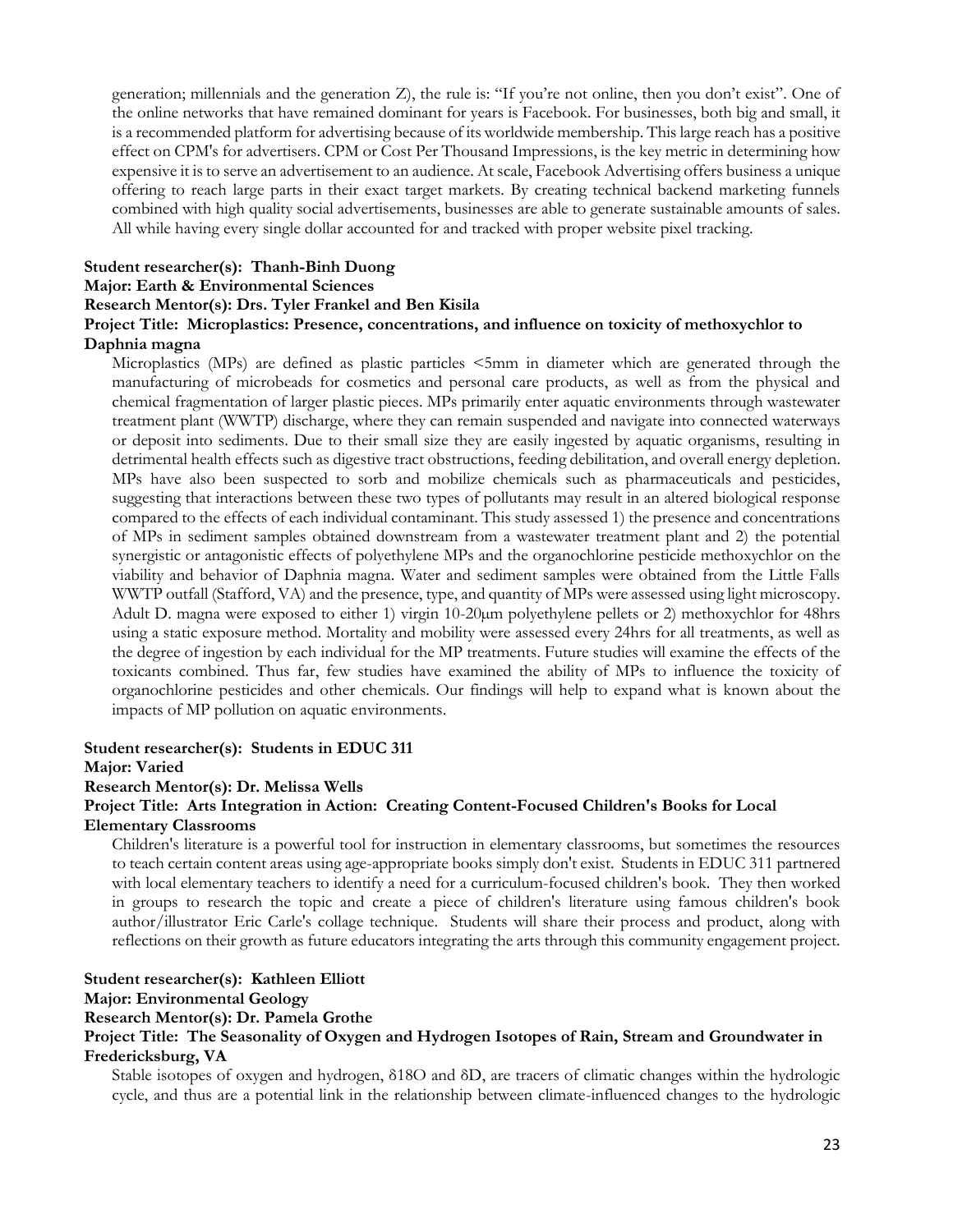generation; millennials and the generation Z), the rule is: "If you're not online, then you don't exist". One of the online networks that have remained dominant for years is Facebook. For businesses, both big and small, it is a recommended platform for advertising because of its worldwide membership. This large reach has a positive effect on CPM's for advertisers. CPM or Cost Per Thousand Impressions, is the key metric in determining how expensive it is to serve an advertisement to an audience. At scale, Facebook Advertising offers business a unique offering to reach large parts in their exact target markets. By creating technical backend marketing funnels combined with high quality social advertisements, businesses are able to generate sustainable amounts of sales. All while having every single dollar accounted for and tracked with proper website pixel tracking.

**Student researcher(s): Thanh-Binh Duong**
**Major: Earth & Environmental Sciences**
**Research Mentor(s): Drs. Tyler Frankel and Ben Kisila**
**Project Title: Microplastics: Presence, concentrations, and influence on toxicity of methoxychlor to Daphnia magna**

Microplastics (MPs) are defined as plastic particles <5mm in diameter which are generated through the manufacturing of microbeads for cosmetics and personal care products, as well as from the physical and chemical fragmentation of larger plastic pieces. MPs primarily enter aquatic environments through wastewater treatment plant (WWTP) discharge, where they can remain suspended and navigate into connected waterways or deposit into sediments. Due to their small size they are easily ingested by aquatic organisms, resulting in detrimental health effects such as digestive tract obstructions, feeding debilitation, and overall energy depletion. MPs have also been suspected to sorb and mobilize chemicals such as pharmaceuticals and pesticides, suggesting that interactions between these two types of pollutants may result in an altered biological response compared to the effects of each individual contaminant. This study assessed 1) the presence and concentrations of MPs in sediment samples obtained downstream from a wastewater treatment plant and 2) the potential synergistic or antagonistic effects of polyethylene MPs and the organochlorine pesticide methoxychlor on the viability and behavior of Daphnia magna. Water and sediment samples were obtained from the Little Falls WWTP outfall (Stafford, VA) and the presence, type, and quantity of MPs were assessed using light microscopy. Adult D. magna were exposed to either 1) virgin 10-20μm polyethylene pellets or 2) methoxychlor for 48hrs using a static exposure method. Mortality and mobility were assessed every 24hrs for all treatments, as well as the degree of ingestion by each individual for the MP treatments. Future studies will examine the effects of the toxicants combined. Thus far, few studies have examined the ability of MPs to influence the toxicity of organochlorine pesticides and other chemicals. Our findings will help to expand what is known about the impacts of MP pollution on aquatic environments.

**Student researcher(s): Students in EDUC 311**
**Major: Varied**
**Research Mentor(s): Dr. Melissa Wells**
**Project Title: Arts Integration in Action: Creating Content-Focused Children's Books for Local Elementary Classrooms**

Children's literature is a powerful tool for instruction in elementary classrooms, but sometimes the resources to teach certain content areas using age-appropriate books simply don't exist. Students in EDUC 311 partnered with local elementary teachers to identify a need for a curriculum-focused children's book. They then worked in groups to research the topic and create a piece of children's literature using famous children's book author/illustrator Eric Carle's collage technique. Students will share their process and product, along with reflections on their growth as future educators integrating the arts through this community engagement project.

**Student researcher(s): Kathleen Elliott**
**Major: Environmental Geology**
**Research Mentor(s): Dr. Pamela Grothe**
**Project Title: The Seasonality of Oxygen and Hydrogen Isotopes of Rain, Stream and Groundwater in Fredericksburg, VA**

Stable isotopes of oxygen and hydrogen, $\delta^{18}O$ and $\delta D$, are tracers of climatic changes within the hydrologic cycle, and thus are a potential link in the relationship between climate-influenced changes to the hydrologic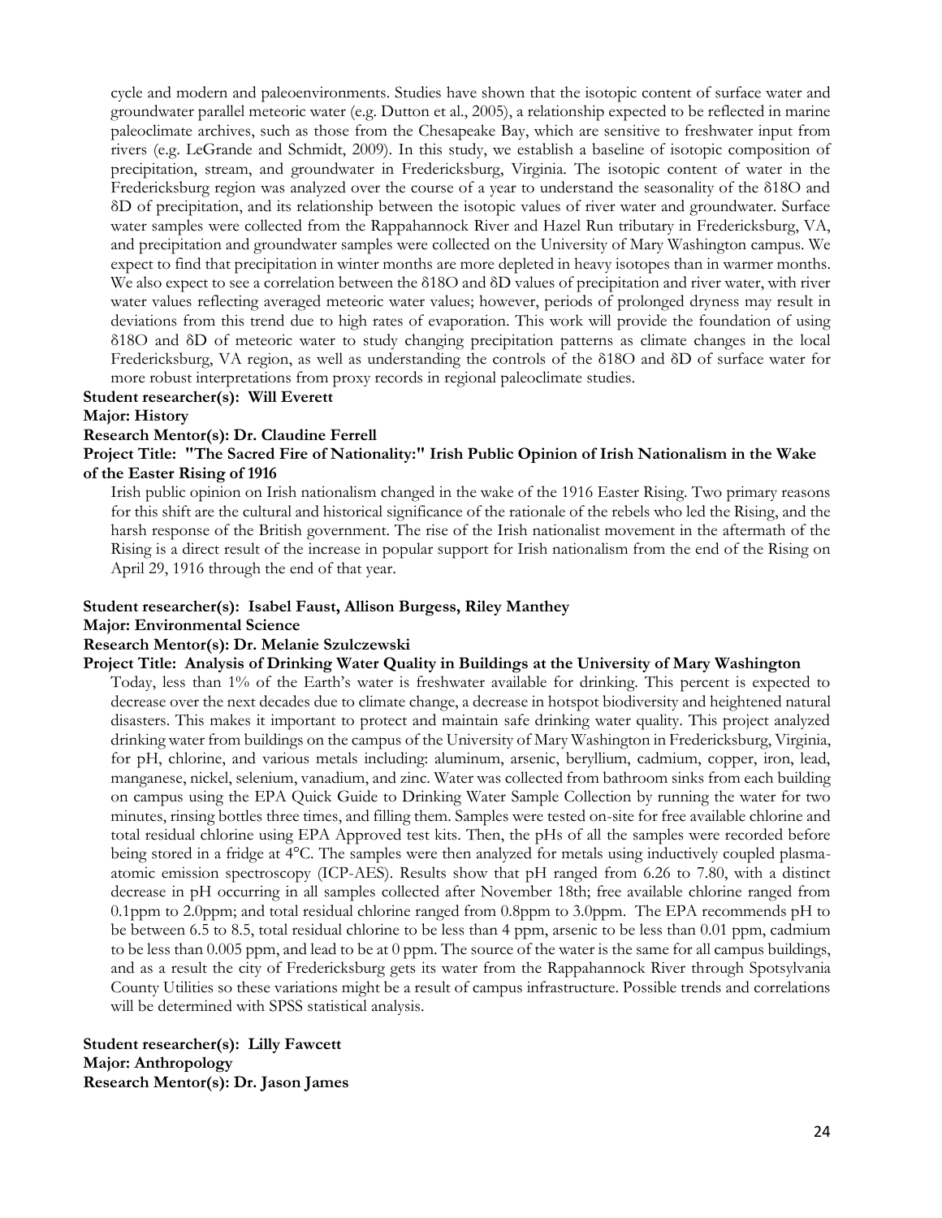cycle and modern and paleoenvironments. Studies have shown that the isotopic content of surface water and groundwater parallel meteoric water (e.g. Dutton et al., 2005), a relationship expected to be reflected in marine paleoclimate archives, such as those from the Chesapeake Bay, which are sensitive to freshwater input from rivers (e.g. LeGrande and Schmidt, 2009). In this study, we establish a baseline of isotopic composition of precipitation, stream, and groundwater in Fredericksburg, Virginia. The isotopic content of water in the Fredericksburg region was analyzed over the course of a year to understand the seasonality of the $\delta^{18}O$ and $\delta D$ of precipitation, and its relationship between the isotopic values of river water and groundwater. Surface water samples were collected from the Rappahannock River and Hazel Run tributary in Fredericksburg, VA, and precipitation and groundwater samples were collected on the University of Mary Washington campus. We expect to find that precipitation in winter months are more depleted in heavy isotopes than in warmer months. We also expect to see a correlation between the $\delta^{18}O$ and $\delta D$ values of precipitation and river water, with river water values reflecting averaged meteoric water values; however, periods of prolonged dryness may result in deviations from this trend due to high rates of evaporation. This work will provide the foundation of using $\delta^{18}O$ and $\delta D$ of meteoric water to study changing precipitation patterns as climate changes in the local Fredericksburg, VA region, as well as understanding the controls of the $\delta^{18}O$ and $\delta D$ of surface water for more robust interpretations from proxy records in regional paleoclimate studies.

**Student researcher(s): Will Everett**
**Major: History**
**Research Mentor(s): Dr. Claudine Ferrell**
**Project Title: "The Sacred Fire of Nationality:" Irish Public Opinion of Irish Nationalism in the Wake of the Easter Rising of 1916**

Irish public opinion on Irish nationalism changed in the wake of the 1916 Easter Rising. Two primary reasons for this shift are the cultural and historical significance of the rationale of the rebels who led the Rising, and the harsh response of the British government. The rise of the Irish nationalist movement in the aftermath of the Rising is a direct result of the increase in popular support for Irish nationalism from the end of the Rising on April 29, 1916 through the end of that year.

**Student researcher(s): Isabel Faust, Allison Burgess, Riley Manthey**
**Major: Environmental Science**
**Research Mentor(s): Dr. Melanie Szulczewski**
**Project Title: Analysis of Drinking Water Quality in Buildings at the University of Mary Washington**

Today, less than 1% of the Earth's water is freshwater available for drinking. This percent is expected to decrease over the next decades due to climate change, a decrease in hotspot biodiversity and heightened natural disasters. This makes it important to protect and maintain safe drinking water quality. This project analyzed drinking water from buildings on the campus of the University of Mary Washington in Fredericksburg, Virginia, for pH, chlorine, and various metals including: aluminum, arsenic, beryllium, cadmium, copper, iron, lead, manganese, nickel, selenium, vanadium, and zinc. Water was collected from bathroom sinks from each building on campus using the EPA Quick Guide to Drinking Water Sample Collection by running the water for two minutes, rinsing bottles three times, and filling them. Samples were tested on-site for free available chlorine and total residual chlorine using EPA Approved test kits. Then, the pHs of all the samples were recorded before being stored in a fridge at 4°C. The samples were then analyzed for metals using inductively coupled plasma-atomic emission spectroscopy (ICP-AES). Results show that pH ranged from 6.26 to 7.80, with a distinct decrease in pH occurring in all samples collected after November 18th; free available chlorine ranged from 0.1ppm to 2.0ppm; and total residual chlorine ranged from 0.8ppm to 3.0ppm. The EPA recommends pH to be between 6.5 to 8.5, total residual chlorine to be less than 4 ppm, arsenic to be less than 0.01 ppm, cadmium to be less than 0.005 ppm, and lead to be at 0 ppm. The source of the water is the same for all campus buildings, and as a result the city of Fredericksburg gets its water from the Rappahannock River through Spotsylvania County Utilities so these variations might be a result of campus infrastructure. Possible trends and correlations will be determined with SPSS statistical analysis.

**Student researcher(s): Lilly Fawcett**
**Major: Anthropology**
**Research Mentor(s): Dr. Jason James**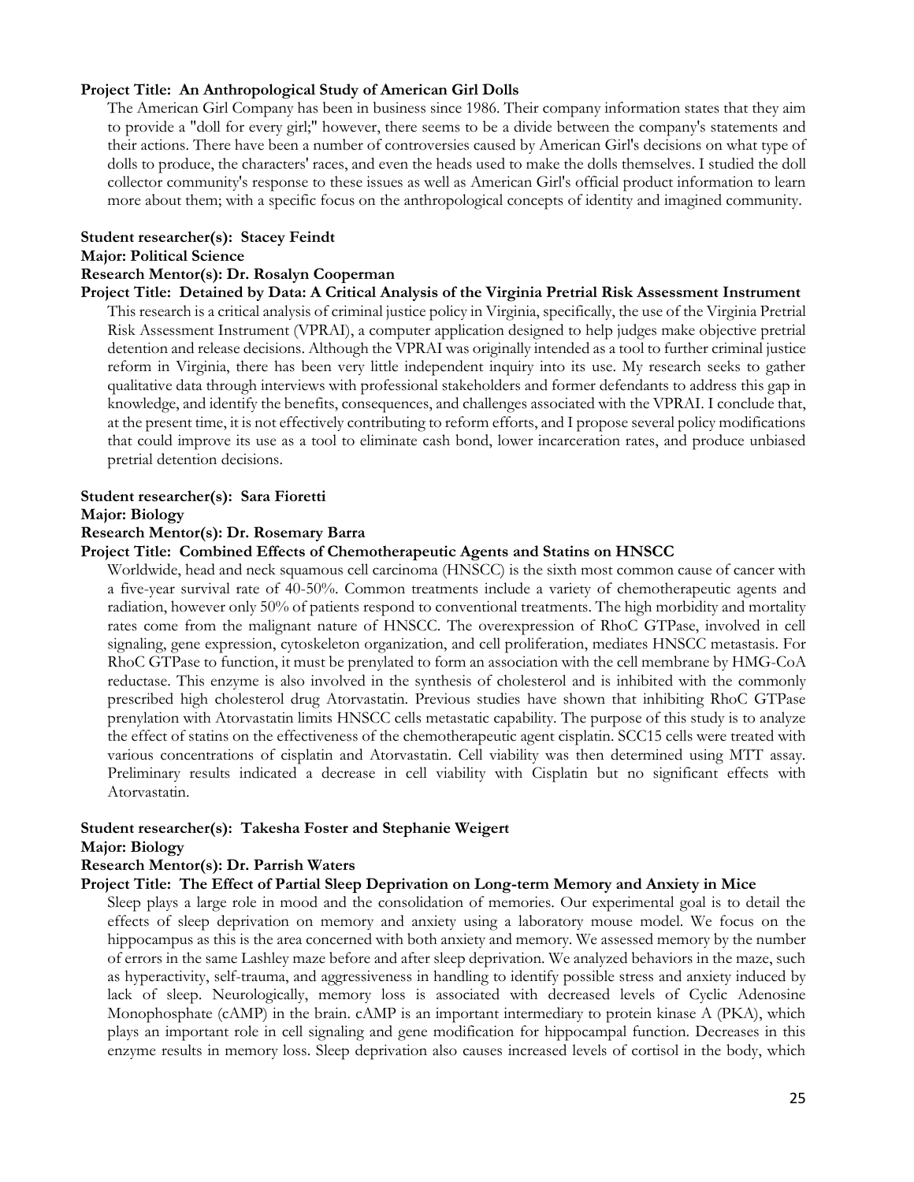**Project Title: An Anthropological Study of American Girl Dolls**

The American Girl Company has been in business since 1986. Their company information states that they aim to provide a "doll for every girl;" however, there seems to be a divide between the company's statements and their actions. There have been a number of controversies caused by American Girl's decisions on what type of dolls to produce, the characters' races, and even the heads used to make the dolls themselves. I studied the doll collector community's response to these issues as well as American Girl's official product information to learn more about them; with a specific focus on the anthropological concepts of identity and imagined community.

**Student researcher(s): Stacey Feindt**
**Major: Political Science**
**Research Mentor(s): Dr. Rosalyn Cooperman**
**Project Title: Detained by Data: A Critical Analysis of the Virginia Pretrial Risk Assessment Instrument**

This research is a critical analysis of criminal justice policy in Virginia, specifically, the use of the Virginia Pretrial Risk Assessment Instrument (VPRAI), a computer application designed to help judges make objective pretrial detention and release decisions. Although the VPRAI was originally intended as a tool to further criminal justice reform in Virginia, there has been very little independent inquiry into its use. My research seeks to gather qualitative data through interviews with professional stakeholders and former defendants to address this gap in knowledge, and identify the benefits, consequences, and challenges associated with the VPRAI. I conclude that, at the present time, it is not effectively contributing to reform efforts, and I propose several policy modifications that could improve its use as a tool to eliminate cash bond, lower incarceration rates, and produce unbiased pretrial detention decisions.

**Student researcher(s): Sara Fioretti**
**Major: Biology**
**Research Mentor(s): Dr. Rosemary Barra**
**Project Title: Combined Effects of Chemotherapeutic Agents and Statins on HNSCC**

Worldwide, head and neck squamous cell carcinoma (HNSCC) is the sixth most common cause of cancer with a five-year survival rate of 40-50%. Common treatments include a variety of chemotherapeutic agents and radiation, however only 50% of patients respond to conventional treatments. The high morbidity and mortality rates come from the malignant nature of HNSCC. The overexpression of RhoC GTPase, involved in cell signaling, gene expression, cytoskeleton organization, and cell proliferation, mediates HNSCC metastasis. For RhoC GTPase to function, it must be prenylated to form an association with the cell membrane by HMG-CoA reductase. This enzyme is also involved in the synthesis of cholesterol and is inhibited with the commonly prescribed high cholesterol drug Atorvastatin. Previous studies have shown that inhibiting RhoC GTPase prenylation with Atorvastatin limits HNSCC cells metastatic capability. The purpose of this study is to analyze the effect of statins on the effectiveness of the chemotherapeutic agent cisplatin. SCC15 cells were treated with various concentrations of cisplatin and Atorvastatin. Cell viability was then determined using MTT assay. Preliminary results indicated a decrease in cell viability with Cisplatin but no significant effects with Atorvastatin.

**Student researcher(s): Takesha Foster and Stephanie Weigert**
**Major: Biology**
**Research Mentor(s): Dr. Parrish Waters**
**Project Title: The Effect of Partial Sleep Deprivation on Long-term Memory and Anxiety in Mice**

Sleep plays a large role in mood and the consolidation of memories. Our experimental goal is to detail the effects of sleep deprivation on memory and anxiety using a laboratory mouse model. We focus on the hippocampus as this is the area concerned with both anxiety and memory. We assessed memory by the number of errors in the same Lashley maze before and after sleep deprivation. We analyzed behaviors in the maze, such as hyperactivity, self-trauma, and aggressiveness in handling to identify possible stress and anxiety induced by lack of sleep. Neurologically, memory loss is associated with decreased levels of Cyclic Adenosine Monophosphate (cAMP) in the brain. cAMP is an important intermediary to protein kinase A (PKA), which plays an important role in cell signaling and gene modification for hippocampal function. Decreases in this enzyme results in memory loss. Sleep deprivation also causes increased levels of cortisol in the body, which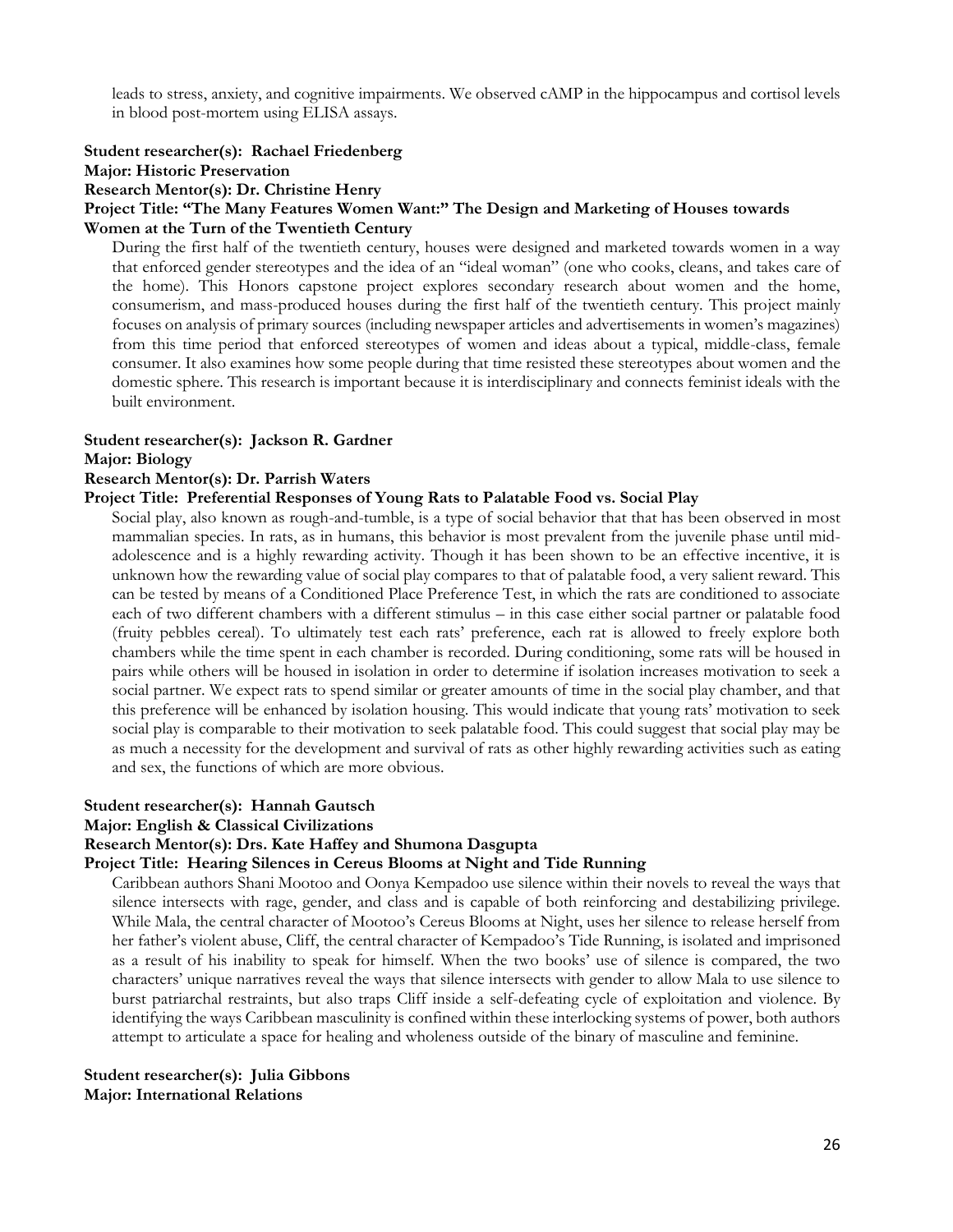leads to stress, anxiety, and cognitive impairments. We observed cAMP in the hippocampus and cortisol levels in blood post-mortem using ELISA assays.

**Student researcher(s): Rachael Friedenberg**
**Major: Historic Preservation**
**Research Mentor(s): Dr. Christine Henry**
**Project Title: "The Many Features Women Want:" The Design and Marketing of Houses towards Women at the Turn of the Twentieth Century**

During the first half of the twentieth century, houses were designed and marketed towards women in a way that enforced gender stereotypes and the idea of an "ideal woman" (one who cooks, cleans, and takes care of the home). This Honors capstone project explores secondary research about women and the home, consumerism, and mass-produced houses during the first half of the twentieth century. This project mainly focuses on analysis of primary sources (including newspaper articles and advertisements in women's magazines) from this time period that enforced stereotypes of women and ideas about a typical, middle-class, female consumer. It also examines how some people during that time resisted these stereotypes about women and the domestic sphere. This research is important because it is interdisciplinary and connects feminist ideals with the built environment.

**Student researcher(s): Jackson R. Gardner**
**Major: Biology**
**Research Mentor(s): Dr. Parrish Waters**
**Project Title: Preferential Responses of Young Rats to Palatable Food vs. Social Play**

Social play, also known as rough-and-tumble, is a type of social behavior that that has been observed in most mammalian species. In rats, as in humans, this behavior is most prevalent from the juvenile phase until mid-adolescence and is a highly rewarding activity. Though it has been shown to be an effective incentive, it is unknown how the rewarding value of social play compares to that of palatable food, a very salient reward. This can be tested by means of a Conditioned Place Preference Test, in which the rats are conditioned to associate each of two different chambers with a different stimulus – in this case either social partner or palatable food (fruity pebbles cereal). To ultimately test each rats' preference, each rat is allowed to freely explore both chambers while the time spent in each chamber is recorded. During conditioning, some rats will be housed in pairs while others will be housed in isolation in order to determine if isolation increases motivation to seek a social partner. We expect rats to spend similar or greater amounts of time in the social play chamber, and that this preference will be enhanced by isolation housing. This would indicate that young rats' motivation to seek social play is comparable to their motivation to seek palatable food. This could suggest that social play may be as much a necessity for the development and survival of rats as other highly rewarding activities such as eating and sex, the functions of which are more obvious.

**Student researcher(s): Hannah Gautsch**
**Major: English & Classical Civilizations**
**Research Mentor(s): Drs. Kate Haffey and Shumona Dasgupta**
**Project Title: Hearing Silences in Cereus Blooms at Night and Tide Running**

Caribbean authors Shani Mootoo and Oonya Kempadoo use silence within their novels to reveal the ways that silence intersects with rage, gender, and class and is capable of both reinforcing and destabilizing privilege. While Mala, the central character of Mootoo's Cereus Blooms at Night, uses her silence to release herself from her father's violent abuse, Cliff, the central character of Kempadoo's Tide Running, is isolated and imprisoned as a result of his inability to speak for himself. When the two books' use of silence is compared, the two characters' unique narratives reveal the ways that silence intersects with gender to allow Mala to use silence to burst patriarchal restraints, but also traps Cliff inside a self-defeating cycle of exploitation and violence. By identifying the ways Caribbean masculinity is confined within these interlocking systems of power, both authors attempt to articulate a space for healing and wholeness outside of the binary of masculine and feminine.

**Student researcher(s): Julia Gibbons**
**Major: International Relations**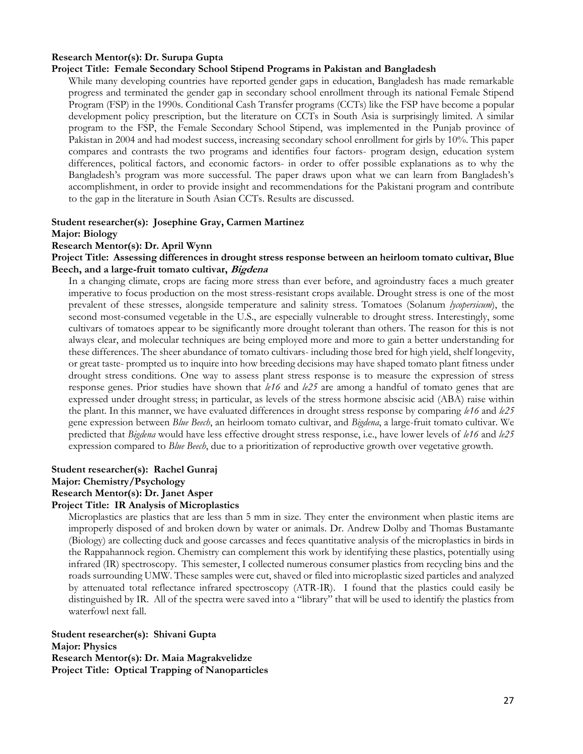**Research Mentor(s): Dr. Surupa Gupta**

**Project Title: Female Secondary School Stipend Programs in Pakistan and Bangladesh**

While many developing countries have reported gender gaps in education, Bangladesh has made remarkable progress and terminated the gender gap in secondary school enrollment through its national Female Stipend Program (FSP) in the 1990s. Conditional Cash Transfer programs (CCTs) like the FSP have become a popular development policy prescription, but the literature on CCTs in South Asia is surprisingly limited. A similar program to the FSP, the Female Secondary School Stipend, was implemented in the Punjab province of Pakistan in 2004 and had modest success, increasing secondary school enrollment for girls by 10%. This paper compares and contrasts the two programs and identifies four factors- program design, education system differences, political factors, and economic factors- in order to offer possible explanations as to why the Bangladesh's program was more successful. The paper draws upon what we can learn from Bangladesh's accomplishment, in order to provide insight and recommendations for the Pakistani program and contribute to the gap in the literature in South Asian CCTs. Results are discussed.

**Student researcher(s): Josephine Gray, Carmen Martinez**
**Major: Biology**
**Research Mentor(s): Dr. April Wynn**
**Project Title: Assessing differences in drought stress response between an heirloom tomato cultivar, Blue Beech, and a large-fruit tomato cultivar, *Bigdena***

In a changing climate, crops are facing more stress than ever before, and agroindustry faces a much greater imperative to focus production on the most stress-resistant crops available. Drought stress is one of the most prevalent of these stresses, alongside temperature and salinity stress. Tomatoes (Solanum *lycopersicum*), the second most-consumed vegetable in the U.S., are especially vulnerable to drought stress. Interestingly, some cultivars of tomatoes appear to be significantly more drought tolerant than others. The reason for this is not always clear, and molecular techniques are being employed more and more to gain a better understanding for these differences. The sheer abundance of tomato cultivars- including those bred for high yield, shelf longevity, or great taste- prompted us to inquire into how breeding decisions may have shaped tomato plant fitness under drought stress conditions. One way to assess plant stress response is to measure the expression of stress response genes. Prior studies have shown that *le16* and *le25* are among a handful of tomato genes that are expressed under drought stress; in particular, as levels of the stress hormone abscisic acid (ABA) raise within the plant. In this manner, we have evaluated differences in drought stress response by comparing *le16* and *le25* gene expression between *Blue Beech*, an heirloom tomato cultivar, and *Bigdena*, a large-fruit tomato cultivar. We predicted that *Bigdena* would have less effective drought stress response, i.e., have lower levels of *le16* and *le25* expression compared to *Blue Beech*, due to a prioritization of reproductive growth over vegetative growth.

**Student researcher(s): Rachel Gunraj**
**Major: Chemistry/Psychology**
**Research Mentor(s): Dr. Janet Asper**
**Project Title: IR Analysis of Microplastics**

Microplastics are plastics that are less than 5 mm in size. They enter the environment when plastic items are improperly disposed of and broken down by water or animals. Dr. Andrew Dolby and Thomas Bustamante (Biology) are collecting duck and goose carcasses and feces quantitative analysis of the microplastics in birds in the Rappahannock region. Chemistry can complement this work by identifying these plastics, potentially using infrared (IR) spectroscopy. This semester, I collected numerous consumer plastics from recycling bins and the roads surrounding UMW. These samples were cut, shaved or filed into microplastic sized particles and analyzed by attenuated total reflectance infrared spectroscopy (ATR-IR). I found that the plastics could easily be distinguished by IR. All of the spectra were saved into a "library" that will be used to identify the plastics from waterfowl next fall.

**Student researcher(s): Shivani Gupta**
**Major: Physics**
**Research Mentor(s): Dr. Maia Magrakvelidze**
**Project Title: Optical Trapping of Nanoparticles**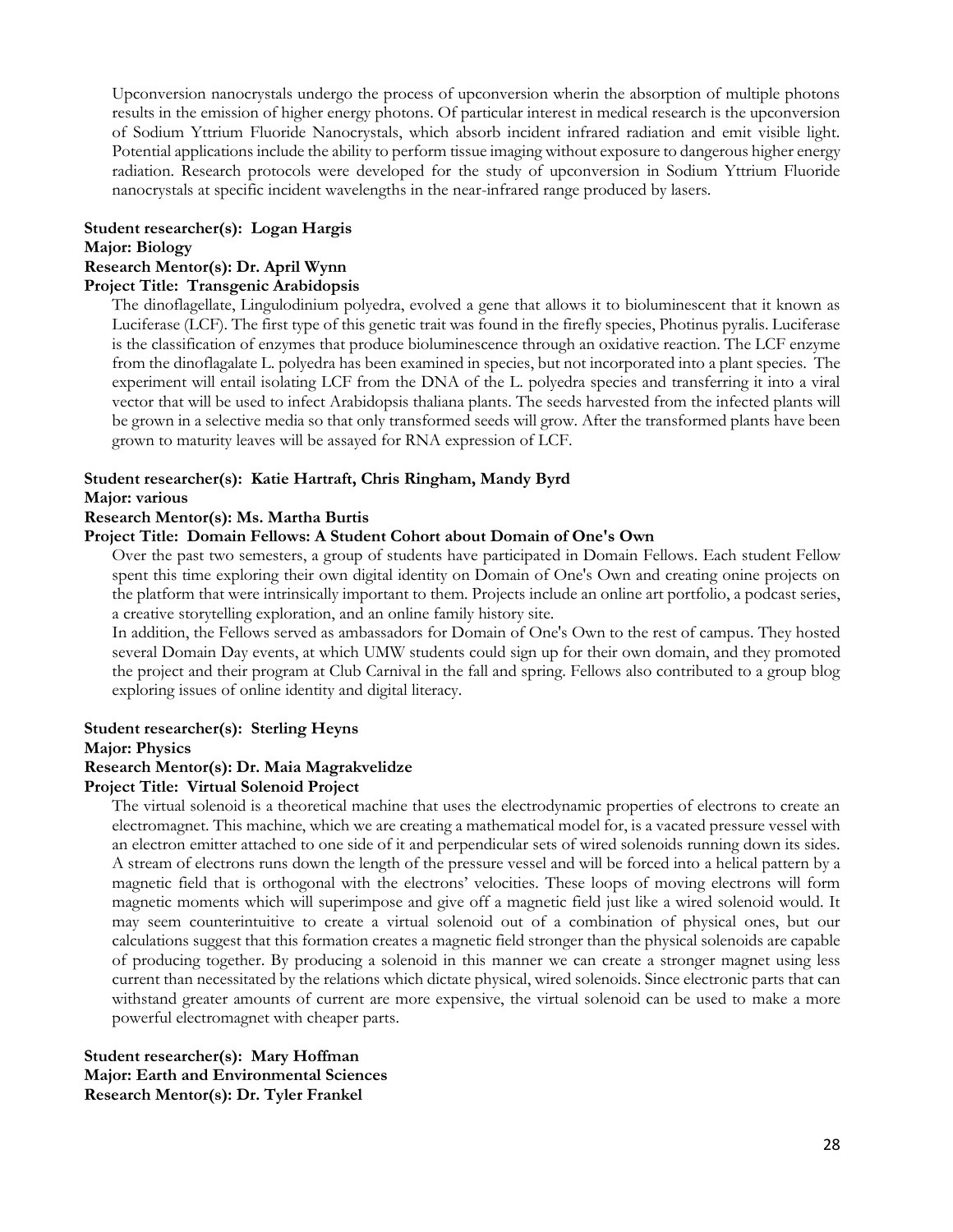Upconversion nanocrystals undergo the process of upconversion wherin the absorption of multiple photons results in the emission of higher energy photons. Of particular interest in medical research is the upconversion of Sodium Yttrium Fluoride Nanocrystals, which absorb incident infrared radiation and emit visible light. Potential applications include the ability to perform tissue imaging without exposure to dangerous higher energy radiation. Research protocols were developed for the study of upconversion in Sodium Yttrium Fluoride nanocrystals at specific incident wavelengths in the near-infrared range produced by lasers.

**Student researcher(s): Logan Hargis**
**Major: Biology**
**Research Mentor(s): Dr. April Wynn**
**Project Title: Transgenic Arabidopsis**

The dinoflagellate, Lingulodinium polyedra, evolved a gene that allows it to bioluminescent that it known as Luciferase (LCF). The first type of this genetic trait was found in the firefly species, Photinus pyralis. Luciferase is the classification of enzymes that produce bioluminescence through an oxidative reaction. The LCF enzyme from the dinoflagalate L. polyedra has been examined in species, but not incorporated into a plant species. The experiment will entail isolating LCF from the DNA of the L. polyedra species and transferring it into a viral vector that will be used to infect Arabidopsis thaliana plants. The seeds harvested from the infected plants will be grown in a selective media so that only transformed seeds will grow. After the transformed plants have been grown to maturity leaves will be assayed for RNA expression of LCF.

**Student researcher(s): Katie Hartraft, Chris Ringham, Mandy Byrd**
**Major: various**
**Research Mentor(s): Ms. Martha Burtis**
**Project Title: Domain Fellows: A Student Cohort about Domain of One's Own**

Over the past two semesters, a group of students have participated in Domain Fellows. Each student Fellow spent this time exploring their own digital identity on Domain of One's Own and creating onine projects on the platform that were intrinsically important to them. Projects include an online art portfolio, a podcast series, a creative storytelling exploration, and an online family history site.

In addition, the Fellows served as ambassadors for Domain of One's Own to the rest of campus. They hosted several Domain Day events, at which UMW students could sign up for their own domain, and they promoted the project and their program at Club Carnival in the fall and spring. Fellows also contributed to a group blog exploring issues of online identity and digital literacy.

**Student researcher(s): Sterling Heyns**
**Major: Physics**
**Research Mentor(s): Dr. Maia Magrakvelidze**
**Project Title: Virtual Solenoid Project**

The virtual solenoid is a theoretical machine that uses the electrodynamic properties of electrons to create an electromagnet. This machine, which we are creating a mathematical model for, is a vacated pressure vessel with an electron emitter attached to one side of it and perpendicular sets of wired solenoids running down its sides. A stream of electrons runs down the length of the pressure vessel and will be forced into a helical pattern by a magnetic field that is orthogonal with the electrons' velocities. These loops of moving electrons will form magnetic moments which will superimpose and give off a magnetic field just like a wired solenoid would. It may seem counterintuitive to create a virtual solenoid out of a combination of physical ones, but our calculations suggest that this formation creates a magnetic field stronger than the physical solenoids are capable of producing together. By producing a solenoid in this manner we can create a stronger magnet using less current than necessitated by the relations which dictate physical, wired solenoids. Since electronic parts that can withstand greater amounts of current are more expensive, the virtual solenoid can be used to make a more powerful electromagnet with cheaper parts.

**Student researcher(s): Mary Hoffman**
**Major: Earth and Environmental Sciences**
**Research Mentor(s): Dr. Tyler Frankel**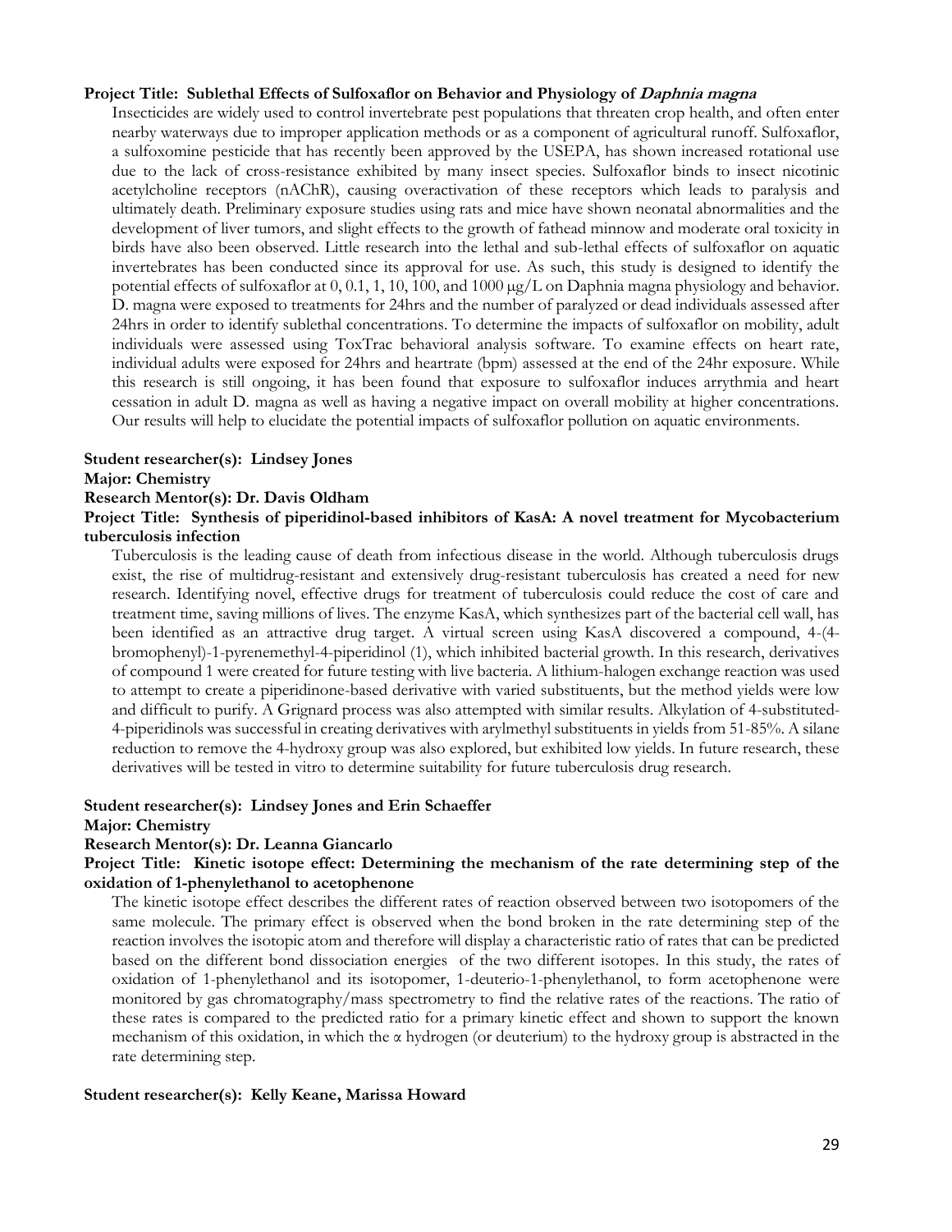**Project Title: Sublethal Effects of Sulfoxaflor on Behavior and Physiology of *Daphnia magna***

Insecticides are widely used to control invertebrate pest populations that threaten crop health, and often enter nearby waterways due to improper application methods or as a component of agricultural runoff. Sulfoxaflor, a sulfoxomine pesticide that has recently been approved by the USEPA, has shown increased rotational use due to the lack of cross-resistance exhibited by many insect species. Sulfoxaflor binds to insect nicotinic acetylcholine receptors (nAChR), causing overactivation of these receptors which leads to paralysis and ultimately death. Preliminary exposure studies using rats and mice have shown neonatal abnormalities and the development of liver tumors, and slight effects to the growth of fathead minnow and moderate oral toxicity in birds have also been observed. Little research into the lethal and sub-lethal effects of sulfoxaflor on aquatic invertebrates has been conducted since its approval for use. As such, this study is designed to identify the potential effects of sulfoxaflor at 0, 0.1, 1, 10, 100, and 1000 μg/L on Daphnia magna physiology and behavior. D. magna were exposed to treatments for 24hrs and the number of paralyzed or dead individuals assessed after 24hrs in order to identify sublethal concentrations. To determine the impacts of sulfoxaflor on mobility, adult individuals were assessed using ToxTrac behavioral analysis software. To examine effects on heart rate, individual adults were exposed for 24hrs and heartrate (bpm) assessed at the end of the 24hr exposure. While this research is still ongoing, it has been found that exposure to sulfoxaflor induces arrythmia and heart cessation in adult D. magna as well as having a negative impact on overall mobility at higher concentrations. Our results will help to elucidate the potential impacts of sulfoxaflor pollution on aquatic environments.

**Student researcher(s): Lindsey Jones**
**Major: Chemistry**
**Research Mentor(s): Dr. Davis Oldham**
**Project Title: Synthesis of piperidinol-based inhibitors of KasA: A novel treatment for Mycobacterium tuberculosis infection**

Tuberculosis is the leading cause of death from infectious disease in the world. Although tuberculosis drugs exist, the rise of multidrug-resistant and extensively drug-resistant tuberculosis has created a need for new research. Identifying novel, effective drugs for treatment of tuberculosis could reduce the cost of care and treatment time, saving millions of lives. The enzyme KasA, which synthesizes part of the bacterial cell wall, has been identified as an attractive drug target. A virtual screen using KasA discovered a compound, 4-(4-bromophenyl)-1-pyrenemethyl-4-piperidinol (1), which inhibited bacterial growth. In this research, derivatives of compound 1 were created for future testing with live bacteria. A lithium-halogen exchange reaction was used to attempt to create a piperidinone-based derivative with varied substituents, but the method yields were low and difficult to purify. A Grignard process was also attempted with similar results. Alkylation of 4-substituted-4-piperidinols was successful in creating derivatives with arylmethyl substituents in yields from 51-85%. A silane reduction to remove the 4-hydroxy group was also explored, but exhibited low yields. In future research, these derivatives will be tested in vitro to determine suitability for future tuberculosis drug research.

**Student researcher(s): Lindsey Jones and Erin Schaeffer**
**Major: Chemistry**
**Research Mentor(s): Dr. Leanna Giancarlo**
**Project Title: Kinetic isotope effect: Determining the mechanism of the rate determining step of the oxidation of 1-phenylethanol to acetophenone**

The kinetic isotope effect describes the different rates of reaction observed between two isotopomers of the same molecule. The primary effect is observed when the bond broken in the rate determining step of the reaction involves the isotopic atom and therefore will display a characteristic ratio of rates that can be predicted based on the different bond dissociation energies of the two different isotopes. In this study, the rates of oxidation of 1-phenylethanol and its isotopomer, 1-deuterio-1-phenylethanol, to form acetophenone were monitored by gas chromatography/mass spectrometry to find the relative rates of the reactions. The ratio of these rates is compared to the predicted ratio for a primary kinetic effect and shown to support the known mechanism of this oxidation, in which the α hydrogen (or deuterium) to the hydroxy group is abstracted in the rate determining step.

**Student researcher(s): Kelly Keane, Marissa Howard**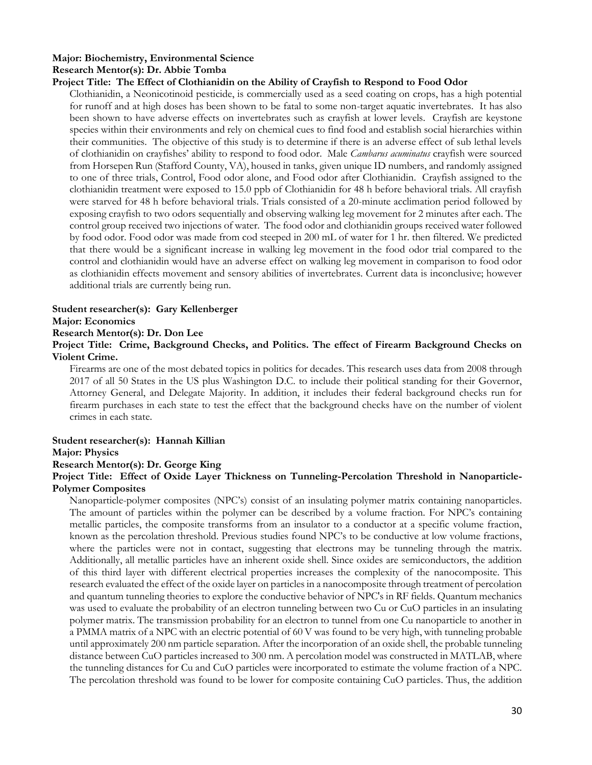**Major: Biochemistry, Environmental Science**

**Research Mentor(s): Dr. Abbie Tomba**

**Project Title: The Effect of Clothianidin on the Ability of Crayfish to Respond to Food Odor**

Clothianidin, a Neonicotinoid pesticide, is commercially used as a seed coating on crops, has a high potential for runoff and at high doses has been shown to be fatal to some non-target aquatic invertebrates. It has also been shown to have adverse effects on invertebrates such as crayfish at lower levels. Crayfish are keystone species within their environments and rely on chemical cues to find food and establish social hierarchies within their communities. The objective of this study is to determine if there is an adverse effect of sub lethal levels of clothianidin on crayfishes' ability to respond to food odor. Male *Cambarus acuminatus* crayfish were sourced from Horsepen Run (Stafford County, VA), housed in tanks, given unique ID numbers, and randomly assigned to one of three trials, Control, Food odor alone, and Food odor after Clothianidin. Crayfish assigned to the clothianidin treatment were exposed to 15.0 ppb of Clothianidin for 48 h before behavioral trials. All crayfish were starved for 48 h before behavioral trials. Trials consisted of a 20-minute acclimation period followed by exposing crayfish to two odors sequentially and observing walking leg movement for 2 minutes after each. The control group received two injections of water. The food odor and clothianidin groups received water followed by food odor. Food odor was made from cod steeped in 200 mL of water for 1 hr. then filtered. We predicted that there would be a significant increase in walking leg movement in the food odor trial compared to the control and clothianidin would have an adverse effect on walking leg movement in comparison to food odor as clothianidin effects movement and sensory abilities of invertebrates. Current data is inconclusive; however additional trials are currently being run.

**Student researcher(s): Gary Kellenberger**

**Major: Economics**

**Research Mentor(s): Dr. Don Lee**

**Project Title: Crime, Background Checks, and Politics. The effect of Firearm Background Checks on Violent Crime.**

Firearms are one of the most debated topics in politics for decades. This research uses data from 2008 through 2017 of all 50 States in the US plus Washington D.C. to include their political standing for their Governor, Attorney General, and Delegate Majority. In addition, it includes their federal background checks run for firearm purchases in each state to test the effect that the background checks have on the number of violent crimes in each state.

**Student researcher(s): Hannah Killian**

**Major: Physics**

**Research Mentor(s): Dr. George King**

**Project Title: Effect of Oxide Layer Thickness on Tunneling-Percolation Threshold in Nanoparticle-Polymer Composites**

Nanoparticle-polymer composites (NPC's) consist of an insulating polymer matrix containing nanoparticles. The amount of particles within the polymer can be described by a volume fraction. For NPC's containing metallic particles, the composite transforms from an insulator to a conductor at a specific volume fraction, known as the percolation threshold. Previous studies found NPC's to be conductive at low volume fractions, where the particles were not in contact, suggesting that electrons may be tunneling through the matrix. Additionally, all metallic particles have an inherent oxide shell. Since oxides are semiconductors, the addition of this third layer with different electrical properties increases the complexity of the nanocomposite. This research evaluated the effect of the oxide layer on particles in a nanocomposite through treatment of percolation and quantum tunneling theories to explore the conductive behavior of NPC's in RF fields. Quantum mechanics was used to evaluate the probability of an electron tunneling between two Cu or CuO particles in an insulating polymer matrix. The transmission probability for an electron to tunnel from one Cu nanoparticle to another in a PMMA matrix of a NPC with an electric potential of 60 V was found to be very high, with tunneling probable until approximately 200 nm particle separation. After the incorporation of an oxide shell, the probable tunneling distance between CuO particles increased to 300 nm. A percolation model was constructed in MATLAB, where the tunneling distances for Cu and CuO particles were incorporated to estimate the volume fraction of a NPC. The percolation threshold was found to be lower for composite containing CuO particles. Thus, the addition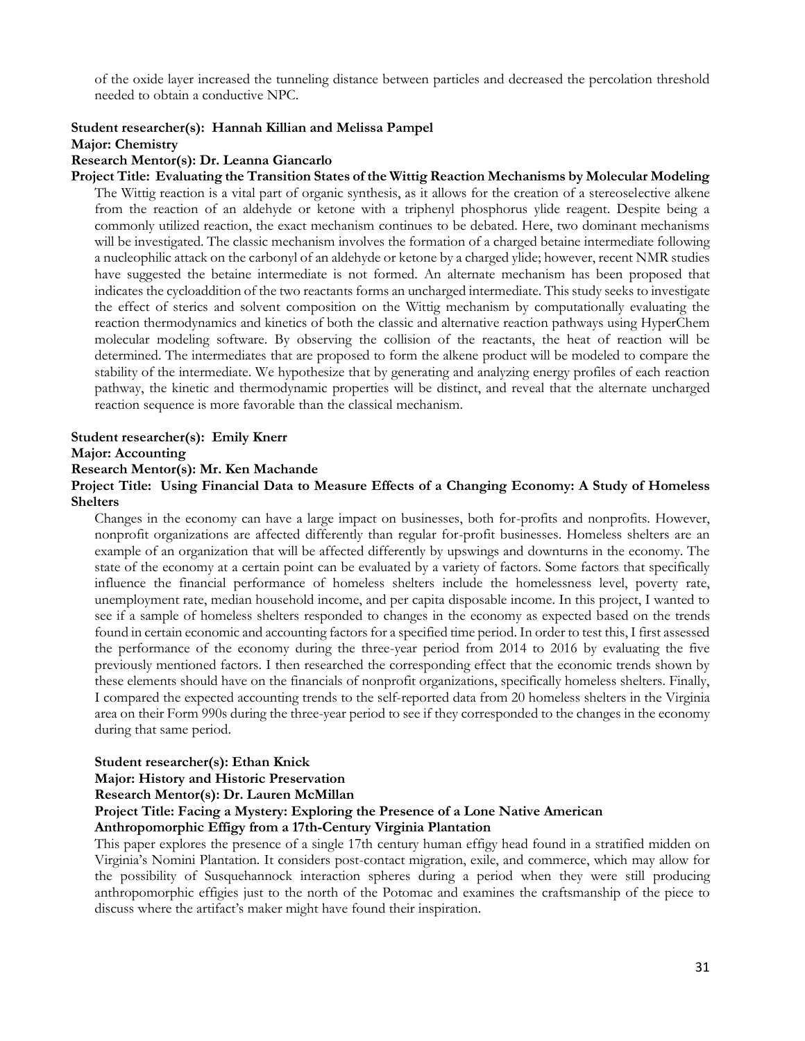of the oxide layer increased the tunneling distance between particles and decreased the percolation threshold needed to obtain a conductive NPC.

**Student researcher(s): Hannah Killian and Melissa Pampel**
**Major: Chemistry**
**Research Mentor(s): Dr. Leanna Giancarlo**
**Project Title: Evaluating the Transition States of the Wittig Reaction Mechanisms by Molecular Modeling**

The Wittig reaction is a vital part of organic synthesis, as it allows for the creation of a stereoselective alkene from the reaction of an aldehyde or ketone with a triphenyl phosphorus ylide reagent. Despite being a commonly utilized reaction, the exact mechanism continues to be debated. Here, two dominant mechanisms will be investigated. The classic mechanism involves the formation of a charged betaine intermediate following a nucleophilic attack on the carbonyl of an aldehyde or ketone by a charged ylide; however, recent NMR studies have suggested the betaine intermediate is not formed. An alternate mechanism has been proposed that indicates the cycloaddition of the two reactants forms an uncharged intermediate. This study seeks to investigate the effect of sterics and solvent composition on the Wittig mechanism by computationally evaluating the reaction thermodynamics and kinetics of both the classic and alternative reaction pathways using HyperChem molecular modeling software. By observing the collision of the reactants, the heat of reaction will be determined. The intermediates that are proposed to form the alkene product will be modeled to compare the stability of the intermediate. We hypothesize that by generating and analyzing energy profiles of each reaction pathway, the kinetic and thermodynamic properties will be distinct, and reveal that the alternate uncharged reaction sequence is more favorable than the classical mechanism.

**Student researcher(s): Emily Knerr**
**Major: Accounting**
**Research Mentor(s): Mr. Ken Machande**
**Project Title: Using Financial Data to Measure Effects of a Changing Economy: A Study of Homeless Shelters**

Changes in the economy can have a large impact on businesses, both for-profits and nonprofits. However, nonprofit organizations are affected differently than regular for-profit businesses. Homeless shelters are an example of an organization that will be affected differently by upswings and downturns in the economy. The state of the economy at a certain point can be evaluated by a variety of factors. Some factors that specifically influence the financial performance of homeless shelters include the homelessness level, poverty rate, unemployment rate, median household income, and per capita disposable income. In this project, I wanted to see if a sample of homeless shelters responded to changes in the economy as expected based on the trends found in certain economic and accounting factors for a specified time period. In order to test this, I first assessed the performance of the economy during the three-year period from 2014 to 2016 by evaluating the five previously mentioned factors. I then researched the corresponding effect that the economic trends shown by these elements should have on the financials of nonprofit organizations, specifically homeless shelters. Finally, I compared the expected accounting trends to the self-reported data from 20 homeless shelters in the Virginia area on their Form 990s during the three-year period to see if they corresponded to the changes in the economy during that same period.

**Student researcher(s): Ethan Knick**
**Major: History and Historic Preservation**
**Research Mentor(s): Dr. Lauren McMillan**
**Project Title: Facing a Mystery: Exploring the Presence of a Lone Native American Anthropomorphic Effigy from a 17th-Century Virginia Plantation**

This paper explores the presence of a single 17th century human effigy head found in a stratified midden on Virginia's Nomini Plantation. It considers post-contact migration, exile, and commerce, which may allow for the possibility of Susquehannock interaction spheres during a period when they were still producing anthropomorphic effigies just to the north of the Potomac and examines the craftsmanship of the piece to discuss where the artifact's maker might have found their inspiration.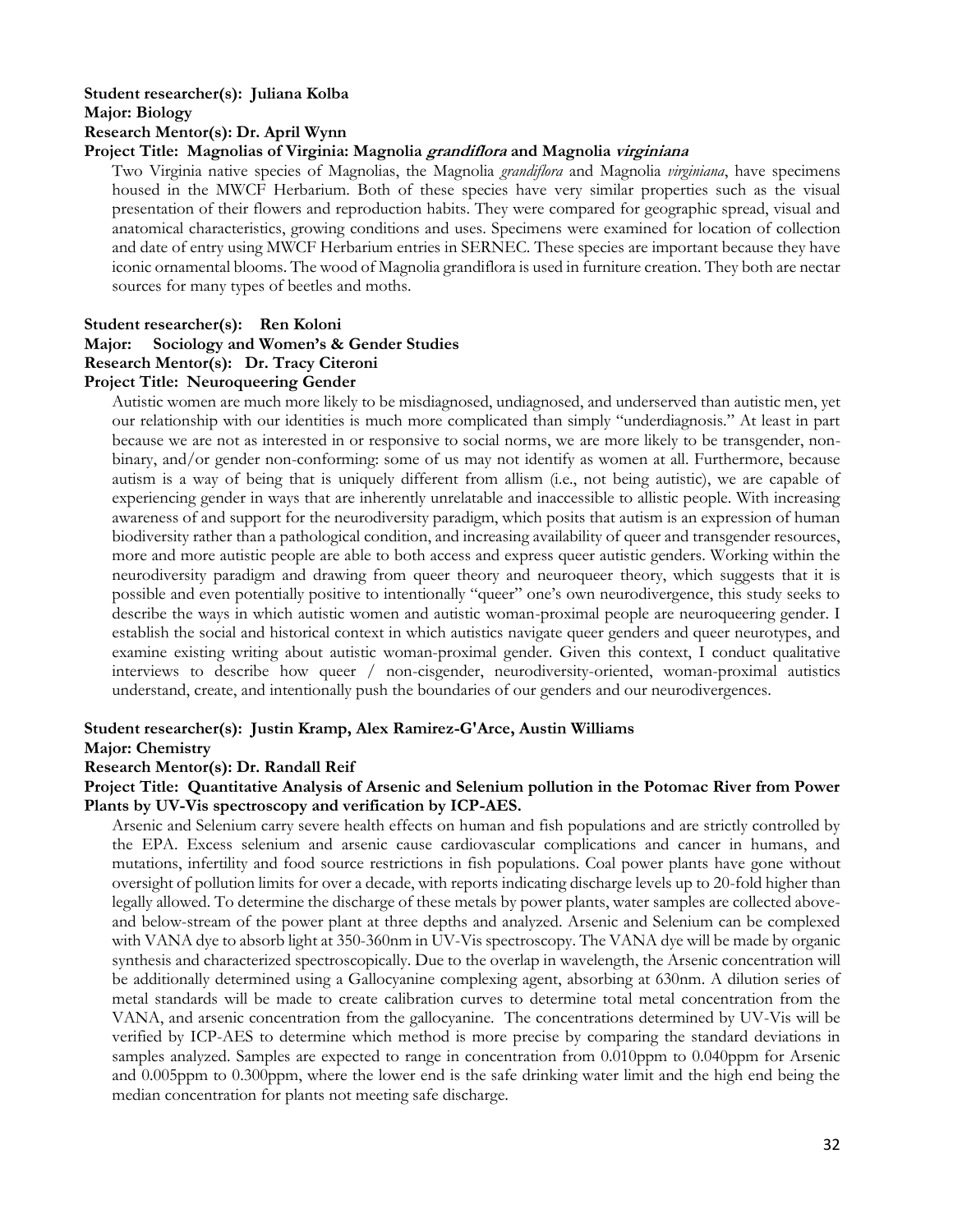**Student researcher(s): Juliana Kolba**
**Major: Biology**
**Research Mentor(s): Dr. April Wynn**
**Project Title: Magnolias of Virginia: Magnolia *grandiflora* and Magnolia *virginiana***

Two Virginia native species of Magnolias, the Magnolia *grandiflora* and Magnolia *virginiana*, have specimens housed in the MWCF Herbarium. Both of these species have very similar properties such as the visual presentation of their flowers and reproduction habits. They were compared for geographic spread, visual and anatomical characteristics, growing conditions and uses. Specimens were examined for location of collection and date of entry using MWCF Herbarium entries in SERNEC. These species are important because they have iconic ornamental blooms. The wood of Magnolia grandiflora is used in furniture creation. They both are nectar sources for many types of beetles and moths.

**Student researcher(s): Ren Koloni**
**Major: Sociology and Women's & Gender Studies**
**Research Mentor(s): Dr. Tracy Citeroni**
**Project Title: Neuroqueering Gender**

Autistic women are much more likely to be misdiagnosed, undiagnosed, and underserved than autistic men, yet our relationship with our identities is much more complicated than simply "underdiagnosis." At least in part because we are not as interested in or responsive to social norms, we are more likely to be transgender, non-binary, and/or gender non-conforming: some of us may not identify as women at all. Furthermore, because autism is a way of being that is uniquely different from allism (i.e., not being autistic), we are capable of experiencing gender in ways that are inherently unrelatable and inaccessible to allistic people. With increasing awareness of and support for the neurodiversity paradigm, which posits that autism is an expression of human biodiversity rather than a pathological condition, and increasing availability of queer and transgender resources, more and more autistic people are able to both access and express queer autistic genders. Working within the neurodiversity paradigm and drawing from queer theory and neuroqueer theory, which suggests that it is possible and even potentially positive to intentionally "queer" one's own neurodivergence, this study seeks to describe the ways in which autistic women and autistic woman-proximal people are neuroqueering gender. I establish the social and historical context in which autistics navigate queer genders and queer neurotypes, and examine existing writing about autistic woman-proximal gender. Given this context, I conduct qualitative interviews to describe how queer / non-cisgender, neurodiversity-oriented, woman-proximal autistics understand, create, and intentionally push the boundaries of our genders and our neurodivergences.

**Student researcher(s): Justin Kramp, Alex Ramirez-G'Arce, Austin Williams**
**Major: Chemistry**
**Research Mentor(s): Dr. Randall Reif**
**Project Title: Quantitative Analysis of Arsenic and Selenium pollution in the Potomac River from Power Plants by UV-Vis spectroscopy and verification by ICP-AES.**

Arsenic and Selenium carry severe health effects on human and fish populations and are strictly controlled by the EPA. Excess selenium and arsenic cause cardiovascular complications and cancer in humans, and mutations, infertility and food source restrictions in fish populations. Coal power plants have gone without oversight of pollution limits for over a decade, with reports indicating discharge levels up to 20-fold higher than legally allowed. To determine the discharge of these metals by power plants, water samples are collected above- and below-stream of the power plant at three depths and analyzed. Arsenic and Selenium can be complexed with VANA dye to absorb light at 350-360nm in UV-Vis spectroscopy. The VANA dye will be made by organic synthesis and characterized spectroscopically. Due to the overlap in wavelength, the Arsenic concentration will be additionally determined using a Gallocyanine complexing agent, absorbing at 630nm. A dilution series of metal standards will be made to create calibration curves to determine total metal concentration from the VANA, and arsenic concentration from the gallocyanine. The concentrations determined by UV-Vis will be verified by ICP-AES to determine which method is more precise by comparing the standard deviations in samples analyzed. Samples are expected to range in concentration from 0.010ppm to 0.040ppm for Arsenic and 0.005ppm to 0.300ppm, where the lower end is the safe drinking water limit and the high end being the median concentration for plants not meeting safe discharge.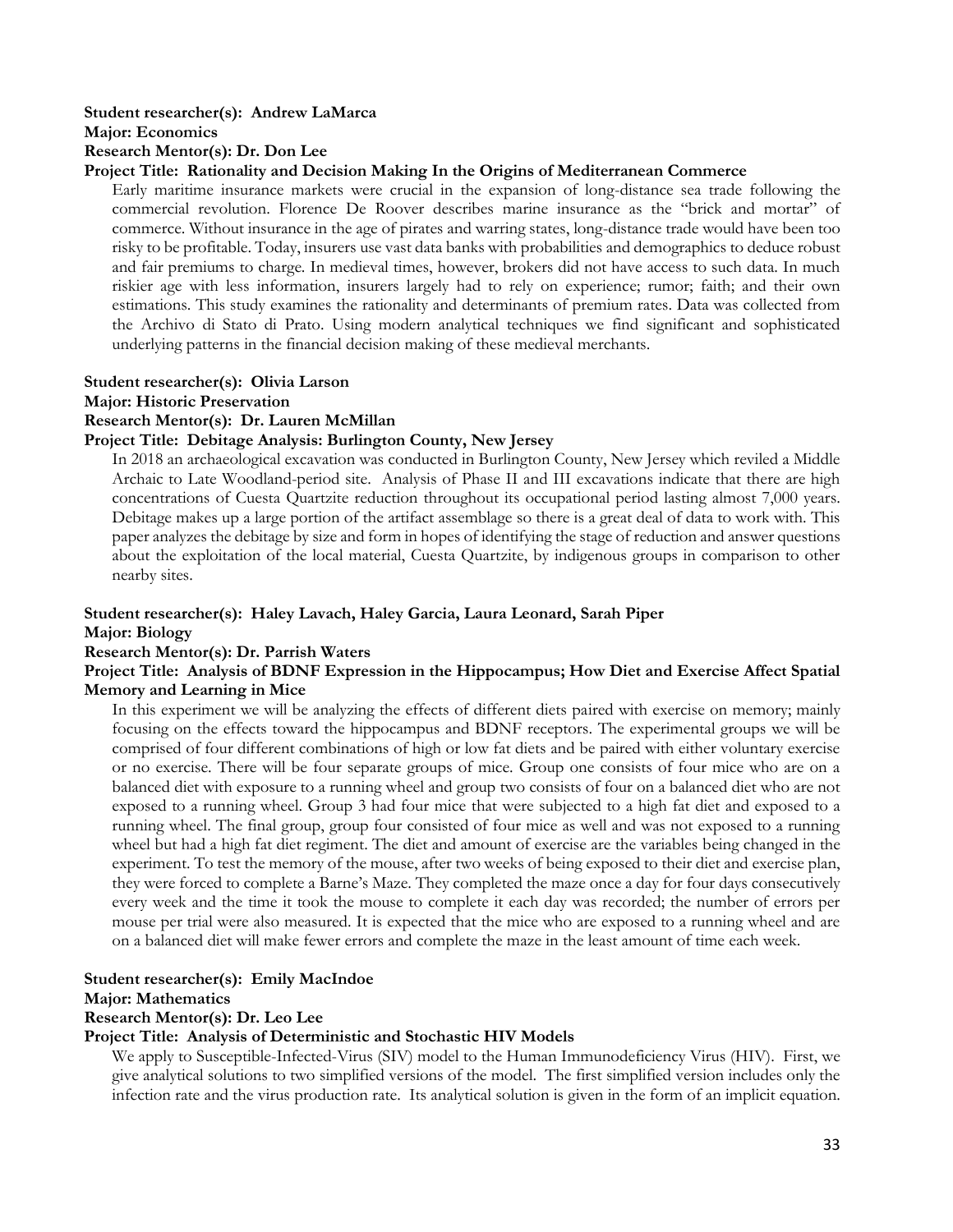**Student researcher(s): Andrew LaMarca**
**Major: Economics**
**Research Mentor(s): Dr. Don Lee**
**Project Title: Rationality and Decision Making In the Origins of Mediterranean Commerce**

Early maritime insurance markets were crucial in the expansion of long-distance sea trade following the commercial revolution. Florence De Roover describes marine insurance as the "brick and mortar" of commerce. Without insurance in the age of pirates and warring states, long-distance trade would have been too risky to be profitable. Today, insurers use vast data banks with probabilities and demographics to deduce robust and fair premiums to charge. In medieval times, however, brokers did not have access to such data. In much riskier age with less information, insurers largely had to rely on experience; rumor; faith; and their own estimations. This study examines the rationality and determinants of premium rates. Data was collected from the Archivo di Stato di Prato. Using modern analytical techniques we find significant and sophisticated underlying patterns in the financial decision making of these medieval merchants.

**Student researcher(s): Olivia Larson**
**Major: Historic Preservation**
**Research Mentor(s): Dr. Lauren McMillan**
**Project Title: Debitage Analysis: Burlington County, New Jersey**

In 2018 an archaeological excavation was conducted in Burlington County, New Jersey which reviled a Middle Archaic to Late Woodland-period site. Analysis of Phase II and III excavations indicate that there are high concentrations of Cuesta Quartzite reduction throughout its occupational period lasting almost 7,000 years. Debitage makes up a large portion of the artifact assemblage so there is a great deal of data to work with. This paper analyzes the debitage by size and form in hopes of identifying the stage of reduction and answer questions about the exploitation of the local material, Cuesta Quartzite, by indigenous groups in comparison to other nearby sites.

**Student researcher(s): Haley Lavach, Haley Garcia, Laura Leonard, Sarah Piper**
**Major: Biology**
**Research Mentor(s): Dr. Parrish Waters**
**Project Title: Analysis of BDNF Expression in the Hippocampus; How Diet and Exercise Affect Spatial Memory and Learning in Mice**

In this experiment we will be analyzing the effects of different diets paired with exercise on memory; mainly focusing on the effects toward the hippocampus and BDNF receptors. The experimental groups we will be comprised of four different combinations of high or low fat diets and be paired with either voluntary exercise or no exercise. There will be four separate groups of mice. Group one consists of four mice who are on a balanced diet with exposure to a running wheel and group two consists of four on a balanced diet who are not exposed to a running wheel. Group 3 had four mice that were subjected to a high fat diet and exposed to a running wheel. The final group, group four consisted of four mice as well and was not exposed to a running wheel but had a high fat diet regiment. The diet and amount of exercise are the variables being changed in the experiment. To test the memory of the mouse, after two weeks of being exposed to their diet and exercise plan, they were forced to complete a Barne's Maze. They completed the maze once a day for four days consecutively every week and the time it took the mouse to complete it each day was recorded; the number of errors per mouse per trial were also measured. It is expected that the mice who are exposed to a running wheel and are on a balanced diet will make fewer errors and complete the maze in the least amount of time each week.

**Student researcher(s): Emily MacIndoe**
**Major: Mathematics**
**Research Mentor(s): Dr. Leo Lee**
**Project Title: Analysis of Deterministic and Stochastic HIV Models**

We apply to Susceptible-Infected-Virus (SIV) model to the Human Immunodeficiency Virus (HIV). First, we give analytical solutions to two simplified versions of the model. The first simplified version includes only the infection rate and the virus production rate. Its analytical solution is given in the form of an implicit equation.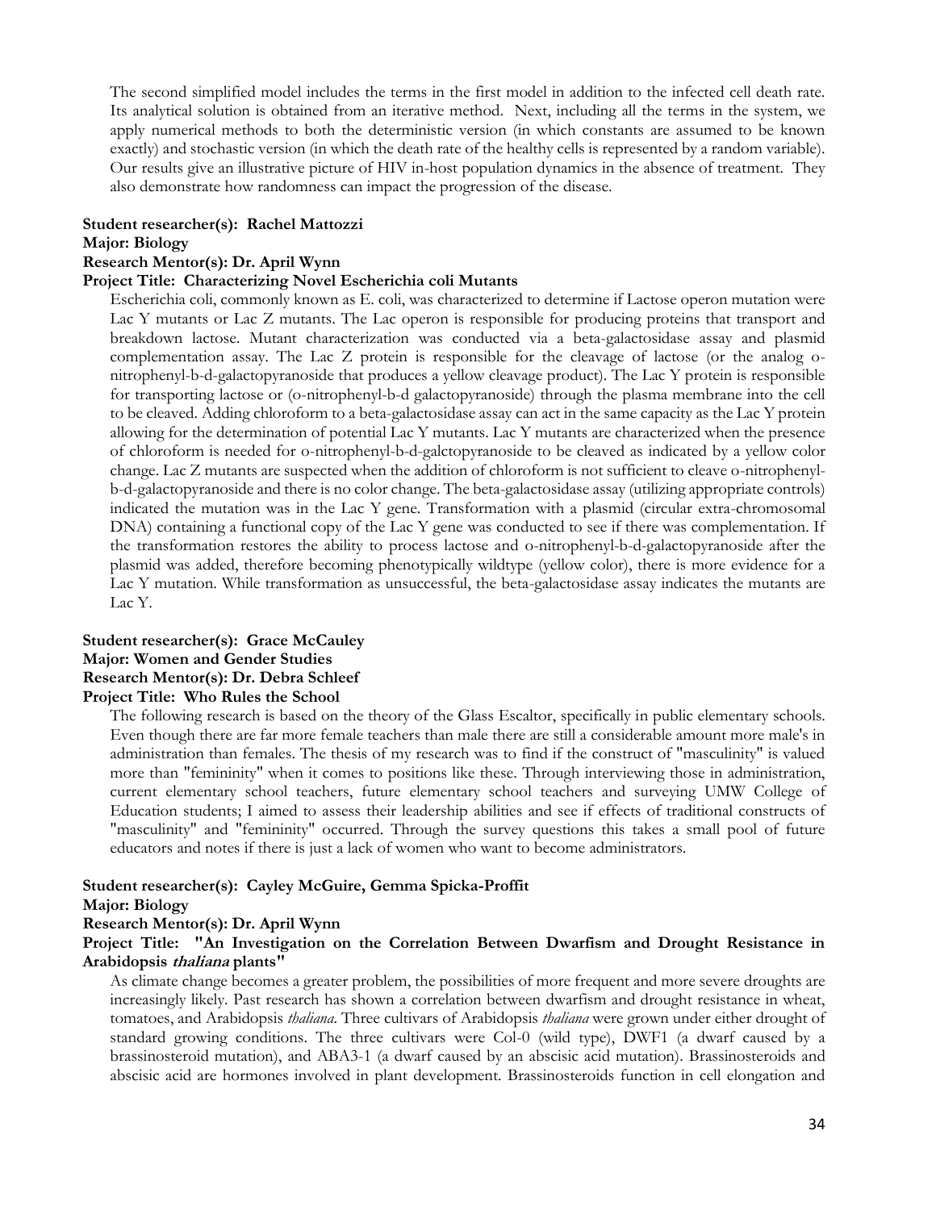The second simplified model includes the terms in the first model in addition to the infected cell death rate. Its analytical solution is obtained from an iterative method. Next, including all the terms in the system, we apply numerical methods to both the deterministic version (in which constants are assumed to be known exactly) and stochastic version (in which the death rate of the healthy cells is represented by a random variable). Our results give an illustrative picture of HIV in-host population dynamics in the absence of treatment. They also demonstrate how randomness can impact the progression of the disease.

**Student researcher(s): Rachel Mattozzi**
**Major: Biology**
**Research Mentor(s): Dr. April Wynn**
**Project Title: Characterizing Novel Escherichia coli Mutants**

Escherichia coli, commonly known as E. coli, was characterized to determine if Lactose operon mutation were Lac Y mutants or Lac Z mutants. The Lac operon is responsible for producing proteins that transport and breakdown lactose. Mutant characterization was conducted via a beta-galactosidase assay and plasmid complementation assay. The Lac Z protein is responsible for the cleavage of lactose (or the analog o-nitrophenyl-b-d-galactopyranoside that produces a yellow cleavage product). The Lac Y protein is responsible for transporting lactose or (o-nitrophenyl-b-d galactopyranoside) through the plasma membrane into the cell to be cleaved. Adding chloroform to a beta-galactosidase assay can act in the same capacity as the Lac Y protein allowing for the determination of potential Lac Y mutants. Lac Y mutants are characterized when the presence of chloroform is needed for o-nitrophenyl-b-d-galctopyranoside to be cleaved as indicated by a yellow color change. Lac Z mutants are suspected when the addition of chloroform is not sufficient to cleave o-nitrophenyl-b-d-galactopyranoside and there is no color change. The beta-galactosidase assay (utilizing appropriate controls) indicated the mutation was in the Lac Y gene. Transformation with a plasmid (circular extra-chromosomal DNA) containing a functional copy of the Lac Y gene was conducted to see if there was complementation. If the transformation restores the ability to process lactose and o-nitrophenyl-b-d-galactopyranoside after the plasmid was added, therefore becoming phenotypically wildtype (yellow color), there is more evidence for a Lac Y mutation. While transformation as unsuccessful, the beta-galactosidase assay indicates the mutants are Lac Y.

**Student researcher(s): Grace McCauley**
**Major: Women and Gender Studies**
**Research Mentor(s): Dr. Debra Schleef**
**Project Title: Who Rules the School**

The following research is based on the theory of the Glass Escaltor, specifically in public elementary schools. Even though there are far more female teachers than male there are still a considerable amount more male's in administration than females. The thesis of my research was to find if the construct of "masculinity" is valued more than "femininity" when it comes to positions like these. Through interviewing those in administration, current elementary school teachers, future elementary school teachers and surveying UMW College of Education students; I aimed to assess their leadership abilities and see if effects of traditional constructs of "masculinity" and "femininity" occurred. Through the survey questions this takes a small pool of future educators and notes if there is just a lack of women who want to become administrators.

**Student researcher(s): Cayley McGuire, Gemma Spicka-Proffit**
**Major: Biology**
**Research Mentor(s): Dr. April Wynn**
**Project Title: "An Investigation on the Correlation Between Dwarfism and Drought Resistance in Arabidopsis *thaliana* plants"**

As climate change becomes a greater problem, the possibilities of more frequent and more severe droughts are increasingly likely. Past research has shown a correlation between dwarfism and drought resistance in wheat, tomatoes, and Arabidopsis *thaliana*. Three cultivars of Arabidopsis *thaliana* were grown under either drought of standard growing conditions. The three cultivars were Col-0 (wild type), DWF1 (a dwarf caused by a brassinosteroid mutation), and ABA3-1 (a dwarf caused by an abscisic acid mutation). Brassinosteroids and abscisic acid are hormones involved in plant development. Brassinosteroids function in cell elongation and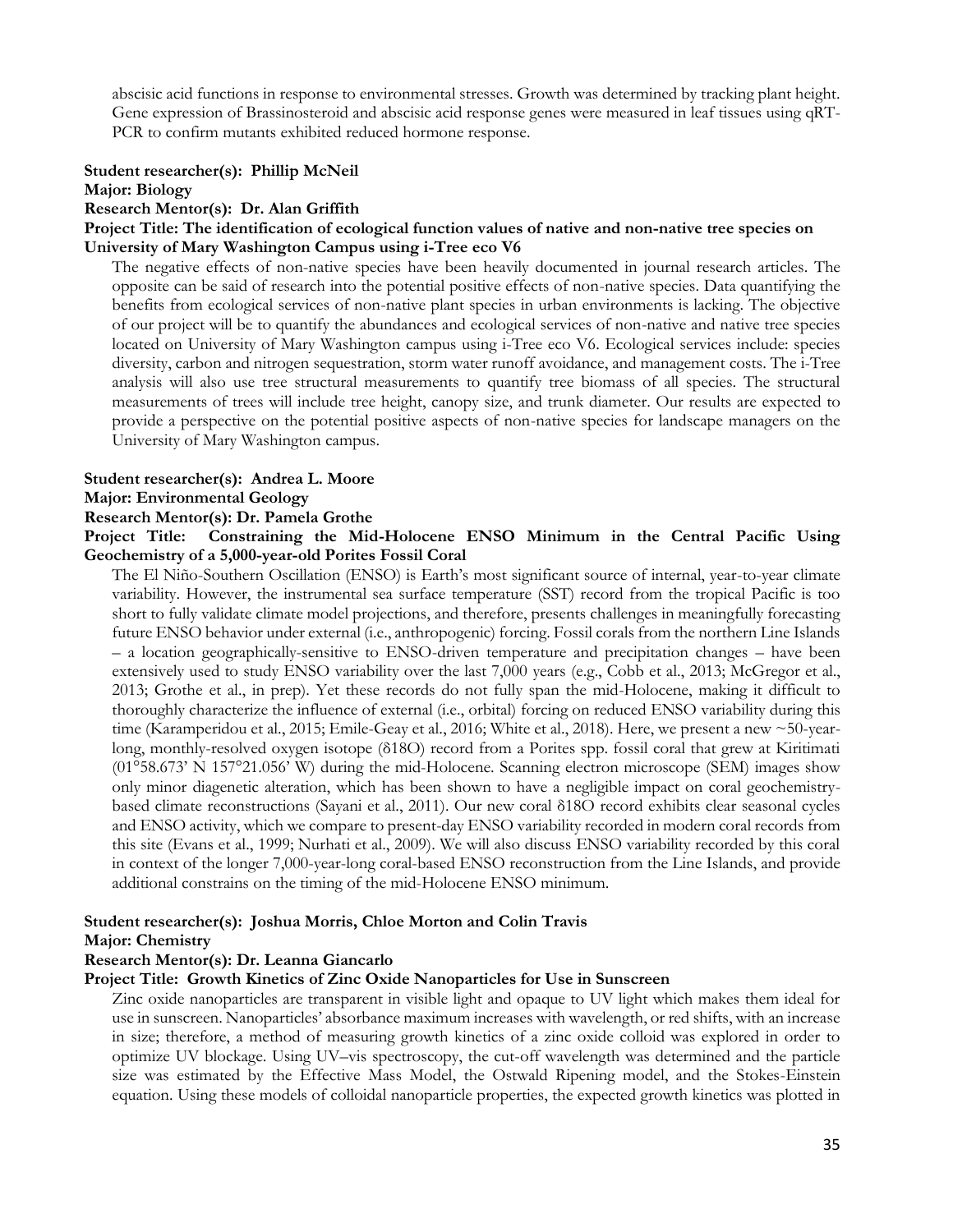abscisic acid functions in response to environmental stresses. Growth was determined by tracking plant height. Gene expression of Brassinosteroid and abscisic acid response genes were measured in leaf tissues using qRT-PCR to confirm mutants exhibited reduced hormone response.

**Student researcher(s): Phillip McNeil**
**Major: Biology**
**Research Mentor(s): Dr. Alan Griffith**
**Project Title: The identification of ecological function values of native and non-native tree species on University of Mary Washington Campus using i-Tree eco V6**

The negative effects of non-native species have been heavily documented in journal research articles. The opposite can be said of research into the potential positive effects of non-native species. Data quantifying the benefits from ecological services of non-native plant species in urban environments is lacking. The objective of our project will be to quantify the abundances and ecological services of non-native and native tree species located on University of Mary Washington campus using i-Tree eco V6. Ecological services include: species diversity, carbon and nitrogen sequestration, storm water runoff avoidance, and management costs. The i-Tree analysis will also use tree structural measurements to quantify tree biomass of all species. The structural measurements of trees will include tree height, canopy size, and trunk diameter. Our results are expected to provide a perspective on the potential positive aspects of non-native species for landscape managers on the University of Mary Washington campus.

**Student researcher(s): Andrea L. Moore**
**Major: Environmental Geology**
**Research Mentor(s): Dr. Pamela Grothe**
**Project Title: Constraining the Mid-Holocene ENSO Minimum in the Central Pacific Using Geochemistry of a 5,000-year-old Porites Fossil Coral**

The El Niño-Southern Oscillation (ENSO) is Earth's most significant source of internal, year-to-year climate variability. However, the instrumental sea surface temperature (SST) record from the tropical Pacific is too short to fully validate climate model projections, and therefore, presents challenges in meaningfully forecasting future ENSO behavior under external (i.e., anthropogenic) forcing. Fossil corals from the northern Line Islands – a location geographically-sensitive to ENSO-driven temperature and precipitation changes – have been extensively used to study ENSO variability over the last 7,000 years (e.g., Cobb et al., 2013; McGregor et al., 2013; Grothe et al., in prep). Yet these records do not fully span the mid-Holocene, making it difficult to thoroughly characterize the influence of external (i.e., orbital) forcing on reduced ENSO variability during this time (Karamperidou et al., 2015; Emile-Geay et al., 2016; White et al., 2018). Here, we present a new ~50-year-long, monthly-resolved oxygen isotope ($\delta^{18}O$) record from a Porites spp. fossil coral that grew at Kiritimati (01°58.673' N 157°21.056' W) during the mid-Holocene. Scanning electron microscope (SEM) images show only minor diagenetic alteration, which has been shown to have a negligible impact on coral geochemistry-based climate reconstructions (Sayani et al., 2011). Our new coral $\delta^{18}O$ record exhibits clear seasonal cycles and ENSO activity, which we compare to present-day ENSO variability recorded in modern coral records from this site (Evans et al., 1999; Nurhati et al., 2009). We will also discuss ENSO variability recorded by this coral in context of the longer 7,000-year-long coral-based ENSO reconstruction from the Line Islands, and provide additional constrains on the timing of the mid-Holocene ENSO minimum.

**Student researcher(s): Joshua Morris, Chloe Morton and Colin Travis**
**Major: Chemistry**
**Research Mentor(s): Dr. Leanna Giancarlo**
**Project Title: Growth Kinetics of Zinc Oxide Nanoparticles for Use in Sunscreen**

Zinc oxide nanoparticles are transparent in visible light and opaque to UV light which makes them ideal for use in sunscreen. Nanoparticles' absorbance maximum increases with wavelength, or red shifts, with an increase in size; therefore, a method of measuring growth kinetics of a zinc oxide colloid was explored in order to optimize UV blockage. Using UV–vis spectroscopy, the cut-off wavelength was determined and the particle size was estimated by the Effective Mass Model, the Ostwald Ripening model, and the Stokes-Einstein equation. Using these models of colloidal nanoparticle properties, the expected growth kinetics was plotted in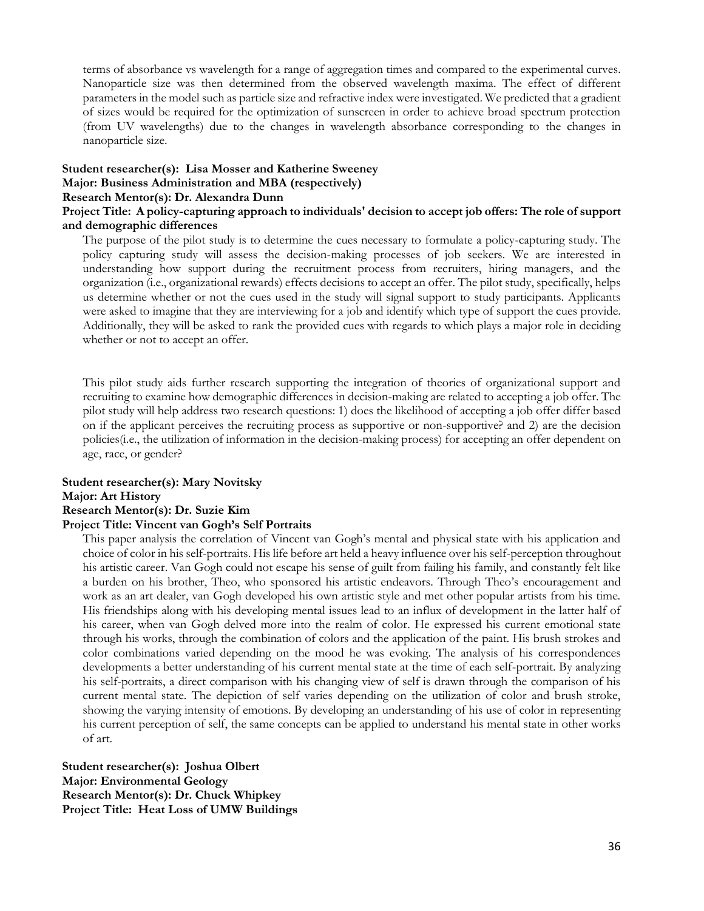terms of absorbance vs wavelength for a range of aggregation times and compared to the experimental curves. Nanoparticle size was then determined from the observed wavelength maxima. The effect of different parameters in the model such as particle size and refractive index were investigated. We predicted that a gradient of sizes would be required for the optimization of sunscreen in order to achieve broad spectrum protection (from UV wavelengths) due to the changes in wavelength absorbance corresponding to the changes in nanoparticle size.

**Student researcher(s): Lisa Mosser and Katherine Sweeney**
**Major: Business Administration and MBA (respectively)**
**Research Mentor(s): Dr. Alexandra Dunn**
**Project Title: A policy-capturing approach to individuals' decision to accept job offers: The role of support and demographic differences**

The purpose of the pilot study is to determine the cues necessary to formulate a policy-capturing study. The policy capturing study will assess the decision-making processes of job seekers. We are interested in understanding how support during the recruitment process from recruiters, hiring managers, and the organization (i.e., organizational rewards) effects decisions to accept an offer. The pilot study, specifically, helps us determine whether or not the cues used in the study will signal support to study participants. Applicants were asked to imagine that they are interviewing for a job and identify which type of support the cues provide. Additionally, they will be asked to rank the provided cues with regards to which plays a major role in deciding whether or not to accept an offer.

This pilot study aids further research supporting the integration of theories of organizational support and recruiting to examine how demographic differences in decision-making are related to accepting a job offer. The pilot study will help address two research questions: 1) does the likelihood of accepting a job offer differ based on if the applicant perceives the recruiting process as supportive or non-supportive? and 2) are the decision policies(i.e., the utilization of information in the decision-making process) for accepting an offer dependent on age, race, or gender?

**Student researcher(s): Mary Novitsky**
**Major: Art History**
**Research Mentor(s): Dr. Suzie Kim**
**Project Title: Vincent van Gogh's Self Portraits**

This paper analysis the correlation of Vincent van Gogh's mental and physical state with his application and choice of color in his self-portraits. His life before art held a heavy influence over his self-perception throughout his artistic career. Van Gogh could not escape his sense of guilt from failing his family, and constantly felt like a burden on his brother, Theo, who sponsored his artistic endeavors. Through Theo's encouragement and work as an art dealer, van Gogh developed his own artistic style and met other popular artists from his time. His friendships along with his developing mental issues lead to an influx of development in the latter half of his career, when van Gogh delved more into the realm of color. He expressed his current emotional state through his works, through the combination of colors and the application of the paint. His brush strokes and color combinations varied depending on the mood he was evoking. The analysis of his correspondences developments a better understanding of his current mental state at the time of each self-portrait. By analyzing his self-portraits, a direct comparison with his changing view of self is drawn through the comparison of his current mental state. The depiction of self varies depending on the utilization of color and brush stroke, showing the varying intensity of emotions. By developing an understanding of his use of color in representing his current perception of self, the same concepts can be applied to understand his mental state in other works of art.

**Student researcher(s): Joshua Olbert**
**Major: Environmental Geology**
**Research Mentor(s): Dr. Chuck Whipkey**
**Project Title: Heat Loss of UMW Buildings**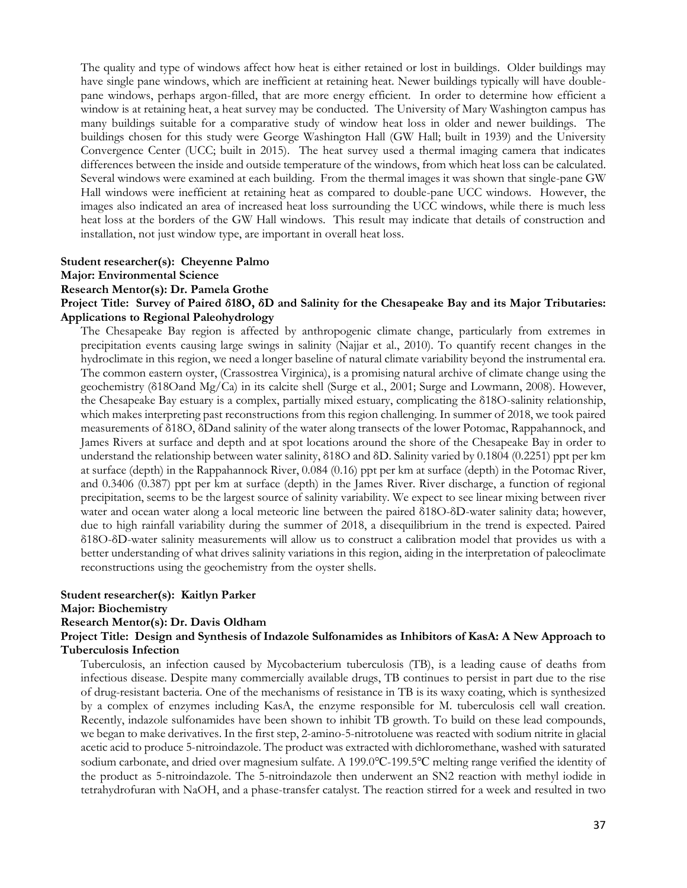The quality and type of windows affect how heat is either retained or lost in buildings. Older buildings may have single pane windows, which are inefficient at retaining heat. Newer buildings typically will have double-pane windows, perhaps argon-filled, that are more energy efficient. In order to determine how efficient a window is at retaining heat, a heat survey may be conducted. The University of Mary Washington campus has many buildings suitable for a comparative study of window heat loss in older and newer buildings. The buildings chosen for this study were George Washington Hall (GW Hall; built in 1939) and the University Convergence Center (UCC; built in 2015). The heat survey used a thermal imaging camera that indicates differences between the inside and outside temperature of the windows, from which heat loss can be calculated. Several windows were examined at each building. From the thermal images it was shown that single-pane GW Hall windows were inefficient at retaining heat as compared to double-pane UCC windows. However, the images also indicated an area of increased heat loss surrounding the UCC windows, while there is much less heat loss at the borders of the GW Hall windows. This result may indicate that details of construction and installation, not just window type, are important in overall heat loss.

**Student researcher(s): Cheyenne Palmo**
**Major: Environmental Science**
**Research Mentor(s): Dr. Pamela Grothe**
**Project Title: Survey of Paired δ18O, δD and Salinity for the Chesapeake Bay and its Major Tributaries: Applications to Regional Paleohydrology**

The Chesapeake Bay region is affected by anthropogenic climate change, particularly from extremes in precipitation events causing large swings in salinity (Najjar et al., 2010). To quantify recent changes in the hydroclimate in this region, we need a longer baseline of natural climate variability beyond the instrumental era. The common eastern oyster, (Crassostrea Virginica), is a promising natural archive of climate change using the geochemistry (δ18Oand Mg/Ca) in its calcite shell (Surge et al., 2001; Surge and Lowmann, 2008). However, the Chesapeake Bay estuary is a complex, partially mixed estuary, complicating the δ18O-salinity relationship, which makes interpreting past reconstructions from this region challenging. In summer of 2018, we took paired measurements of δ18O, δDand salinity of the water along transects of the lower Potomac, Rappahannock, and James Rivers at surface and depth and at spot locations around the shore of the Chesapeake Bay in order to understand the relationship between water salinity, δ18O and δD. Salinity varied by 0.1804 (0.2251) ppt per km at surface (depth) in the Rappahannock River, 0.084 (0.16) ppt per km at surface (depth) in the Potomac River, and 0.3406 (0.387) ppt per km at surface (depth) in the James River. River discharge, a function of regional precipitation, seems to be the largest source of salinity variability. We expect to see linear mixing between river water and ocean water along a local meteoric line between the paired δ18O-δD-water salinity data; however, due to high rainfall variability during the summer of 2018, a disequilibrium in the trend is expected. Paired δ18O-δD-water salinity measurements will allow us to construct a calibration model that provides us with a better understanding of what drives salinity variations in this region, aiding in the interpretation of paleoclimate reconstructions using the geochemistry from the oyster shells.

**Student researcher(s): Kaitlyn Parker**
**Major: Biochemistry**
**Research Mentor(s): Dr. Davis Oldham**
**Project Title: Design and Synthesis of Indazole Sulfonamides as Inhibitors of KasA: A New Approach to Tuberculosis Infection**

Tuberculosis, an infection caused by Mycobacterium tuberculosis (TB), is a leading cause of deaths from infectious disease. Despite many commercially available drugs, TB continues to persist in part due to the rise of drug-resistant bacteria. One of the mechanisms of resistance in TB is its waxy coating, which is synthesized by a complex of enzymes including KasA, the enzyme responsible for M. tuberculosis cell wall creation. Recently, indazole sulfonamides have been shown to inhibit TB growth. To build on these lead compounds, we began to make derivatives. In the first step, 2-amino-5-nitrotoluene was reacted with sodium nitrite in glacial acetic acid to produce 5-nitroindazole. The product was extracted with dichloromethane, washed with saturated sodium carbonate, and dried over magnesium sulfate. A 199.0℃-199.5℃ melting range verified the identity of the product as 5-nitroindazole. The 5-nitroindazole then underwent an SN2 reaction with methyl iodide in tetrahydrofuran with NaOH, and a phase-transfer catalyst. The reaction stirred for a week and resulted in two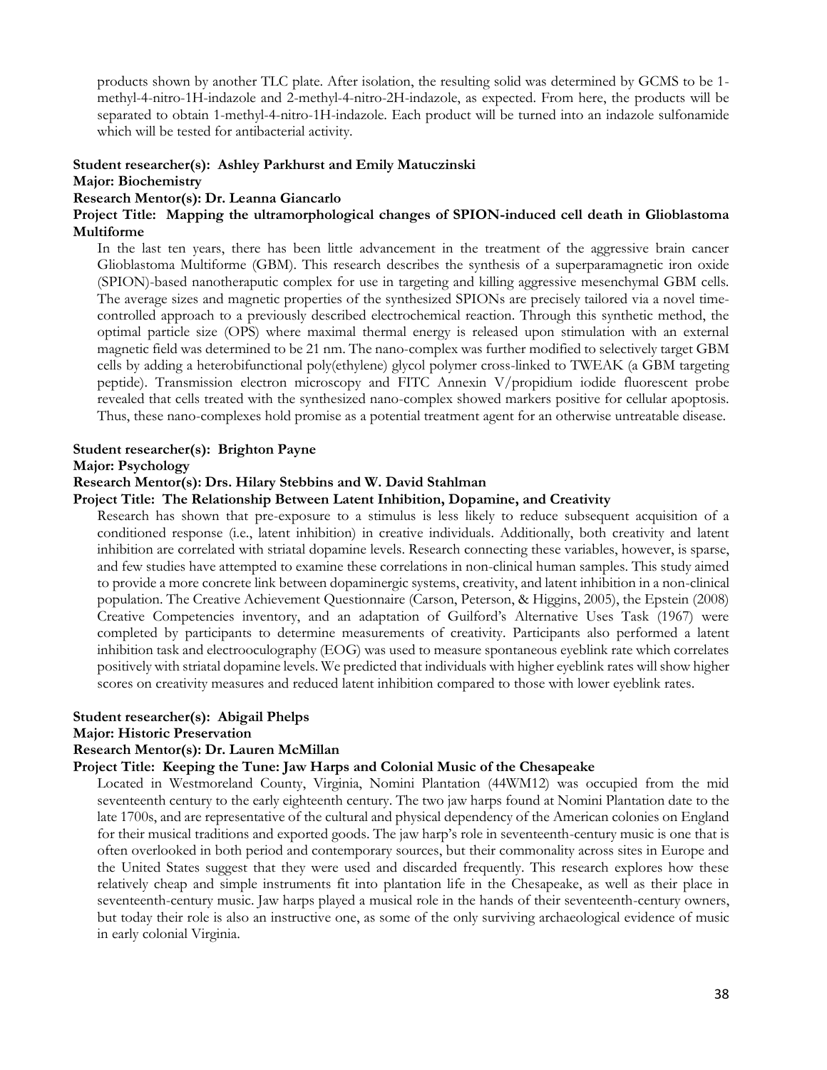products shown by another TLC plate. After isolation, the resulting solid was determined by GCMS to be 1-methyl-4-nitro-1H-indazole and 2-methyl-4-nitro-2H-indazole, as expected. From here, the products will be separated to obtain 1-methyl-4-nitro-1H-indazole. Each product will be turned into an indazole sulfonamide which will be tested for antibacterial activity.

**Student researcher(s): Ashley Parkhurst and Emily Matuczinski**
**Major: Biochemistry**
**Research Mentor(s): Dr. Leanna Giancarlo**
**Project Title: Mapping the ultramorphological changes of SPION-induced cell death in Glioblastoma Multiforme**

In the last ten years, there has been little advancement in the treatment of the aggressive brain cancer Glioblastoma Multiforme (GBM). This research describes the synthesis of a superparamagnetic iron oxide (SPION)-based nanotheraputic complex for use in targeting and killing aggressive mesenchymal GBM cells. The average sizes and magnetic properties of the synthesized SPIONs are precisely tailored via a novel time-controlled approach to a previously described electrochemical reaction. Through this synthetic method, the optimal particle size (OPS) where maximal thermal energy is released upon stimulation with an external magnetic field was determined to be 21 nm. The nano-complex was further modified to selectively target GBM cells by adding a heterobifunctional poly(ethylene) glycol polymer cross-linked to TWEAK (a GBM targeting peptide). Transmission electron microscopy and FITC Annexin V/propidium iodide fluorescent probe revealed that cells treated with the synthesized nano-complex showed markers positive for cellular apoptosis. Thus, these nano-complexes hold promise as a potential treatment agent for an otherwise untreatable disease.

**Student researcher(s): Brighton Payne**
**Major: Psychology**
**Research Mentor(s): Drs. Hilary Stebbins and W. David Stahlman**
**Project Title: The Relationship Between Latent Inhibition, Dopamine, and Creativity**

Research has shown that pre-exposure to a stimulus is less likely to reduce subsequent acquisition of a conditioned response (i.e., latent inhibition) in creative individuals. Additionally, both creativity and latent inhibition are correlated with striatal dopamine levels. Research connecting these variables, however, is sparse, and few studies have attempted to examine these correlations in non-clinical human samples. This study aimed to provide a more concrete link between dopaminergic systems, creativity, and latent inhibition in a non-clinical population. The Creative Achievement Questionnaire (Carson, Peterson, & Higgins, 2005), the Epstein (2008) Creative Competencies inventory, and an adaptation of Guilford's Alternative Uses Task (1967) were completed by participants to determine measurements of creativity. Participants also performed a latent inhibition task and electrooculography (EOG) was used to measure spontaneous eyeblink rate which correlates positively with striatal dopamine levels. We predicted that individuals with higher eyeblink rates will show higher scores on creativity measures and reduced latent inhibition compared to those with lower eyeblink rates.

**Student researcher(s): Abigail Phelps**
**Major: Historic Preservation**
**Research Mentor(s): Dr. Lauren McMillan**
**Project Title: Keeping the Tune: Jaw Harps and Colonial Music of the Chesapeake**

Located in Westmoreland County, Virginia, Nomini Plantation (44WM12) was occupied from the mid seventeenth century to the early eighteenth century. The two jaw harps found at Nomini Plantation date to the late 1700s, and are representative of the cultural and physical dependency of the American colonies on England for their musical traditions and exported goods. The jaw harp's role in seventeenth-century music is one that is often overlooked in both period and contemporary sources, but their commonality across sites in Europe and the United States suggest that they were used and discarded frequently. This research explores how these relatively cheap and simple instruments fit into plantation life in the Chesapeake, as well as their place in seventeenth-century music. Jaw harps played a musical role in the hands of their seventeenth-century owners, but today their role is also an instructive one, as some of the only surviving archaeological evidence of music in early colonial Virginia.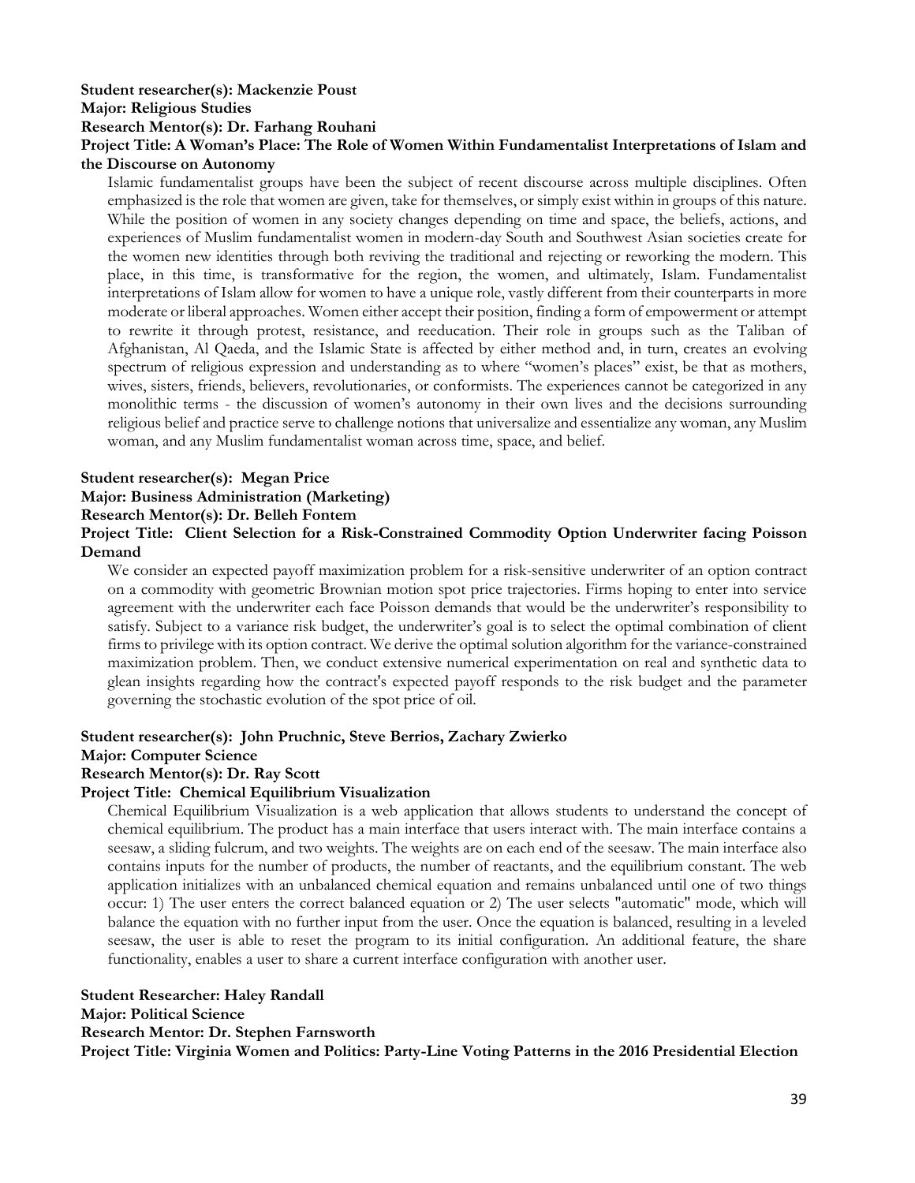**Student researcher(s): Mackenzie Poust**
**Major: Religious Studies**
**Research Mentor(s): Dr. Farhang Rouhani**
**Project Title: A Woman's Place: The Role of Women Within Fundamentalist Interpretations of Islam and the Discourse on Autonomy**

Islamic fundamentalist groups have been the subject of recent discourse across multiple disciplines. Often emphasized is the role that women are given, take for themselves, or simply exist within in groups of this nature. While the position of women in any society changes depending on time and space, the beliefs, actions, and experiences of Muslim fundamentalist women in modern-day South and Southwest Asian societies create for the women new identities through both reviving the traditional and rejecting or reworking the modern. This place, in this time, is transformative for the region, the women, and ultimately, Islam. Fundamentalist interpretations of Islam allow for women to have a unique role, vastly different from their counterparts in more moderate or liberal approaches. Women either accept their position, finding a form of empowerment or attempt to rewrite it through protest, resistance, and reeducation. Their role in groups such as the Taliban of Afghanistan, Al Qaeda, and the Islamic State is affected by either method and, in turn, creates an evolving spectrum of religious expression and understanding as to where "women's places" exist, be that as mothers, wives, sisters, friends, believers, revolutionaries, or conformists. The experiences cannot be categorized in any monolithic terms - the discussion of women's autonomy in their own lives and the decisions surrounding religious belief and practice serve to challenge notions that universalize and essentialize any woman, any Muslim woman, and any Muslim fundamentalist woman across time, space, and belief.

**Student researcher(s): Megan Price**
**Major: Business Administration (Marketing)**
**Research Mentor(s): Dr. Belleh Fontem**
**Project Title: Client Selection for a Risk-Constrained Commodity Option Underwriter facing Poisson Demand**

We consider an expected payoff maximization problem for a risk-sensitive underwriter of an option contract on a commodity with geometric Brownian motion spot price trajectories. Firms hoping to enter into service agreement with the underwriter each face Poisson demands that would be the underwriter's responsibility to satisfy. Subject to a variance risk budget, the underwriter's goal is to select the optimal combination of client firms to privilege with its option contract. We derive the optimal solution algorithm for the variance-constrained maximization problem. Then, we conduct extensive numerical experimentation on real and synthetic data to glean insights regarding how the contract's expected payoff responds to the risk budget and the parameter governing the stochastic evolution of the spot price of oil.

**Student researcher(s): John Pruchnic, Steve Berrios, Zachary Zwierko**
**Major: Computer Science**
**Research Mentor(s): Dr. Ray Scott**
**Project Title: Chemical Equilibrium Visualization**

Chemical Equilibrium Visualization is a web application that allows students to understand the concept of chemical equilibrium. The product has a main interface that users interact with. The main interface contains a seesaw, a sliding fulcrum, and two weights. The weights are on each end of the seesaw. The main interface also contains inputs for the number of products, the number of reactants, and the equilibrium constant. The web application initializes with an unbalanced chemical equation and remains unbalanced until one of two things occur: 1) The user enters the correct balanced equation or 2) The user selects "automatic" mode, which will balance the equation with no further input from the user. Once the equation is balanced, resulting in a leveled seesaw, the user is able to reset the program to its initial configuration. An additional feature, the share functionality, enables a user to share a current interface configuration with another user.

**Student Researcher: Haley Randall**
**Major: Political Science**
**Research Mentor: Dr. Stephen Farnsworth**
**Project Title: Virginia Women and Politics: Party-Line Voting Patterns in the 2016 Presidential Election**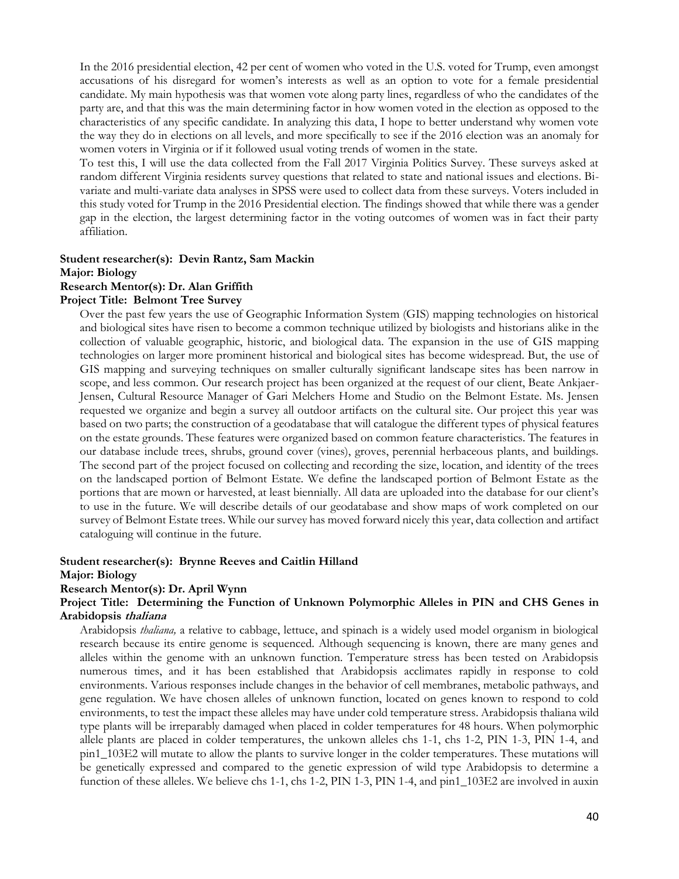In the 2016 presidential election, 42 per cent of women who voted in the U.S. voted for Trump, even amongst accusations of his disregard for women's interests as well as an option to vote for a female presidential candidate. My main hypothesis was that women vote along party lines, regardless of who the candidates of the party are, and that this was the main determining factor in how women voted in the election as opposed to the characteristics of any specific candidate. In analyzing this data, I hope to better understand why women vote the way they do in elections on all levels, and more specifically to see if the 2016 election was an anomaly for women voters in Virginia or if it followed usual voting trends of women in the state.

To test this, I will use the data collected from the Fall 2017 Virginia Politics Survey. These surveys asked at random different Virginia residents survey questions that related to state and national issues and elections. Bi-variate and multi-variate data analyses in SPSS were used to collect data from these surveys. Voters included in this study voted for Trump in the 2016 Presidential election. The findings showed that while there was a gender gap in the election, the largest determining factor in the voting outcomes of women was in fact their party affiliation.

**Student researcher(s): Devin Rantz, Sam Mackin**
**Major: Biology**
**Research Mentor(s): Dr. Alan Griffith**
**Project Title: Belmont Tree Survey**

Over the past few years the use of Geographic Information System (GIS) mapping technologies on historical and biological sites have risen to become a common technique utilized by biologists and historians alike in the collection of valuable geographic, historic, and biological data. The expansion in the use of GIS mapping technologies on larger more prominent historical and biological sites has become widespread. But, the use of GIS mapping and surveying techniques on smaller culturally significant landscape sites has been narrow in scope, and less common. Our research project has been organized at the request of our client, Beate Ankjaer-Jensen, Cultural Resource Manager of Gari Melchers Home and Studio on the Belmont Estate. Ms. Jensen requested we organize and begin a survey all outdoor artifacts on the cultural site. Our project this year was based on two parts; the construction of a geodatabase that will catalogue the different types of physical features on the estate grounds. These features were organized based on common feature characteristics. The features in our database include trees, shrubs, ground cover (vines), groves, perennial herbaceous plants, and buildings. The second part of the project focused on collecting and recording the size, location, and identity of the trees on the landscaped portion of Belmont Estate. We define the landscaped portion of Belmont Estate as the portions that are mown or harvested, at least biennially. All data are uploaded into the database for our client's to use in the future. We will describe details of our geodatabase and show maps of work completed on our survey of Belmont Estate trees. While our survey has moved forward nicely this year, data collection and artifact cataloguing will continue in the future.

**Student researcher(s): Brynne Reeves and Caitlin Hilland**
**Major: Biology**
**Research Mentor(s): Dr. April Wynn**
**Project Title: Determining the Function of Unknown Polymorphic Alleles in PIN and CHS Genes in Arabidopsis *thaliana***

Arabidopsis *thaliana,* a relative to cabbage, lettuce, and spinach is a widely used model organism in biological research because its entire genome is sequenced. Although sequencing is known, there are many genes and alleles within the genome with an unknown function. Temperature stress has been tested on Arabidopsis numerous times, and it has been established that Arabidopsis acclimates rapidly in response to cold environments. Various responses include changes in the behavior of cell membranes, metabolic pathways, and gene regulation. We have chosen alleles of unknown function, located on genes known to respond to cold environments, to test the impact these alleles may have under cold temperature stress. Arabidopsis thaliana wild type plants will be irreparably damaged when placed in colder temperatures for 48 hours. When polymorphic allele plants are placed in colder temperatures, the unkown alleles chs 1-1, chs 1-2, PIN 1-3, PIN 1-4, and pin1_103E2 will mutate to allow the plants to survive longer in the colder temperatures. These mutations will be genetically expressed and compared to the genetic expression of wild type Arabidopsis to determine a function of these alleles. We believe chs 1-1, chs 1-2, PIN 1-3, PIN 1-4, and pin1_103E2 are involved in auxin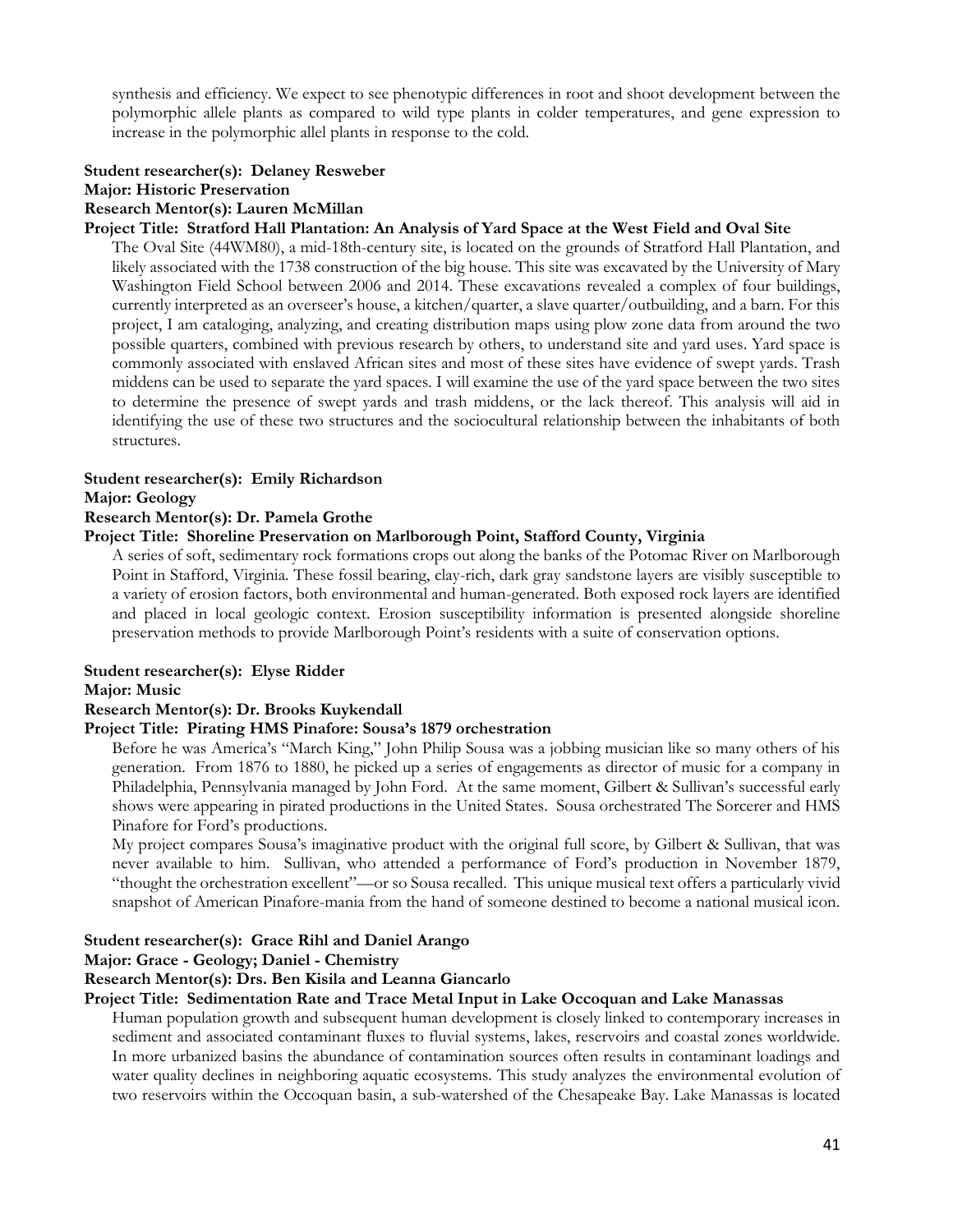synthesis and efficiency. We expect to see phenotypic differences in root and shoot development between the polymorphic allele plants as compared to wild type plants in colder temperatures, and gene expression to increase in the polymorphic allel plants in response to the cold.

**Student researcher(s): Delaney Resweber**
**Major: Historic Preservation**
**Research Mentor(s): Lauren McMillan**
**Project Title: Stratford Hall Plantation: An Analysis of Yard Space at the West Field and Oval Site**

The Oval Site (44WM80), a mid-18th-century site, is located on the grounds of Stratford Hall Plantation, and likely associated with the 1738 construction of the big house. This site was excavated by the University of Mary Washington Field School between 2006 and 2014. These excavations revealed a complex of four buildings, currently interpreted as an overseer's house, a kitchen/quarter, a slave quarter/outbuilding, and a barn. For this project, I am cataloging, analyzing, and creating distribution maps using plow zone data from around the two possible quarters, combined with previous research by others, to understand site and yard uses. Yard space is commonly associated with enslaved African sites and most of these sites have evidence of swept yards. Trash middens can be used to separate the yard spaces. I will examine the use of the yard space between the two sites to determine the presence of swept yards and trash middens, or the lack thereof. This analysis will aid in identifying the use of these two structures and the sociocultural relationship between the inhabitants of both structures.

**Student researcher(s): Emily Richardson**
**Major: Geology**
**Research Mentor(s): Dr. Pamela Grothe**
**Project Title: Shoreline Preservation on Marlborough Point, Stafford County, Virginia**

A series of soft, sedimentary rock formations crops out along the banks of the Potomac River on Marlborough Point in Stafford, Virginia. These fossil bearing, clay-rich, dark gray sandstone layers are visibly susceptible to a variety of erosion factors, both environmental and human-generated. Both exposed rock layers are identified and placed in local geologic context. Erosion susceptibility information is presented alongside shoreline preservation methods to provide Marlborough Point's residents with a suite of conservation options.

**Student researcher(s): Elyse Ridder**
**Major: Music**
**Research Mentor(s): Dr. Brooks Kuykendall**
**Project Title: Pirating HMS Pinafore: Sousa's 1879 orchestration**

Before he was America's "March King," John Philip Sousa was a jobbing musician like so many others of his generation. From 1876 to 1880, he picked up a series of engagements as director of music for a company in Philadelphia, Pennsylvania managed by John Ford. At the same moment, Gilbert & Sullivan's successful early shows were appearing in pirated productions in the United States. Sousa orchestrated The Sorcerer and HMS Pinafore for Ford's productions.

My project compares Sousa's imaginative product with the original full score, by Gilbert & Sullivan, that was never available to him. Sullivan, who attended a performance of Ford's production in November 1879, "thought the orchestration excellent"—or so Sousa recalled. This unique musical text offers a particularly vivid snapshot of American Pinafore-mania from the hand of someone destined to become a national musical icon.

**Student researcher(s): Grace Rihl and Daniel Arango**
**Major: Grace - Geology; Daniel - Chemistry**
**Research Mentor(s): Drs. Ben Kisila and Leanna Giancarlo**
**Project Title: Sedimentation Rate and Trace Metal Input in Lake Occoquan and Lake Manassas**

Human population growth and subsequent human development is closely linked to contemporary increases in sediment and associated contaminant fluxes to fluvial systems, lakes, reservoirs and coastal zones worldwide. In more urbanized basins the abundance of contamination sources often results in contaminant loadings and water quality declines in neighboring aquatic ecosystems. This study analyzes the environmental evolution of two reservoirs within the Occoquan basin, a sub-watershed of the Chesapeake Bay. Lake Manassas is located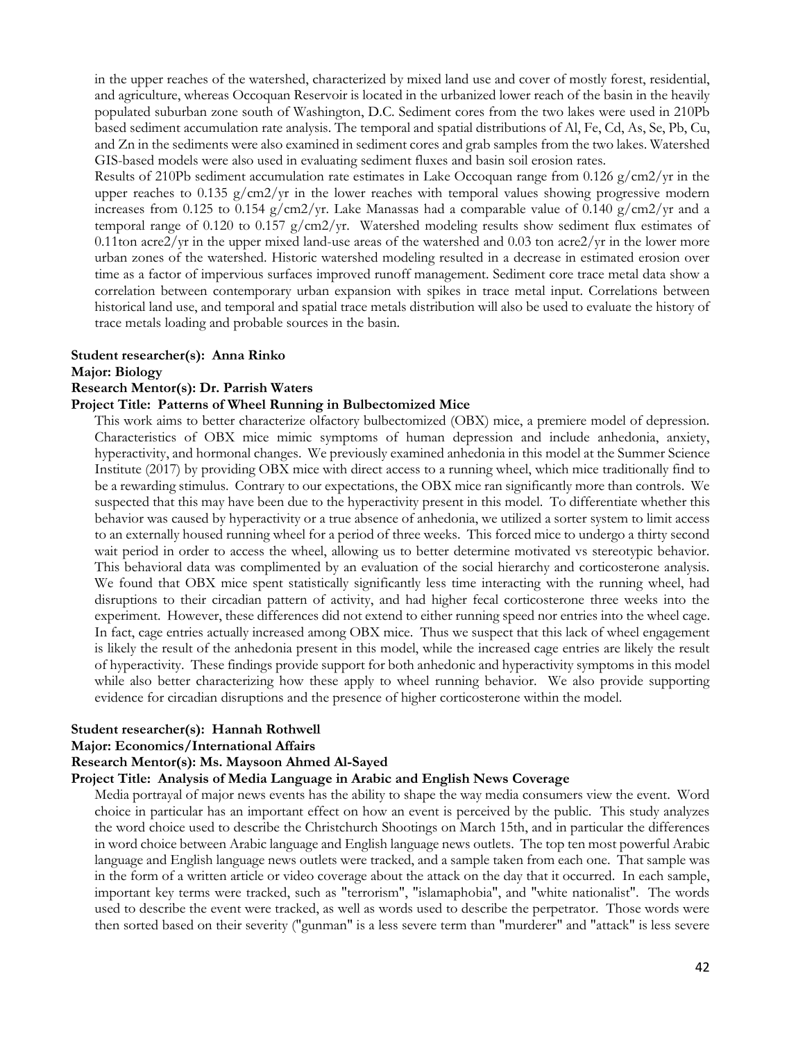in the upper reaches of the watershed, characterized by mixed land use and cover of mostly forest, residential, and agriculture, whereas Occoquan Reservoir is located in the urbanized lower reach of the basin in the heavily populated suburban zone south of Washington, D.C. Sediment cores from the two lakes were used in 210Pb based sediment accumulation rate analysis. The temporal and spatial distributions of Al, Fe, Cd, As, Se, Pb, Cu, and Zn in the sediments were also examined in sediment cores and grab samples from the two lakes. Watershed GIS-based models were also used in evaluating sediment fluxes and basin soil erosion rates.

Results of 210Pb sediment accumulation rate estimates in Lake Occoquan range from 0.126 g/cm2/yr in the upper reaches to 0.135 g/cm2/yr in the lower reaches with temporal values showing progressive modern increases from 0.125 to 0.154 g/cm2/yr. Lake Manassas had a comparable value of 0.140 g/cm2/yr and a temporal range of 0.120 to 0.157 g/cm2/yr. Watershed modeling results show sediment flux estimates of 0.11ton acre2/yr in the upper mixed land-use areas of the watershed and 0.03 ton acre2/yr in the lower more urban zones of the watershed. Historic watershed modeling resulted in a decrease in estimated erosion over time as a factor of impervious surfaces improved runoff management. Sediment core trace metal data show a correlation between contemporary urban expansion with spikes in trace metal input. Correlations between historical land use, and temporal and spatial trace metals distribution will also be used to evaluate the history of trace metals loading and probable sources in the basin.

**Student researcher(s): Anna Rinko**
**Major: Biology**
**Research Mentor(s): Dr. Parrish Waters**
**Project Title: Patterns of Wheel Running in Bulbectomized Mice**

This work aims to better characterize olfactory bulbectomized (OBX) mice, a premiere model of depression. Characteristics of OBX mice mimic symptoms of human depression and include anhedonia, anxiety, hyperactivity, and hormonal changes. We previously examined anhedonia in this model at the Summer Science Institute (2017) by providing OBX mice with direct access to a running wheel, which mice traditionally find to be a rewarding stimulus. Contrary to our expectations, the OBX mice ran significantly more than controls. We suspected that this may have been due to the hyperactivity present in this model. To differentiate whether this behavior was caused by hyperactivity or a true absence of anhedonia, we utilized a sorter system to limit access to an externally housed running wheel for a period of three weeks. This forced mice to undergo a thirty second wait period in order to access the wheel, allowing us to better determine motivated vs stereotypic behavior. This behavioral data was complimented by an evaluation of the social hierarchy and corticosterone analysis. We found that OBX mice spent statistically significantly less time interacting with the running wheel, had disruptions to their circadian pattern of activity, and had higher fecal corticosterone three weeks into the experiment. However, these differences did not extend to either running speed nor entries into the wheel cage. In fact, cage entries actually increased among OBX mice. Thus we suspect that this lack of wheel engagement is likely the result of the anhedonia present in this model, while the increased cage entries are likely the result of hyperactivity. These findings provide support for both anhedonic and hyperactivity symptoms in this model while also better characterizing how these apply to wheel running behavior. We also provide supporting evidence for circadian disruptions and the presence of higher corticosterone within the model.

**Student researcher(s): Hannah Rothwell**
**Major: Economics/International Affairs**
**Research Mentor(s): Ms. Maysoon Ahmed Al-Sayed**
**Project Title: Analysis of Media Language in Arabic and English News Coverage**

Media portrayal of major news events has the ability to shape the way media consumers view the event. Word choice in particular has an important effect on how an event is perceived by the public. This study analyzes the word choice used to describe the Christchurch Shootings on March 15th, and in particular the differences in word choice between Arabic language and English language news outlets. The top ten most powerful Arabic language and English language news outlets were tracked, and a sample taken from each one. That sample was in the form of a written article or video coverage about the attack on the day that it occurred. In each sample, important key terms were tracked, such as "terrorism", "islamaphobia", and "white nationalist". The words used to describe the event were tracked, as well as words used to describe the perpetrator. Those words were then sorted based on their severity ("gunman" is a less severe term than "murderer" and "attack" is less severe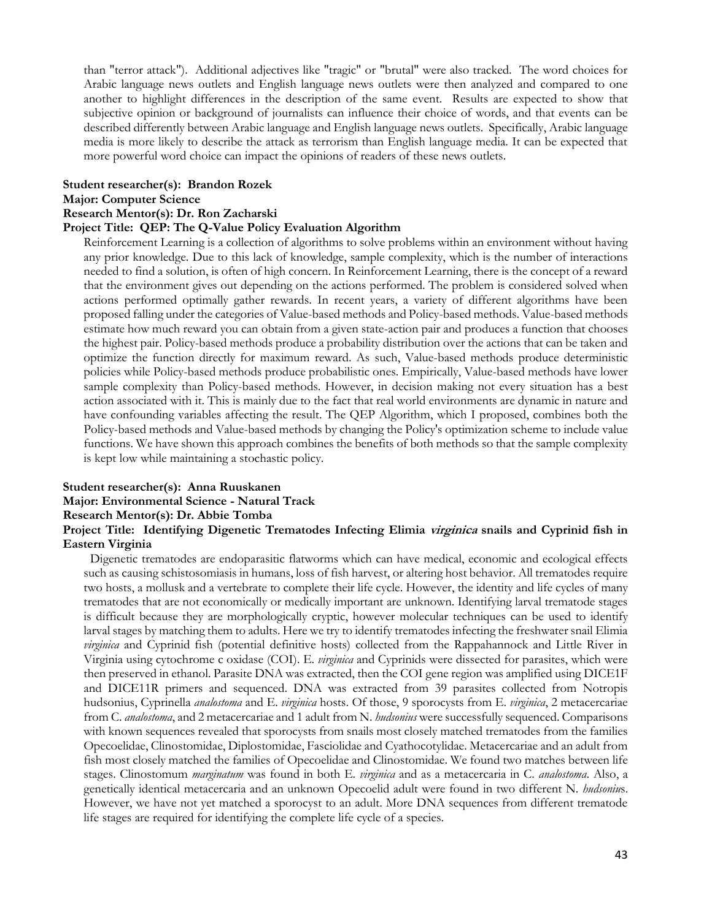than "terror attack"). Additional adjectives like "tragic" or "brutal" were also tracked. The word choices for Arabic language news outlets and English language news outlets were then analyzed and compared to one another to highlight differences in the description of the same event. Results are expected to show that subjective opinion or background of journalists can influence their choice of words, and that events can be described differently between Arabic language and English language news outlets. Specifically, Arabic language media is more likely to describe the attack as terrorism than English language media. It can be expected that more powerful word choice can impact the opinions of readers of these news outlets.

**Student researcher(s): Brandon Rozek**
**Major: Computer Science**
**Research Mentor(s): Dr. Ron Zacharski**
**Project Title: QEP: The Q-Value Policy Evaluation Algorithm**

Reinforcement Learning is a collection of algorithms to solve problems within an environment without having any prior knowledge. Due to this lack of knowledge, sample complexity, which is the number of interactions needed to find a solution, is often of high concern. In Reinforcement Learning, there is the concept of a reward that the environment gives out depending on the actions performed. The problem is considered solved when actions performed optimally gather rewards. In recent years, a variety of different algorithms have been proposed falling under the categories of Value-based methods and Policy-based methods. Value-based methods estimate how much reward you can obtain from a given state-action pair and produces a function that chooses the highest pair. Policy-based methods produce a probability distribution over the actions that can be taken and optimize the function directly for maximum reward. As such, Value-based methods produce deterministic policies while Policy-based methods produce probabilistic ones. Empirically, Value-based methods have lower sample complexity than Policy-based methods. However, in decision making not every situation has a best action associated with it. This is mainly due to the fact that real world environments are dynamic in nature and have confounding variables affecting the result. The QEP Algorithm, which I proposed, combines both the Policy-based methods and Value-based methods by changing the Policy's optimization scheme to include value functions. We have shown this approach combines the benefits of both methods so that the sample complexity is kept low while maintaining a stochastic policy.

**Student researcher(s): Anna Ruuskanen**
**Major: Environmental Science - Natural Track**
**Research Mentor(s): Dr. Abbie Tomba**
**Project Title: Identifying Digenetic Trematodes Infecting Elimia *virginica* snails and Cyprinid fish in Eastern Virginia**

Digenetic trematodes are endoparasitic flatworms which can have medical, economic and ecological effects such as causing schistosomiasis in humans, loss of fish harvest, or altering host behavior. All trematodes require two hosts, a mollusk and a vertebrate to complete their life cycle. However, the identity and life cycles of many trematodes that are not economically or medically important are unknown. Identifying larval trematode stages is difficult because they are morphologically cryptic, however molecular techniques can be used to identify larval stages by matching them to adults. Here we try to identify trematodes infecting the freshwater snail Elimia *virginica* and Cyprinid fish (potential definitive hosts) collected from the Rappahannock and Little River in Virginia using cytochrome c oxidase (COI). E. *virginica* and Cyprinids were dissected for parasites, which were then preserved in ethanol. Parasite DNA was extracted, then the COI gene region was amplified using DICE1F and DICE11R primers and sequenced. DNA was extracted from 39 parasites collected from Notropis hudsonius, Cyprinella *analostoma* and E. *virginica* hosts. Of those, 9 sporocysts from E. *virginica*, 2 metacercariae from C. *analostoma*, and 2 metacercariae and 1 adult from N. *hudsonius* were successfully sequenced. Comparisons with known sequences revealed that sporocysts from snails most closely matched trematodes from the families Opecoelidae, Clinostomidae, Diplostomidae, Fasciolidae and Cyathocotylidae. Metacercariae and an adult from fish most closely matched the families of Opecoelidae and Clinostomidae. We found two matches between life stages. Clinostomum *marginatum* was found in both E. *virginica* and as a metacercaria in C. *analostoma*. Also, a genetically identical metacercaria and an unknown Opecoelid adult were found in two different N. *hudsonius*. However, we have not yet matched a sporocyst to an adult. More DNA sequences from different trematode life stages are required for identifying the complete life cycle of a species.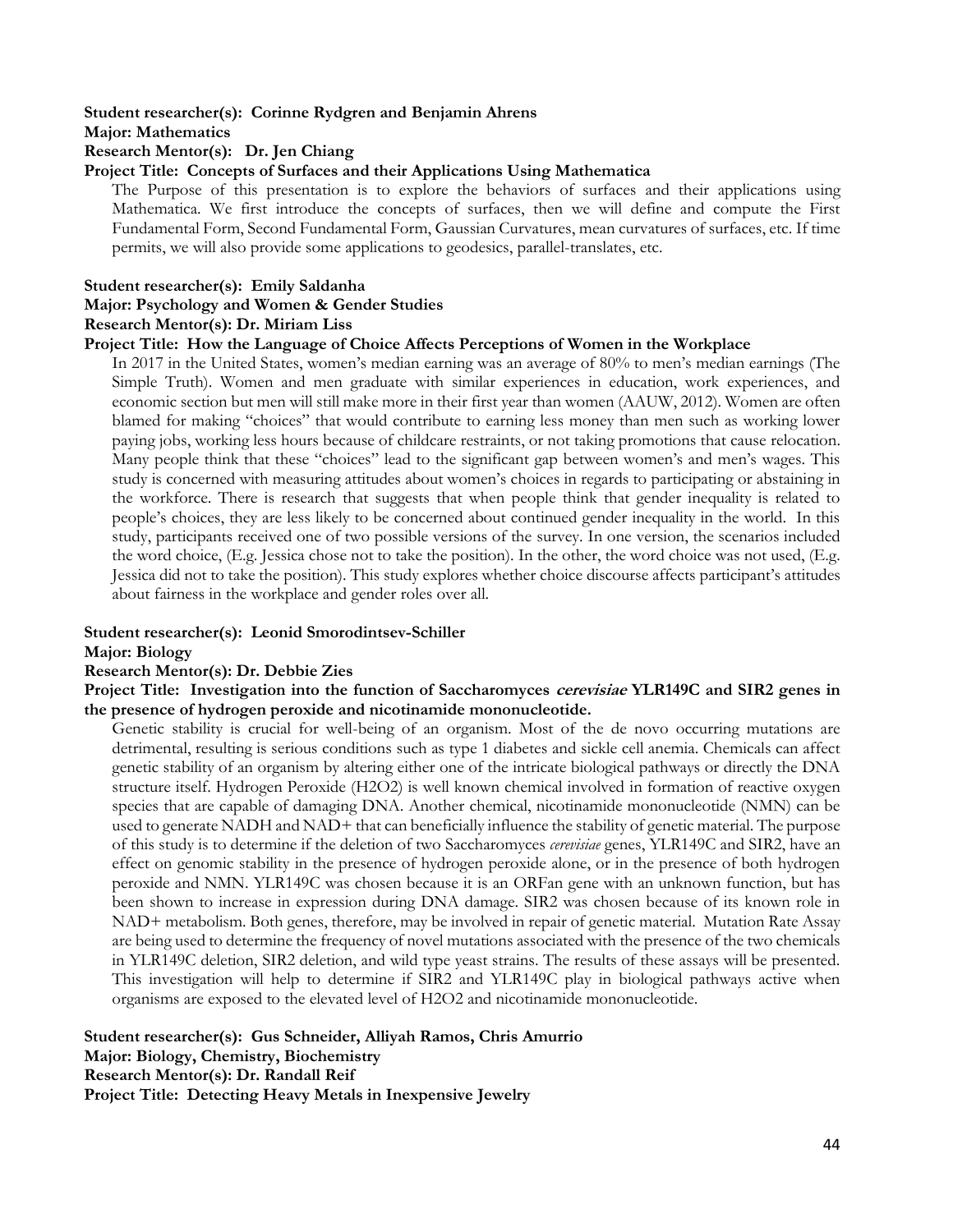**Student researcher(s): Corinne Rydgren and Benjamin Ahrens**
**Major: Mathematics**
**Research Mentor(s): Dr. Jen Chiang**
**Project Title: Concepts of Surfaces and their Applications Using Mathematica**

The Purpose of this presentation is to explore the behaviors of surfaces and their applications using Mathematica. We first introduce the concepts of surfaces, then we will define and compute the First Fundamental Form, Second Fundamental Form, Gaussian Curvatures, mean curvatures of surfaces, etc. If time permits, we will also provide some applications to geodesics, parallel-translates, etc.

**Student researcher(s): Emily Saldanha**
**Major: Psychology and Women & Gender Studies**
**Research Mentor(s): Dr. Miriam Liss**
**Project Title: How the Language of Choice Affects Perceptions of Women in the Workplace**

In 2017 in the United States, women's median earning was an average of 80% to men's median earnings (The Simple Truth). Women and men graduate with similar experiences in education, work experiences, and economic section but men will still make more in their first year than women (AAUW, 2012). Women are often blamed for making "choices" that would contribute to earning less money than men such as working lower paying jobs, working less hours because of childcare restraints, or not taking promotions that cause relocation. Many people think that these "choices" lead to the significant gap between women's and men's wages. This study is concerned with measuring attitudes about women's choices in regards to participating or abstaining in the workforce. There is research that suggests that when people think that gender inequality is related to people's choices, they are less likely to be concerned about continued gender inequality in the world. In this study, participants received one of two possible versions of the survey. In one version, the scenarios included the word choice, (E.g. Jessica chose not to take the position). In the other, the word choice was not used, (E.g. Jessica did not to take the position). This study explores whether choice discourse affects participant's attitudes about fairness in the workplace and gender roles over all.

**Student researcher(s): Leonid Smorodintsev-Schiller**
**Major: Biology**
**Research Mentor(s): Dr. Debbie Zies**
**Project Title: Investigation into the function of Saccharomyces *cerevisiae* YLR149C and SIR2 genes in the presence of hydrogen peroxide and nicotinamide mononucleotide.**

Genetic stability is crucial for well-being of an organism. Most of the de novo occurring mutations are detrimental, resulting is serious conditions such as type 1 diabetes and sickle cell anemia. Chemicals can affect genetic stability of an organism by altering either one of the intricate biological pathways or directly the DNA structure itself. Hydrogen Peroxide ($H2O2$) is well known chemical involved in formation of reactive oxygen species that are capable of damaging DNA. Another chemical, nicotinamide mononucleotide (NMN) can be used to generate NADH and NAD+ that can beneficially influence the stability of genetic material. The purpose of this study is to determine if the deletion of two Saccharomyces *cerevisiae* genes, YLR149C and SIR2, have an effect on genomic stability in the presence of hydrogen peroxide alone, or in the presence of both hydrogen peroxide and NMN. YLR149C was chosen because it is an ORFan gene with an unknown function, but has been shown to increase in expression during DNA damage. SIR2 was chosen because of its known role in NAD+ metabolism. Both genes, therefore, may be involved in repair of genetic material. Mutation Rate Assay are being used to determine the frequency of novel mutations associated with the presence of the two chemicals in YLR149C deletion, SIR2 deletion, and wild type yeast strains. The results of these assays will be presented. This investigation will help to determine if SIR2 and YLR149C play in biological pathways active when organisms are exposed to the elevated level of H2O2 and nicotinamide mononucleotide.

**Student researcher(s): Gus Schneider, Alliyah Ramos, Chris Amurrio**
**Major: Biology, Chemistry, Biochemistry**
**Research Mentor(s): Dr. Randall Reif**
**Project Title: Detecting Heavy Metals in Inexpensive Jewelry**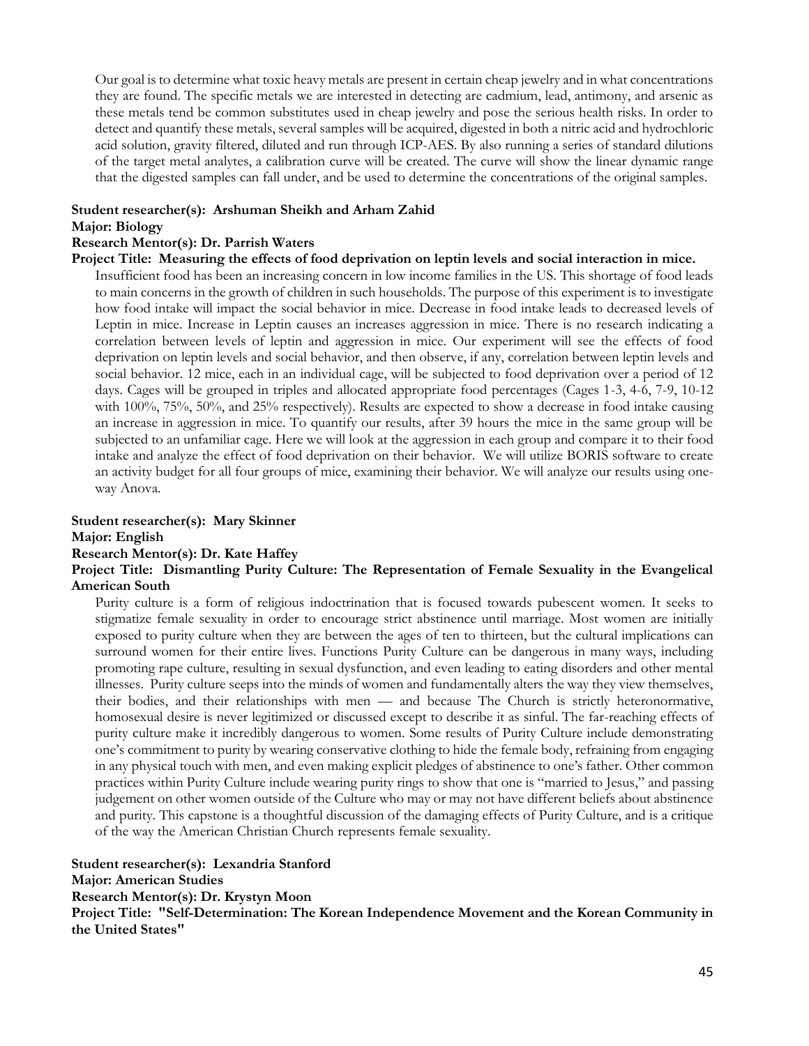Our goal is to determine what toxic heavy metals are present in certain cheap jewelry and in what concentrations they are found. The specific metals we are interested in detecting are cadmium, lead, antimony, and arsenic as these metals tend be common substitutes used in cheap jewelry and pose the serious health risks. In order to detect and quantify these metals, several samples will be acquired, digested in both a nitric acid and hydrochloric acid solution, gravity filtered, diluted and run through ICP-AES. By also running a series of standard dilutions of the target metal analytes, a calibration curve will be created. The curve will show the linear dynamic range that the digested samples can fall under, and be used to determine the concentrations of the original samples.

**Student researcher(s): Arshuman Sheikh and Arham Zahid**
**Major: Biology**
**Research Mentor(s): Dr. Parrish Waters**
**Project Title: Measuring the effects of food deprivation on leptin levels and social interaction in mice.**

Insufficient food has been an increasing concern in low income families in the US. This shortage of food leads to main concerns in the growth of children in such households. The purpose of this experiment is to investigate how food intake will impact the social behavior in mice. Decrease in food intake leads to decreased levels of Leptin in mice. Increase in Leptin causes an increases aggression in mice. There is no research indicating a correlation between levels of leptin and aggression in mice. Our experiment will see the effects of food deprivation on leptin levels and social behavior, and then observe, if any, correlation between leptin levels and social behavior. 12 mice, each in an individual cage, will be subjected to food deprivation over a period of 12 days. Cages will be grouped in triples and allocated appropriate food percentages (Cages 1-3, 4-6, 7-9, 10-12 with 100%, 75%, 50%, and 25% respectively). Results are expected to show a decrease in food intake causing an increase in aggression in mice. To quantify our results, after 39 hours the mice in the same group will be subjected to an unfamiliar cage. Here we will look at the aggression in each group and compare it to their food intake and analyze the effect of food deprivation on their behavior. We will utilize BORIS software to create an activity budget for all four groups of mice, examining their behavior. We will analyze our results using one-way Anova.

**Student researcher(s): Mary Skinner**
**Major: English**
**Research Mentor(s): Dr. Kate Haffey**
**Project Title: Dismantling Purity Culture: The Representation of Female Sexuality in the Evangelical American South**

Purity culture is a form of religious indoctrination that is focused towards pubescent women. It seeks to stigmatize female sexuality in order to encourage strict abstinence until marriage. Most women are initially exposed to purity culture when they are between the ages of ten to thirteen, but the cultural implications can surround women for their entire lives. Functions Purity Culture can be dangerous in many ways, including promoting rape culture, resulting in sexual dysfunction, and even leading to eating disorders and other mental illnesses. Purity culture seeps into the minds of women and fundamentally alters the way they view themselves, their bodies, and their relationships with men — and because The Church is strictly heteronormative, homosexual desire is never legitimized or discussed except to describe it as sinful. The far-reaching effects of purity culture make it incredibly dangerous to women. Some results of Purity Culture include demonstrating one's commitment to purity by wearing conservative clothing to hide the female body, refraining from engaging in any physical touch with men, and even making explicit pledges of abstinence to one's father. Other common practices within Purity Culture include wearing purity rings to show that one is "married to Jesus," and passing judgement on other women outside of the Culture who may or may not have different beliefs about abstinence and purity. This capstone is a thoughtful discussion of the damaging effects of Purity Culture, and is a critique of the way the American Christian Church represents female sexuality.

**Student researcher(s): Lexandria Stanford**
**Major: American Studies**
**Research Mentor(s): Dr. Krystyn Moon**
**Project Title: "Self-Determination: The Korean Independence Movement and the Korean Community in the United States"**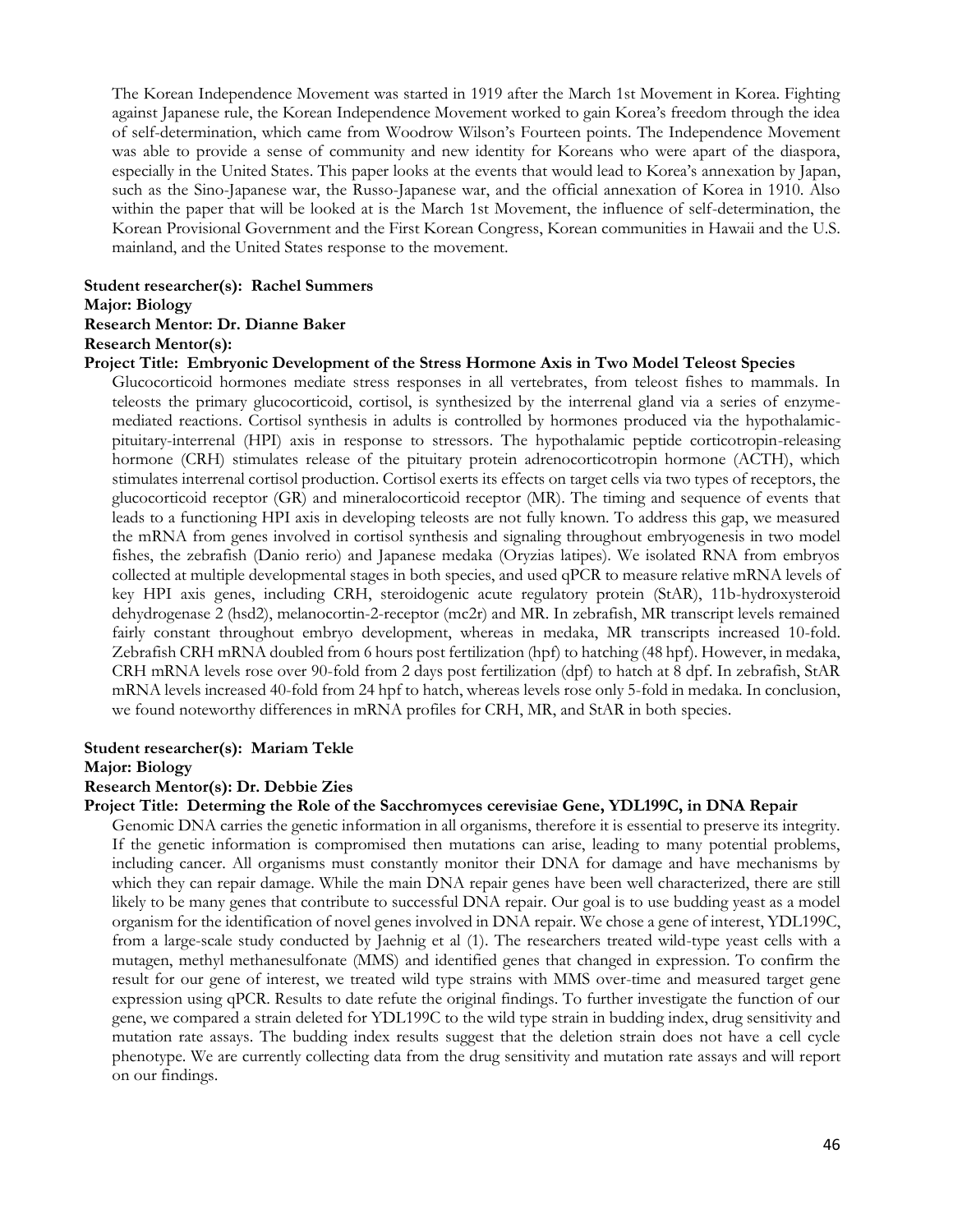The Korean Independence Movement was started in 1919 after the March 1st Movement in Korea. Fighting against Japanese rule, the Korean Independence Movement worked to gain Korea's freedom through the idea of self-determination, which came from Woodrow Wilson's Fourteen points. The Independence Movement was able to provide a sense of community and new identity for Koreans who were apart of the diaspora, especially in the United States. This paper looks at the events that would lead to Korea's annexation by Japan, such as the Sino-Japanese war, the Russo-Japanese war, and the official annexation of Korea in 1910. Also within the paper that will be looked at is the March 1st Movement, the influence of self-determination, the Korean Provisional Government and the First Korean Congress, Korean communities in Hawaii and the U.S. mainland, and the United States response to the movement.

**Student researcher(s): Rachel Summers**
**Major: Biology**
**Research Mentor: Dr. Dianne Baker**
**Research Mentor(s):**
**Project Title: Embryonic Development of the Stress Hormone Axis in Two Model Teleost Species**

Glucocorticoid hormones mediate stress responses in all vertebrates, from teleost fishes to mammals. In teleosts the primary glucocorticoid, cortisol, is synthesized by the interrenal gland via a series of enzyme-mediated reactions. Cortisol synthesis in adults is controlled by hormones produced via the hypothalamic-pituitary-interrenal (HPI) axis in response to stressors. The hypothalamic peptide corticotropin-releasing hormone (CRH) stimulates release of the pituitary protein adrenocorticotropin hormone (ACTH), which stimulates interrenal cortisol production. Cortisol exerts its effects on target cells via two types of receptors, the glucocorticoid receptor (GR) and mineralocorticoid receptor (MR). The timing and sequence of events that leads to a functioning HPI axis in developing teleosts are not fully known. To address this gap, we measured the mRNA from genes involved in cortisol synthesis and signaling throughout embryogenesis in two model fishes, the zebrafish (Danio rerio) and Japanese medaka (Oryzias latipes). We isolated RNA from embryos collected at multiple developmental stages in both species, and used qPCR to measure relative mRNA levels of key HPI axis genes, including CRH, steroidogenic acute regulatory protein (StAR), 11b-hydroxysteroid dehydrogenase 2 (hsd2), melanocortin-2-receptor (mc2r) and MR. In zebrafish, MR transcript levels remained fairly constant throughout embryo development, whereas in medaka, MR transcripts increased 10-fold. Zebrafish CRH mRNA doubled from 6 hours post fertilization (hpf) to hatching (48 hpf). However, in medaka, CRH mRNA levels rose over 90-fold from 2 days post fertilization (dpf) to hatch at 8 dpf. In zebrafish, StAR mRNA levels increased 40-fold from 24 hpf to hatch, whereas levels rose only 5-fold in medaka. In conclusion, we found noteworthy differences in mRNA profiles for CRH, MR, and StAR in both species.

**Student researcher(s): Mariam Tekle**
**Major: Biology**
**Research Mentor(s): Dr. Debbie Zies**
**Project Title: Determing the Role of the Sacchromyces cerevisiae Gene, YDL199C, in DNA Repair**

Genomic DNA carries the genetic information in all organisms, therefore it is essential to preserve its integrity. If the genetic information is compromised then mutations can arise, leading to many potential problems, including cancer. All organisms must constantly monitor their DNA for damage and have mechanisms by which they can repair damage. While the main DNA repair genes have been well characterized, there are still likely to be many genes that contribute to successful DNA repair. Our goal is to use budding yeast as a model organism for the identification of novel genes involved in DNA repair. We chose a gene of interest, YDL199C, from a large-scale study conducted by Jaehnig et al (1). The researchers treated wild-type yeast cells with a mutagen, methyl methanesulfonate (MMS) and identified genes that changed in expression. To confirm the result for our gene of interest, we treated wild type strains with MMS over-time and measured target gene expression using qPCR. Results to date refute the original findings. To further investigate the function of our gene, we compared a strain deleted for YDL199C to the wild type strain in budding index, drug sensitivity and mutation rate assays. The budding index results suggest that the deletion strain does not have a cell cycle phenotype. We are currently collecting data from the drug sensitivity and mutation rate assays and will report on our findings.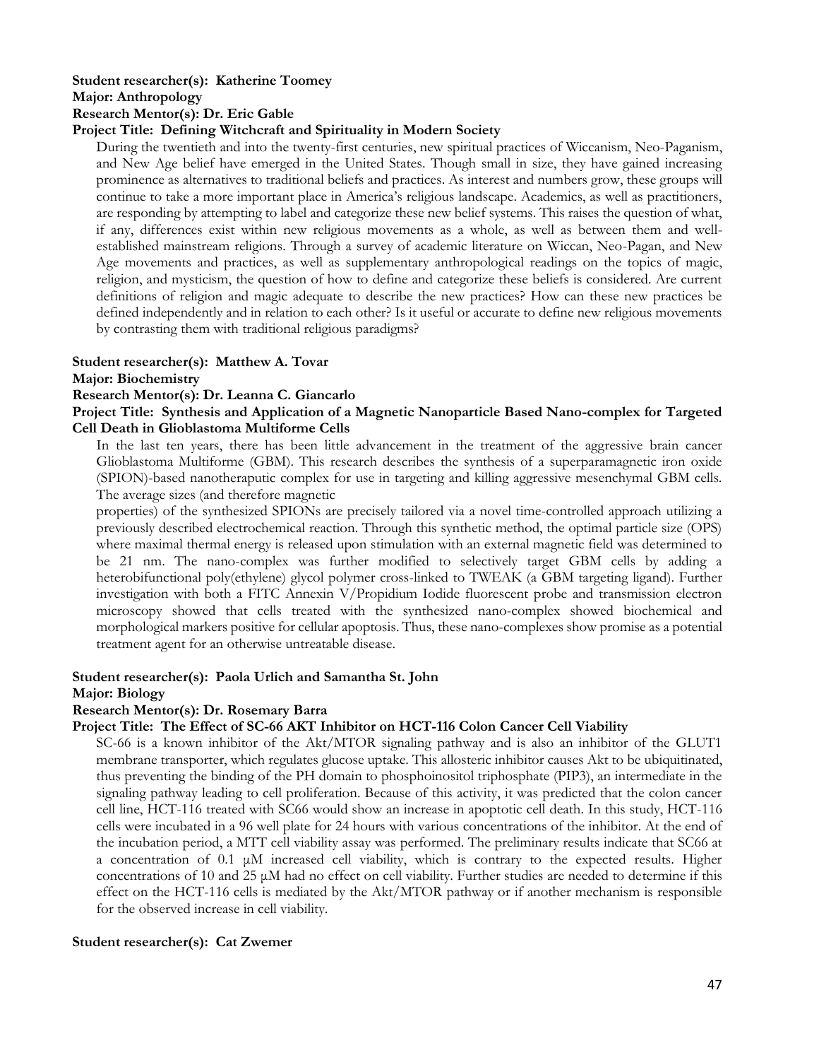**Student researcher(s): Katherine Toomey**
**Major: Anthropology**
**Research Mentor(s): Dr. Eric Gable**
**Project Title: Defining Witchcraft and Spirituality in Modern Society**

During the twentieth and into the twenty-first centuries, new spiritual practices of Wiccanism, Neo-Paganism, and New Age belief have emerged in the United States. Though small in size, they have gained increasing prominence as alternatives to traditional beliefs and practices. As interest and numbers grow, these groups will continue to take a more important place in America's religious landscape. Academics, as well as practitioners, are responding by attempting to label and categorize these new belief systems. This raises the question of what, if any, differences exist within new religious movements as a whole, as well as between them and well-established mainstream religions. Through a survey of academic literature on Wiccan, Neo-Pagan, and New Age movements and practices, as well as supplementary anthropological readings on the topics of magic, religion, and mysticism, the question of how to define and categorize these beliefs is considered. Are current definitions of religion and magic adequate to describe the new practices? How can these new practices be defined independently and in relation to each other? Is it useful or accurate to define new religious movements by contrasting them with traditional religious paradigms?

**Student researcher(s): Matthew A. Tovar**
**Major: Biochemistry**
**Research Mentor(s): Dr. Leanna C. Giancarlo**
**Project Title: Synthesis and Application of a Magnetic Nanoparticle Based Nano-complex for Targeted Cell Death in Glioblastoma Multiforme Cells**

In the last ten years, there has been little advancement in the treatment of the aggressive brain cancer Glioblastoma Multiforme (GBM). This research describes the synthesis of a superparamagnetic iron oxide (SPION)-based nanotheraputic complex for use in targeting and killing aggressive mesenchymal GBM cells. The average sizes (and therefore magnetic properties) of the synthesized SPIONs are precisely tailored via a novel time-controlled approach utilizing a previously described electrochemical reaction. Through this synthetic method, the optimal particle size (OPS) where maximal thermal energy is released upon stimulation with an external magnetic field was determined to be 21 nm. The nano-complex was further modified to selectively target GBM cells by adding a heterobifunctional poly(ethylene) glycol polymer cross-linked to TWEAK (a GBM targeting ligand). Further investigation with both a FITC Annexin V/Propidium Iodide fluorescent probe and transmission electron microscopy showed that cells treated with the synthesized nano-complex showed biochemical and morphological markers positive for cellular apoptosis. Thus, these nano-complexes show promise as a potential treatment agent for an otherwise untreatable disease.

**Student researcher(s): Paola Urlich and Samantha St. John**
**Major: Biology**
**Research Mentor(s): Dr. Rosemary Barra**
**Project Title: The Effect of SC-66 AKT Inhibitor on HCT-116 Colon Cancer Cell Viability**

SC-66 is a known inhibitor of the Akt/MTOR signaling pathway and is also an inhibitor of the GLUT1 membrane transporter, which regulates glucose uptake. This allosteric inhibitor causes Akt to be ubiquitinated, thus preventing the binding of the PH domain to phosphoinositol triphosphate (PIP3), an intermediate in the signaling pathway leading to cell proliferation. Because of this activity, it was predicted that the colon cancer cell line, HCT-116 treated with SC66 would show an increase in apoptotic cell death. In this study, HCT-116 cells were incubated in a 96 well plate for 24 hours with various concentrations of the inhibitor. At the end of the incubation period, a MTT cell viability assay was performed. The preliminary results indicate that SC66 at a concentration of 0.1 μM increased cell viability, which is contrary to the expected results. Higher concentrations of 10 and 25 μM had no effect on cell viability. Further studies are needed to determine if this effect on the HCT-116 cells is mediated by the Akt/MTOR pathway or if another mechanism is responsible for the observed increase in cell viability.

**Student researcher(s): Cat Zwemer**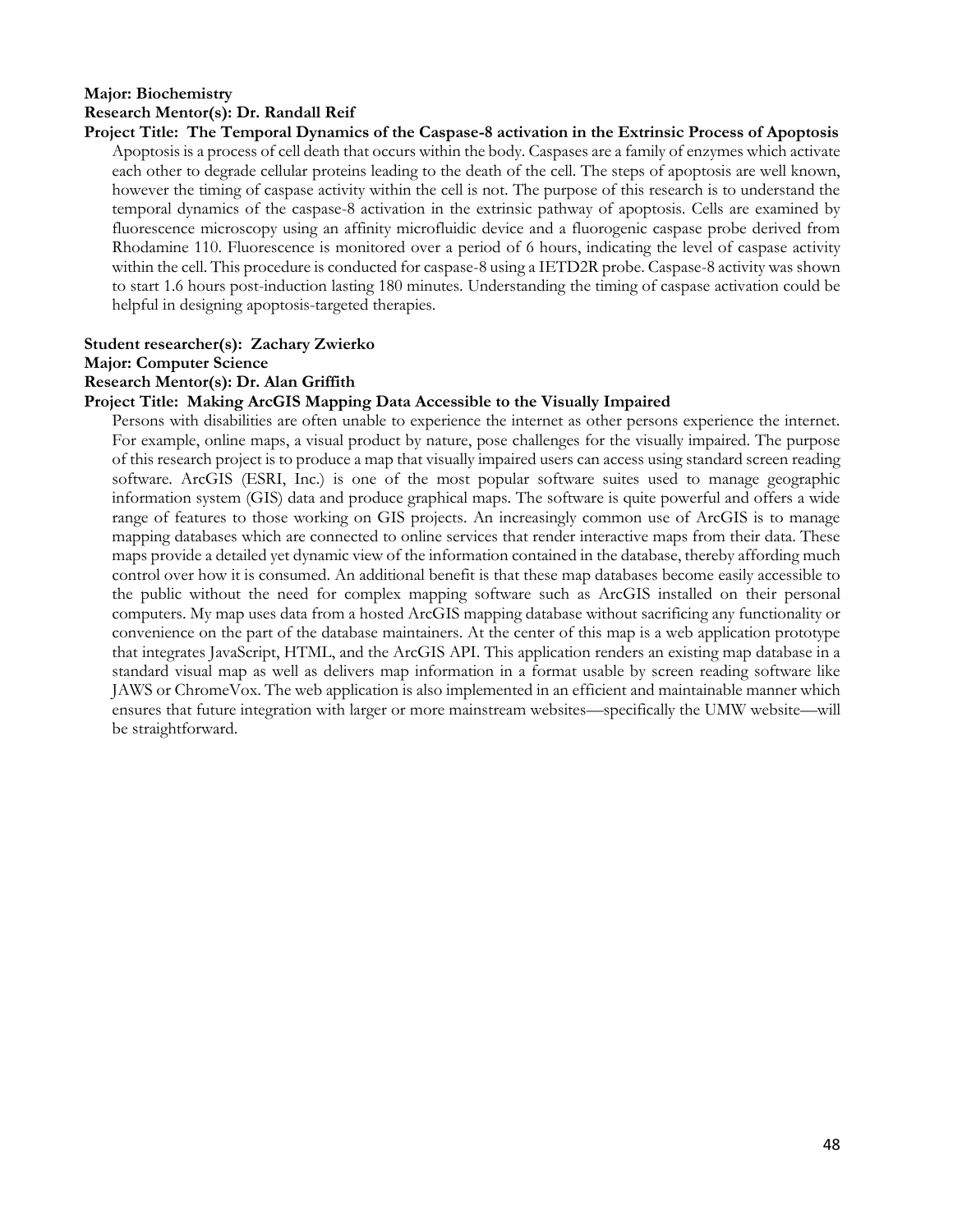**Major: Biochemistry**
**Research Mentor(s): Dr. Randall Reif**
**Project Title: The Temporal Dynamics of the Caspase-8 activation in the Extrinsic Process of Apoptosis**

Apoptosis is a process of cell death that occurs within the body. Caspases are a family of enzymes which activate each other to degrade cellular proteins leading to the death of the cell. The steps of apoptosis are well known, however the timing of caspase activity within the cell is not. The purpose of this research is to understand the temporal dynamics of the caspase-8 activation in the extrinsic pathway of apoptosis. Cells are examined by fluorescence microscopy using an affinity microfluidic device and a fluorogenic caspase probe derived from Rhodamine 110. Fluorescence is monitored over a period of 6 hours, indicating the level of caspase activity within the cell. This procedure is conducted for caspase-8 using a IETD2R probe. Caspase-8 activity was shown to start 1.6 hours post-induction lasting 180 minutes. Understanding the timing of caspase activation could be helpful in designing apoptosis-targeted therapies.

**Student researcher(s): Zachary Zwierko**
**Major: Computer Science**
**Research Mentor(s): Dr. Alan Griffith**
**Project Title: Making ArcGIS Mapping Data Accessible to the Visually Impaired**

Persons with disabilities are often unable to experience the internet as other persons experience the internet. For example, online maps, a visual product by nature, pose challenges for the visually impaired. The purpose of this research project is to produce a map that visually impaired users can access using standard screen reading software. ArcGIS (ESRI, Inc.) is one of the most popular software suites used to manage geographic information system (GIS) data and produce graphical maps. The software is quite powerful and offers a wide range of features to those working on GIS projects. An increasingly common use of ArcGIS is to manage mapping databases which are connected to online services that render interactive maps from their data. These maps provide a detailed yet dynamic view of the information contained in the database, thereby affording much control over how it is consumed. An additional benefit is that these map databases become easily accessible to the public without the need for complex mapping software such as ArcGIS installed on their personal computers. My map uses data from a hosted ArcGIS mapping database without sacrificing any functionality or convenience on the part of the database maintainers. At the center of this map is a web application prototype that integrates JavaScript, HTML, and the ArcGIS API. This application renders an existing map database in a standard visual map as well as delivers map information in a format usable by screen reading software like JAWS or ChromeVox. The web application is also implemented in an efficient and maintainable manner which ensures that future integration with larger or more mainstream websites—specifically the UMW website—will be straightforward.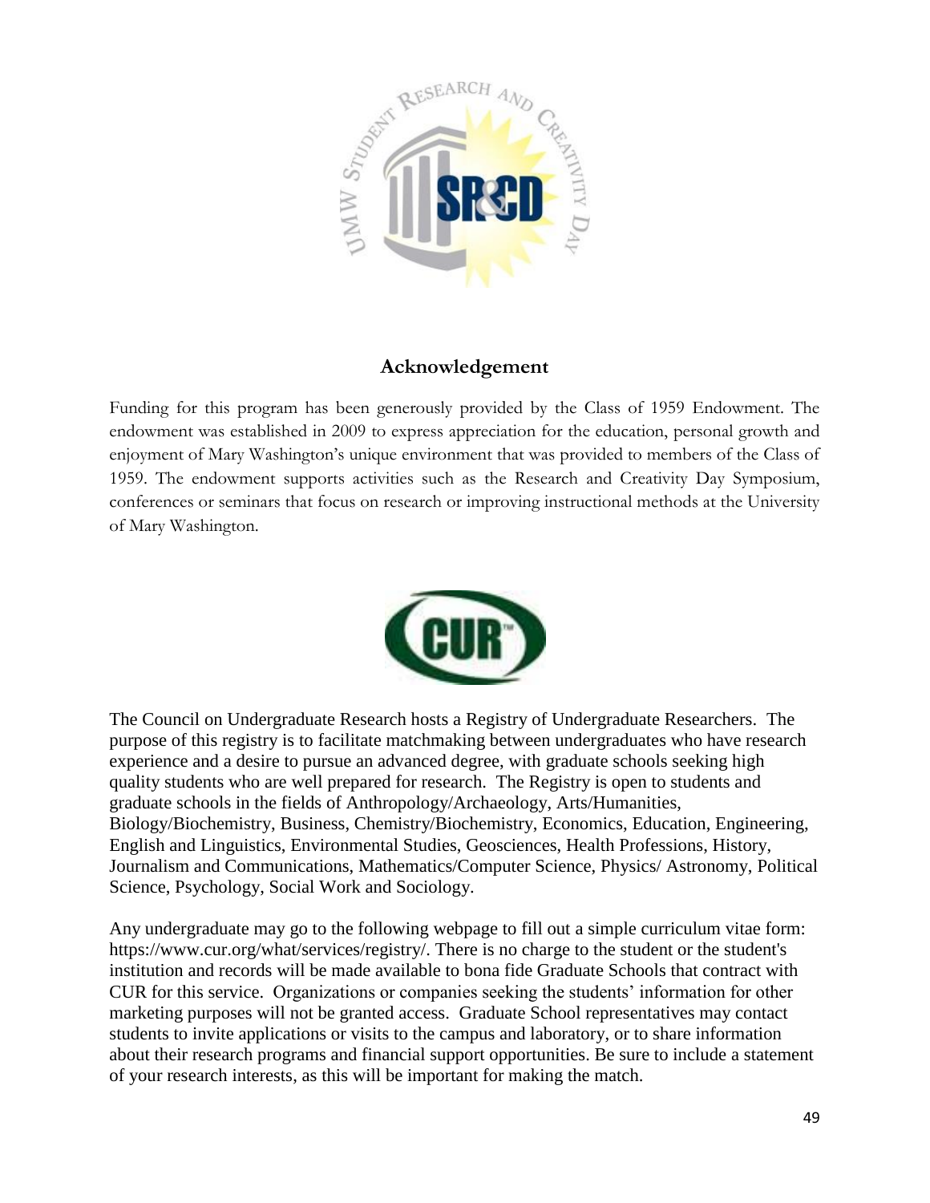## Acknowledgement

Funding for this program has been generously provided by the Class of 1959 Endowment. The endowment was established in 2009 to express appreciation for the education, personal growth and enjoyment of Mary Washington's unique environment that was provided to members of the Class of 1959. The endowment supports activities such as the Research and Creativity Day Symposium, conferences or seminars that focus on research or improving instructional methods at the University of Mary Washington.

The Council on Undergraduate Research hosts a Registry of Undergraduate Researchers. The purpose of this registry is to facilitate matchmaking between undergraduates who have research experience and a desire to pursue an advanced degree, with graduate schools seeking high quality students who are well prepared for research. The Registry is open to students and graduate schools in the fields of Anthropology/Archaeology, Arts/Humanities, Biology/Biochemistry, Business, Chemistry/Biochemistry, Economics, Education, Engineering, English and Linguistics, Environmental Studies, Geosciences, Health Professions, History, Journalism and Communications, Mathematics/Computer Science, Physics/ Astronomy, Political Science, Psychology, Social Work and Sociology.

Any undergraduate may go to the following webpage to fill out a simple curriculum vitae form: https://www.cur.org/what/services/registry/. There is no charge to the student or the student's institution and records will be made available to bona fide Graduate Schools that contract with CUR for this service. Organizations or companies seeking the students' information for other marketing purposes will not be granted access. Graduate School representatives may contact students to invite applications or visits to the campus and laboratory, or to share information about their research programs and financial support opportunities. Be sure to include a statement of your research interests, as this will be important for making the match.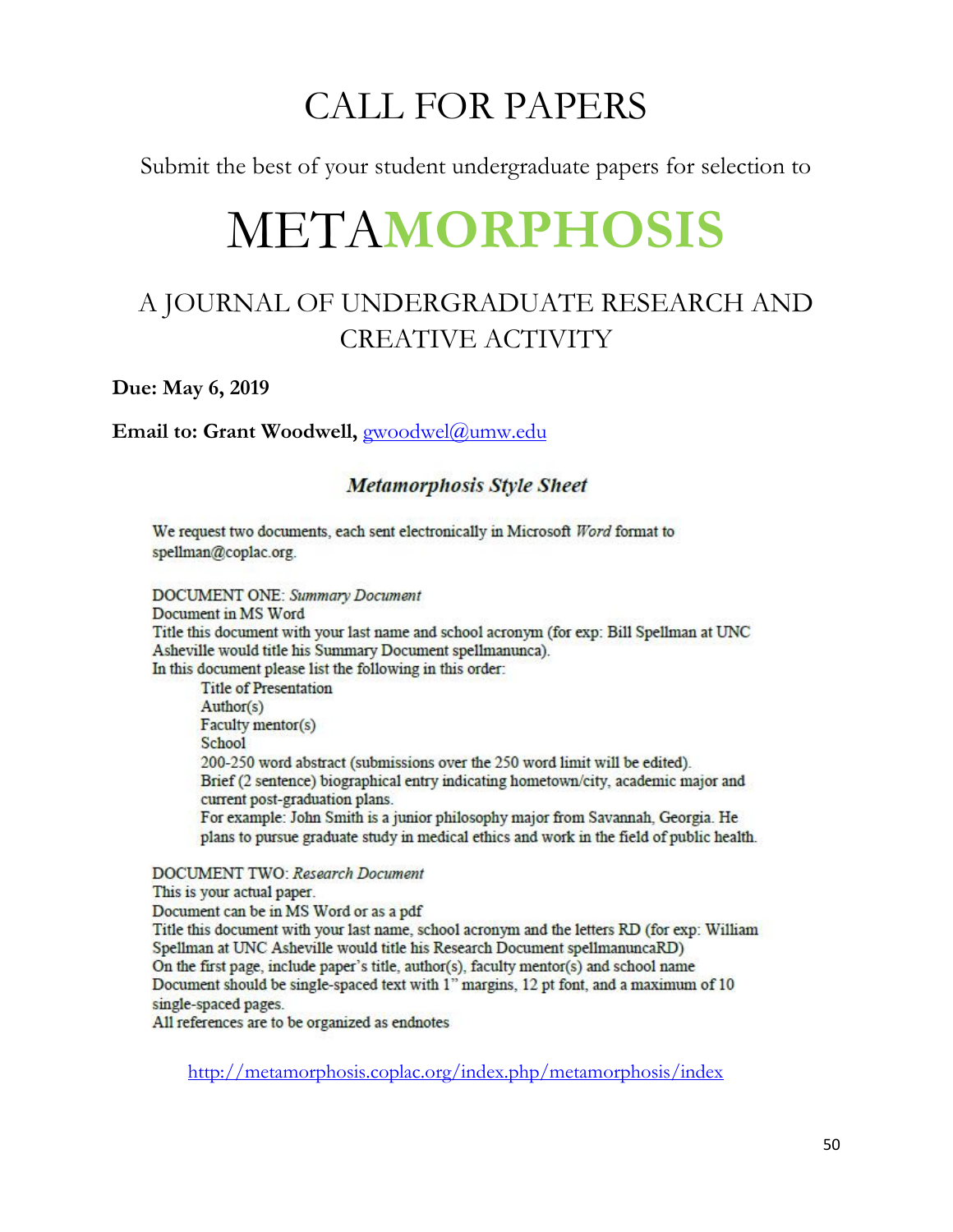# CALL FOR PAPERS

Submit the best of your student undergraduate papers for selection to

# METAMORPHOSIS

## A JOURNAL OF UNDERGRADUATE RESEARCH AND CREATIVE ACTIVITY

**Due: May 6, 2019**

**Email to: Grant Woodwell,** gwoodwel@umw.edu

### *Metamorphosis Style Sheet*

We request two documents, each sent electronically in Microsoft *Word* format to spellman@coplac.org.

DOCUMENT ONE: *Summary Document*
Document in MS Word
Title this document with your last name and school acronym (for exp: Bill Spellman at UNC Asheville would title his Summary Document spellmanunca).
In this document please list the following in this order:

- Title of Presentation
- Author(s)
- Faculty mentor(s)
- School
- 200-250 word abstract (submissions over the 250 word limit will be edited).
- Brief (2 sentence) biographical entry indicating hometown/city, academic major and current post-graduation plans.
- For example: John Smith is a junior philosophy major from Savannah, Georgia. He plans to pursue graduate study in medical ethics and work in the field of public health.

DOCUMENT TWO: *Research Document*
This is your actual paper.
Document can be in MS Word or as a pdf
Title this document with your last name, school acronym and the letters RD (for exp: William Spellman at UNC Asheville would title his Research Document spellmanuncaRD)
On the first page, include paper's title, author(s), faculty mentor(s) and school name
Document should be single-spaced text with 1" margins, 12 pt font, and a maximum of 10 single-spaced pages.
All references are to be organized as endnotes

http://metamorphosis.coplac.org/index.php/metamorphosis/index